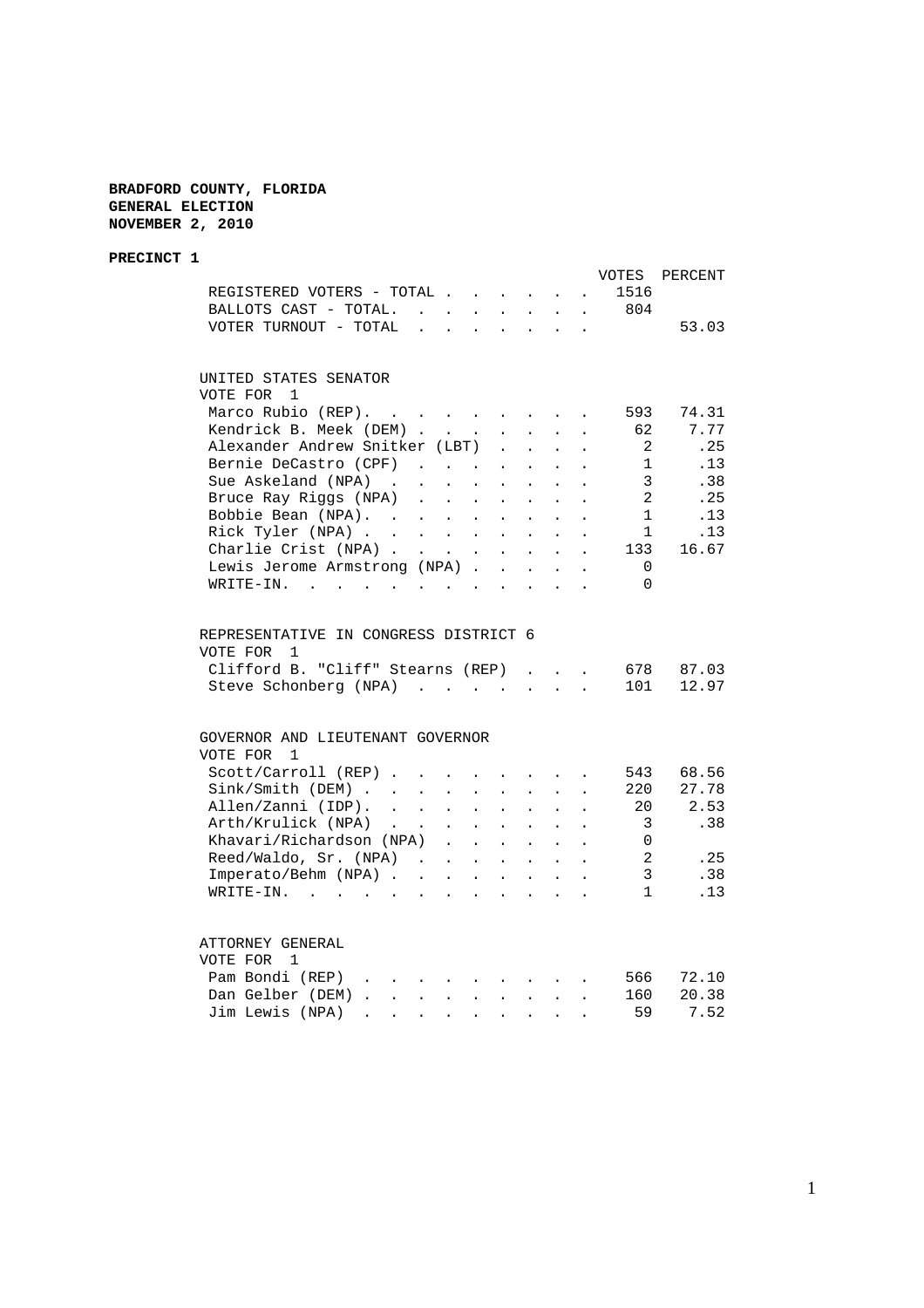**BRADFORD COUNTY, FLORIDA**
**GENERAL ELECTION**
**NOVEMBER 2, 2010**

**PRECINCT 1**

| | VOTES | PERCENT |
|---|---|---|
| REGISTERED VOTERS - TOTAL | 1516 | |
| BALLOTS CAST - TOTAL. | 804 | |
| VOTER TURNOUT - TOTAL | | 53.03 |

UNITED STATES SENATOR
VOTE FOR 1

| | VOTES | PERCENT |
|---|---|---|
| Marco Rubio (REP). | 593 | 74.31 |
| Kendrick B. Meek (DEM) | 62 | 7.77 |
| Alexander Andrew Snitker (LBT) | 2 | .25 |
| Bernie DeCastro (CPF) | 1 | .13 |
| Sue Askeland (NPA) | 3 | .38 |
| Bruce Ray Riggs (NPA) | 2 | .25 |
| Bobbie Bean (NPA). | 1 | .13 |
| Rick Tyler (NPA) | 1 | .13 |
| Charlie Crist (NPA) | 133 | 16.67 |
| Lewis Jerome Armstrong (NPA) | 0 | |
| WRITE-IN. | 0 | |

REPRESENTATIVE IN CONGRESS DISTRICT 6
VOTE FOR 1

| | VOTES | PERCENT |
|---|---|---|
| Clifford B. "Cliff" Stearns (REP) | 678 | 87.03 |
| Steve Schonberg (NPA) | 101 | 12.97 |

GOVERNOR AND LIEUTENANT GOVERNOR
VOTE FOR 1

| | VOTES | PERCENT |
|---|---|---|
| Scott/Carroll (REP) | 543 | 68.56 |
| Sink/Smith (DEM) | 220 | 27.78 |
| Allen/Zanni (IDP). | 20 | 2.53 |
| Arth/Krulick (NPA) | 3 | .38 |
| Khavari/Richardson (NPA) | 0 | |
| Reed/Waldo, Sr. (NPA) | 2 | .25 |
| Imperato/Behm (NPA) | 3 | .38 |
| WRITE-IN. | 1 | .13 |

ATTORNEY GENERAL
VOTE FOR 1

| | VOTES | PERCENT |
|---|---|---|
| Pam Bondi (REP) | 566 | 72.10 |
| Dan Gelber (DEM) | 160 | 20.38 |
| Jim Lewis (NPA) | 59 | 7.52 |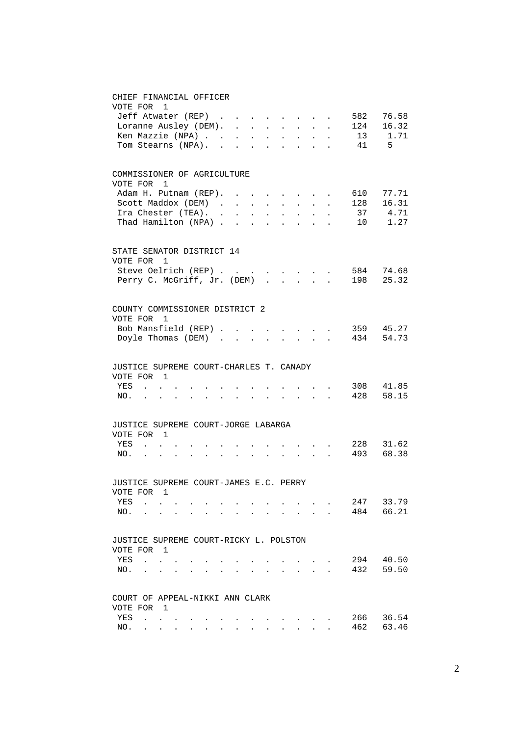## CHIEF FINANCIAL OFFICER

VOTE FOR 1

| Candidate | Votes | Percent |
|---|---|---|
| Jeff Atwater (REP) | 582 | 76.58 |
| Loranne Ausley (DEM) | 124 | 16.32 |
| Ken Mazzie (NPA) | 13 | 1.71 |
| Tom Stearns (NPA) | 41 | 5 |

## COMMISSIONER OF AGRICULTURE

VOTE FOR 1

| Candidate | Votes | Percent |
|---|---|---|
| Adam H. Putnam (REP) | 610 | 77.71 |
| Scott Maddox (DEM) | 128 | 16.31 |
| Ira Chester (TEA) | 37 | 4.71 |
| Thad Hamilton (NPA) | 10 | 1.27 |

## STATE SENATOR DISTRICT 14

VOTE FOR 1

| Candidate | Votes | Percent |
|---|---|---|
| Steve Oelrich (REP) | 584 | 74.68 |
| Perry C. McGriff, Jr. (DEM) | 198 | 25.32 |

## COUNTY COMMISSIONER DISTRICT 2

VOTE FOR 1

| Candidate | Votes | Percent |
|---|---|---|
| Bob Mansfield (REP) | 359 | 45.27 |
| Doyle Thomas (DEM) | 434 | 54.73 |

## JUSTICE SUPREME COURT-CHARLES T. CANADY

VOTE FOR 1

| Choice | Votes | Percent |
|---|---|---|
| YES | 308 | 41.85 |
| NO. | 428 | 58.15 |

## JUSTICE SUPREME COURT-JORGE LABARGA

VOTE FOR 1

| Choice | Votes | Percent |
|---|---|---|
| YES | 228 | 31.62 |
| NO. | 493 | 68.38 |

## JUSTICE SUPREME COURT-JAMES E.C. PERRY

VOTE FOR 1

| Choice | Votes | Percent |
|---|---|---|
| YES | 247 | 33.79 |
| NO. | 484 | 66.21 |

## JUSTICE SUPREME COURT-RICKY L. POLSTON

VOTE FOR 1

| Choice | Votes | Percent |
|---|---|---|
| YES | 294 | 40.50 |
| NO. | 432 | 59.50 |

## COURT OF APPEAL-NIKKI ANN CLARK

VOTE FOR 1

| Choice | Votes | Percent |
|---|---|---|
| YES | 266 | 36.54 |
| NO. | 462 | 63.46 |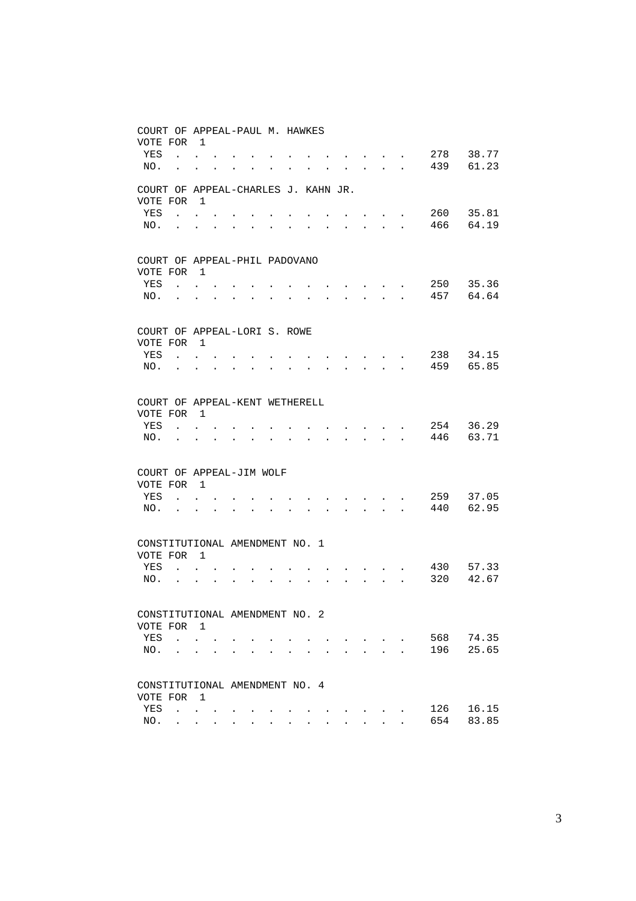COURT OF APPEAL-PAUL M. HAWKES
VOTE FOR 1

| | | |
|---|---|---|
| YES | 278 | 38.77 |
| NO. | 439 | 61.23 |

COURT OF APPEAL-CHARLES J. KAHN JR.
VOTE FOR 1

| | | |
|---|---|---|
| YES | 260 | 35.81 |
| NO. | 466 | 64.19 |

COURT OF APPEAL-PHIL PADOVANO
VOTE FOR 1

| | | |
|---|---|---|
| YES | 250 | 35.36 |
| NO. | 457 | 64.64 |

COURT OF APPEAL-LORI S. ROWE
VOTE FOR 1

| | | |
|---|---|---|
| YES | 238 | 34.15 |
| NO. | 459 | 65.85 |

COURT OF APPEAL-KENT WETHERELL
VOTE FOR 1

| | | |
|---|---|---|
| YES | 254 | 36.29 |
| NO. | 446 | 63.71 |

COURT OF APPEAL-JIM WOLF
VOTE FOR 1

| | | |
|---|---|---|
| YES | 259 | 37.05 |
| NO. | 440 | 62.95 |

CONSTITUTIONAL AMENDMENT NO. 1
VOTE FOR 1

| | | |
|---|---|---|
| YES | 430 | 57.33 |
| NO. | 320 | 42.67 |

CONSTITUTIONAL AMENDMENT NO. 2
VOTE FOR 1

| | | |
|---|---|---|
| YES | 568 | 74.35 |
| NO. | 196 | 25.65 |

CONSTITUTIONAL AMENDMENT NO. 4
VOTE FOR 1

| | | |
|---|---|---|
| YES | 126 | 16.15 |
| NO. | 654 | 83.85 |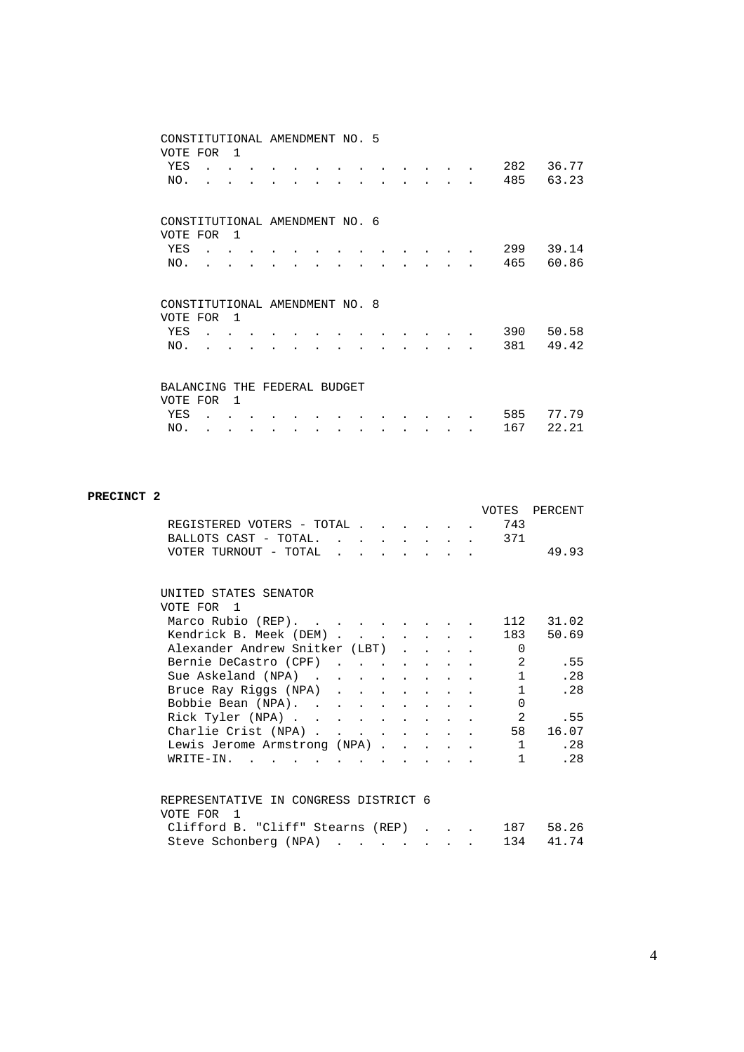CONSTITUTIONAL AMENDMENT NO. 5
VOTE FOR 1

| | | |
|---|---|---|
| YES | 282 | 36.77 |
| NO. | 485 | 63.23 |

CONSTITUTIONAL AMENDMENT NO. 6
VOTE FOR 1

| | | |
|---|---|---|
| YES | 299 | 39.14 |
| NO. | 465 | 60.86 |

CONSTITUTIONAL AMENDMENT NO. 8
VOTE FOR 1

| | | |
|---|---|---|
| YES | 390 | 50.58 |
| NO. | 381 | 49.42 |

BALANCING THE FEDERAL BUDGET
VOTE FOR 1

| | | |
|---|---|---|
| YES | 585 | 77.79 |
| NO. | 167 | 22.21 |

**PRECINCT 2**

| | VOTES | PERCENT |
|---|---|---|
| REGISTERED VOTERS - TOTAL | 743 | |
| BALLOTS CAST - TOTAL. | 371 | |
| VOTER TURNOUT - TOTAL | | 49.93 |

UNITED STATES SENATOR
VOTE FOR 1

| | | |
|---|---|---|
| Marco Rubio (REP). | 112 | 31.02 |
| Kendrick B. Meek (DEM) | 183 | 50.69 |
| Alexander Andrew Snitker (LBT) | 0 | |
| Bernie DeCastro (CPF) | 2 | .55 |
| Sue Askeland (NPA) | 1 | .28 |
| Bruce Ray Riggs (NPA) | 1 | .28 |
| Bobbie Bean (NPA). | 0 | |
| Rick Tyler (NPA) | 2 | .55 |
| Charlie Crist (NPA) | 58 | 16.07 |
| Lewis Jerome Armstrong (NPA) | 1 | .28 |
| WRITE-IN. | 1 | .28 |

REPRESENTATIVE IN CONGRESS DISTRICT 6
VOTE FOR 1

| | | |
|---|---|---|
| Clifford B. "Cliff" Stearns (REP) | 187 | 58.26 |
| Steve Schonberg (NPA) | 134 | 41.74 |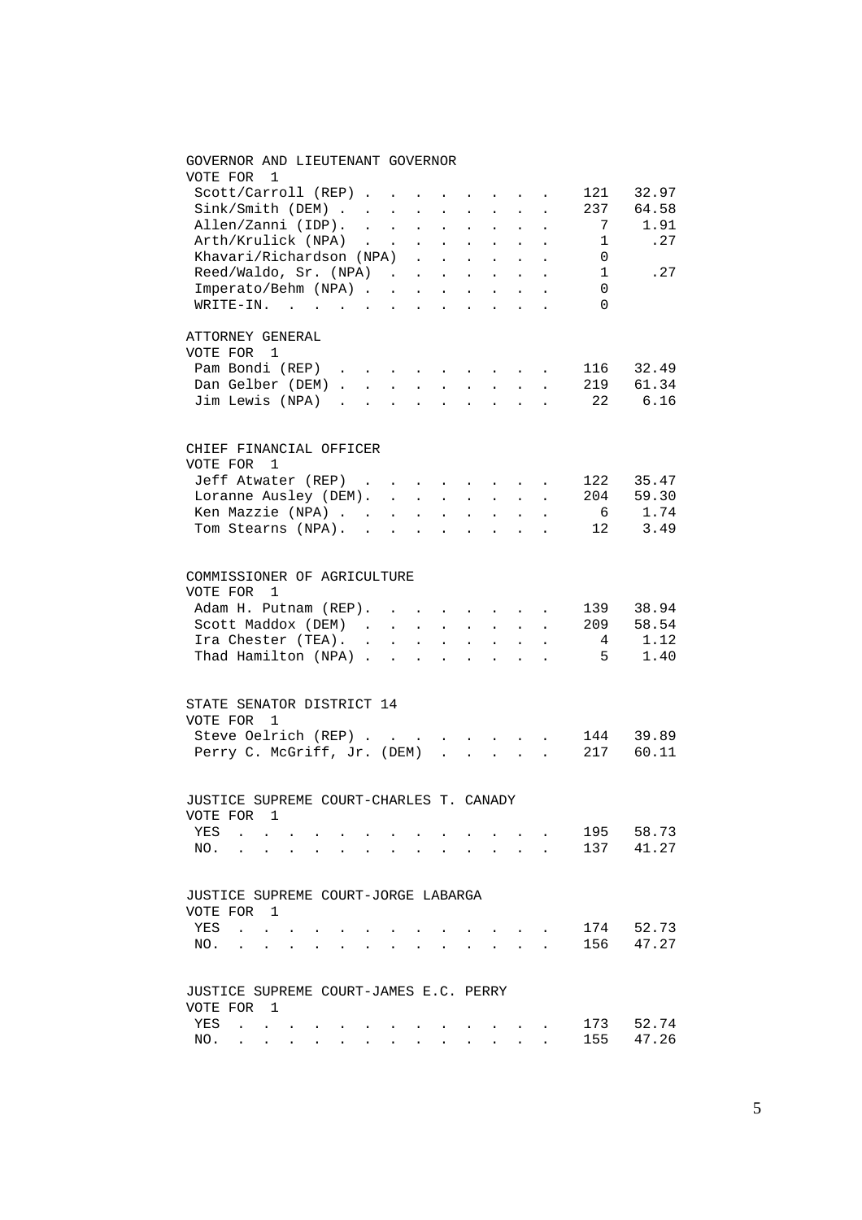## GOVERNOR AND LIEUTENANT GOVERNOR

VOTE FOR 1

| Candidate | Votes | Percent |
|---|---|---|
| Scott/Carroll (REP) | 121 | 32.97 |
| Sink/Smith (DEM) | 237 | 64.58 |
| Allen/Zanni (IDP) | 7 | 1.91 |
| Arth/Krulick (NPA) | 1 | .27 |
| Khavari/Richardson (NPA) | 0 | |
| Reed/Waldo, Sr. (NPA) | 1 | .27 |
| Imperato/Behm (NPA) | 0 | |
| WRITE-IN. | 0 | |

## ATTORNEY GENERAL

VOTE FOR 1

| Candidate | Votes | Percent |
|---|---|---|
| Pam Bondi (REP) | 116 | 32.49 |
| Dan Gelber (DEM) | 219 | 61.34 |
| Jim Lewis (NPA) | 22 | 6.16 |

## CHIEF FINANCIAL OFFICER

VOTE FOR 1

| Candidate | Votes | Percent |
|---|---|---|
| Jeff Atwater (REP) | 122 | 35.47 |
| Loranne Ausley (DEM) | 204 | 59.30 |
| Ken Mazzie (NPA) | 6 | 1.74 |
| Tom Stearns (NPA) | 12 | 3.49 |

## COMMISSIONER OF AGRICULTURE

VOTE FOR 1

| Candidate | Votes | Percent |
|---|---|---|
| Adam H. Putnam (REP) | 139 | 38.94 |
| Scott Maddox (DEM) | 209 | 58.54 |
| Ira Chester (TEA) | 4 | 1.12 |
| Thad Hamilton (NPA) | 5 | 1.40 |

## STATE SENATOR DISTRICT 14

VOTE FOR 1

| Candidate | Votes | Percent |
|---|---|---|
| Steve Oelrich (REP) | 144 | 39.89 |
| Perry C. McGriff, Jr. (DEM) | 217 | 60.11 |

## JUSTICE SUPREME COURT-CHARLES T. CANADY

VOTE FOR 1

| Choice | Votes | Percent |
|---|---|---|
| YES | 195 | 58.73 |
| NO. | 137 | 41.27 |

## JUSTICE SUPREME COURT-JORGE LABARGA

VOTE FOR 1

| Choice | Votes | Percent |
|---|---|---|
| YES | 174 | 52.73 |
| NO. | 156 | 47.27 |

## JUSTICE SUPREME COURT-JAMES E.C. PERRY

VOTE FOR 1

| Choice | Votes | Percent |
|---|---|---|
| YES | 173 | 52.74 |
| NO. | 155 | 47.26 |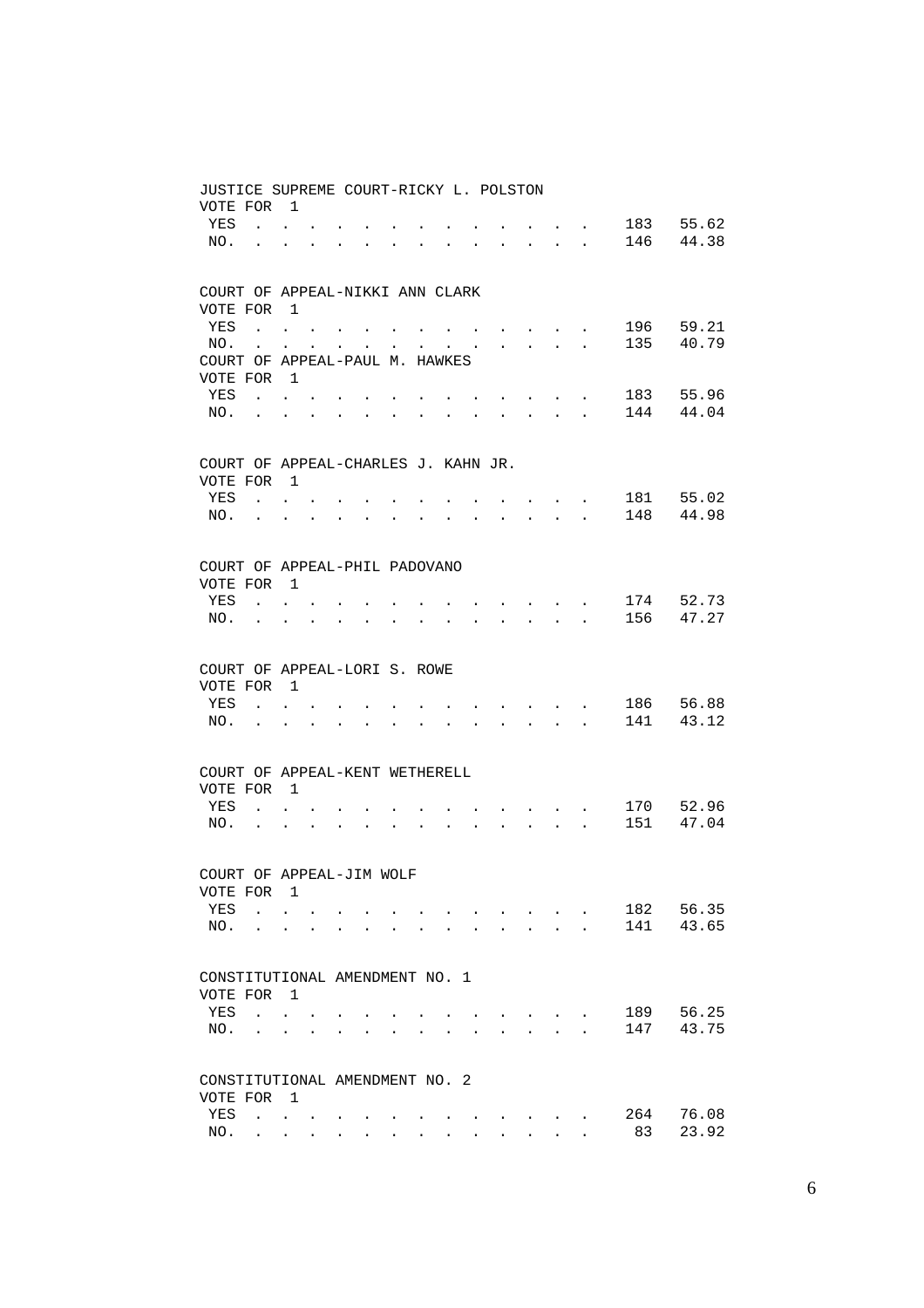JUSTICE SUPREME COURT-RICKY L. POLSTON
VOTE FOR 1

| | | |
|---|---|---|
| YES | 183 | 55.62 |
| NO. | 146 | 44.38 |

COURT OF APPEAL-NIKKI ANN CLARK
VOTE FOR 1

| | | |
|---|---|---|
| YES | 196 | 59.21 |
| NO. | 135 | 40.79 |

COURT OF APPEAL-PAUL M. HAWKES
VOTE FOR 1

| | | |
|---|---|---|
| YES | 183 | 55.96 |
| NO. | 144 | 44.04 |

COURT OF APPEAL-CHARLES J. KAHN JR.
VOTE FOR 1

| | | |
|---|---|---|
| YES | 181 | 55.02 |
| NO. | 148 | 44.98 |

COURT OF APPEAL-PHIL PADOVANO
VOTE FOR 1

| | | |
|---|---|---|
| YES | 174 | 52.73 |
| NO. | 156 | 47.27 |

COURT OF APPEAL-LORI S. ROWE
VOTE FOR 1

| | | |
|---|---|---|
| YES | 186 | 56.88 |
| NO. | 141 | 43.12 |

COURT OF APPEAL-KENT WETHERELL
VOTE FOR 1

| | | |
|---|---|---|
| YES | 170 | 52.96 |
| NO. | 151 | 47.04 |

COURT OF APPEAL-JIM WOLF
VOTE FOR 1

| | | |
|---|---|---|
| YES | 182 | 56.35 |
| NO. | 141 | 43.65 |

CONSTITUTIONAL AMENDMENT NO. 1
VOTE FOR 1

| | | |
|---|---|---|
| YES | 189 | 56.25 |
| NO. | 147 | 43.75 |

CONSTITUTIONAL AMENDMENT NO. 2
VOTE FOR 1

| | | |
|---|---|---|
| YES | 264 | 76.08 |
| NO. | 83 | 23.92 |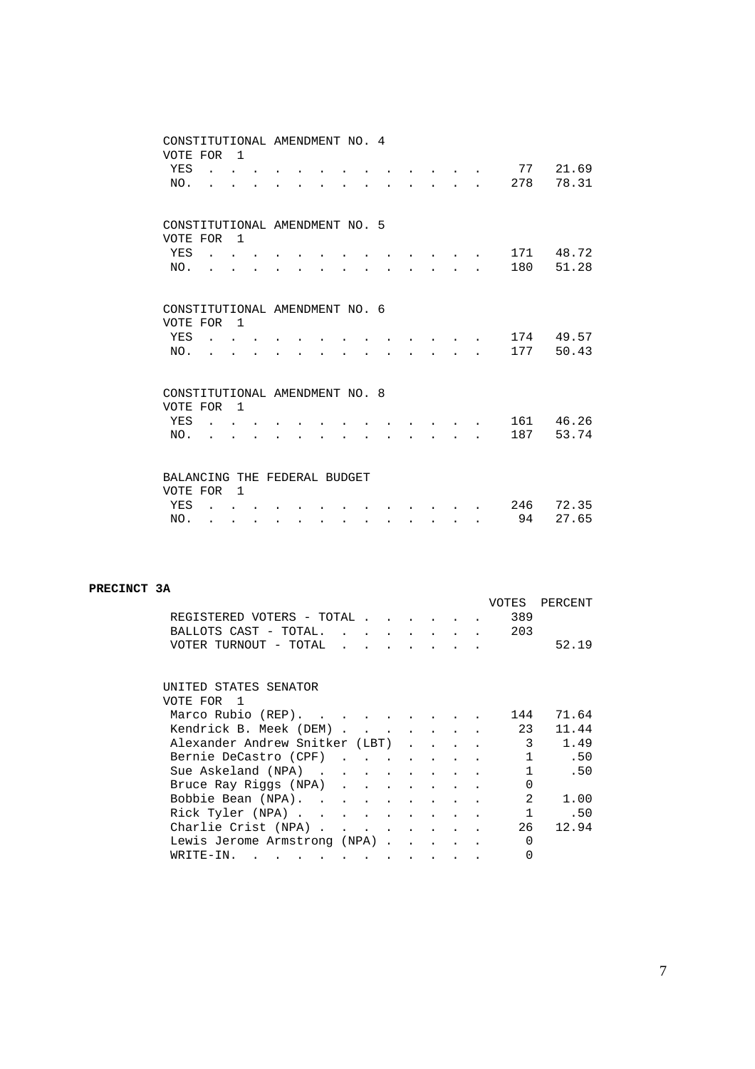CONSTITUTIONAL AMENDMENT NO. 4
VOTE FOR 1

| | VOTES | PERCENT |
|---|---|---|
| YES | 77 | 21.69 |
| NO. | 278 | 78.31 |

CONSTITUTIONAL AMENDMENT NO. 5
VOTE FOR 1

| | VOTES | PERCENT |
|---|---|---|
| YES | 171 | 48.72 |
| NO. | 180 | 51.28 |

CONSTITUTIONAL AMENDMENT NO. 6
VOTE FOR 1

| | VOTES | PERCENT |
|---|---|---|
| YES | 174 | 49.57 |
| NO. | 177 | 50.43 |

CONSTITUTIONAL AMENDMENT NO. 8
VOTE FOR 1

| | VOTES | PERCENT |
|---|---|---|
| YES | 161 | 46.26 |
| NO. | 187 | 53.74 |

BALANCING THE FEDERAL BUDGET
VOTE FOR 1

| | VOTES | PERCENT |
|---|---|---|
| YES | 246 | 72.35 |
| NO. | 94 | 27.65 |

**PRECINCT 3A**

| | VOTES | PERCENT |
|---|---|---|
| REGISTERED VOTERS - TOTAL | 389 | |
| BALLOTS CAST - TOTAL. | 203 | |
| VOTER TURNOUT - TOTAL | | 52.19 |

UNITED STATES SENATOR
VOTE FOR 1

| | VOTES | PERCENT |
|---|---|---|
| Marco Rubio (REP). | 144 | 71.64 |
| Kendrick B. Meek (DEM) | 23 | 11.44 |
| Alexander Andrew Snitker (LBT) | 3 | 1.49 |
| Bernie DeCastro (CPF) | 1 | .50 |
| Sue Askeland (NPA) | 1 | .50 |
| Bruce Ray Riggs (NPA) | 0 | |
| Bobbie Bean (NPA). | 2 | 1.00 |
| Rick Tyler (NPA) | 1 | .50 |
| Charlie Crist (NPA) | 26 | 12.94 |
| Lewis Jerome Armstrong (NPA) | 0 | |
| WRITE-IN. | 0 | |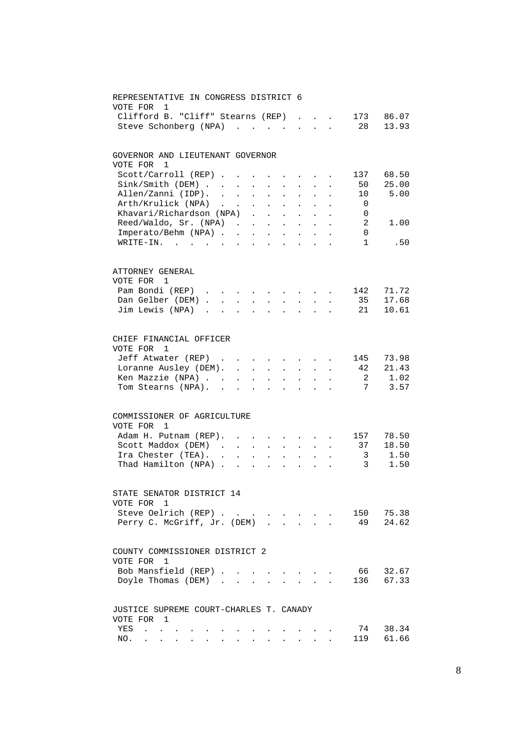## REPRESENTATIVE IN CONGRESS DISTRICT 6

VOTE FOR 1

| Candidate | Votes | Percent |
|---|---|---|
| Clifford B. "Cliff" Stearns (REP) | 173 | 86.07 |
| Steve Schonberg (NPA) | 28 | 13.93 |

## GOVERNOR AND LIEUTENANT GOVERNOR

VOTE FOR 1

| Candidate | Votes | Percent |
|---|---|---|
| Scott/Carroll (REP) | 137 | 68.50 |
| Sink/Smith (DEM) | 50 | 25.00 |
| Allen/Zanni (IDP) | 10 | 5.00 |
| Arth/Krulick (NPA) | 0 | |
| Khavari/Richardson (NPA) | 0 | |
| Reed/Waldo, Sr. (NPA) | 2 | 1.00 |
| Imperato/Behm (NPA) | 0 | |
| WRITE-IN | 1 | .50 |

## ATTORNEY GENERAL

VOTE FOR 1

| Candidate | Votes | Percent |
|---|---|---|
| Pam Bondi (REP) | 142 | 71.72 |
| Dan Gelber (DEM) | 35 | 17.68 |
| Jim Lewis (NPA) | 21 | 10.61 |

## CHIEF FINANCIAL OFFICER

VOTE FOR 1

| Candidate | Votes | Percent |
|---|---|---|
| Jeff Atwater (REP) | 145 | 73.98 |
| Loranne Ausley (DEM) | 42 | 21.43 |
| Ken Mazzie (NPA) | 2 | 1.02 |
| Tom Stearns (NPA) | 7 | 3.57 |

## COMMISSIONER OF AGRICULTURE

VOTE FOR 1

| Candidate | Votes | Percent |
|---|---|---|
| Adam H. Putnam (REP) | 157 | 78.50 |
| Scott Maddox (DEM) | 37 | 18.50 |
| Ira Chester (TEA) | 3 | 1.50 |
| Thad Hamilton (NPA) | 3 | 1.50 |

## STATE SENATOR DISTRICT 14

VOTE FOR 1

| Candidate | Votes | Percent |
|---|---|---|
| Steve Oelrich (REP) | 150 | 75.38 |
| Perry C. McGriff, Jr. (DEM) | 49 | 24.62 |

## COUNTY COMMISSIONER DISTRICT 2

VOTE FOR 1

| Candidate | Votes | Percent |
|---|---|---|
| Bob Mansfield (REP) | 66 | 32.67 |
| Doyle Thomas (DEM) | 136 | 67.33 |

## JUSTICE SUPREME COURT-CHARLES T. CANADY

VOTE FOR 1

| Choice | Votes | Percent |
|---|---|---|
| YES | 74 | 38.34 |
| NO | 119 | 61.66 |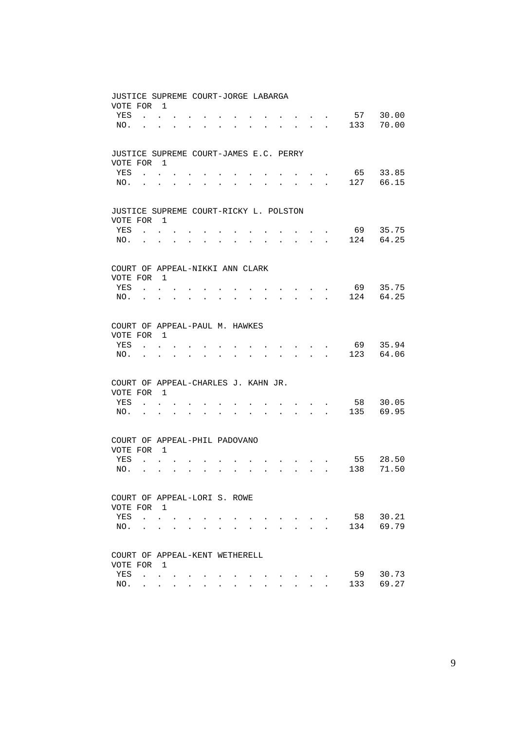JUSTICE SUPREME COURT-JORGE LABARGA
VOTE FOR 1

| | | |
|---|---|---|
| YES | 57 | 30.00 |
| NO. | 133 | 70.00 |

JUSTICE SUPREME COURT-JAMES E.C. PERRY
VOTE FOR 1

| | | |
|---|---|---|
| YES | 65 | 33.85 |
| NO. | 127 | 66.15 |

JUSTICE SUPREME COURT-RICKY L. POLSTON
VOTE FOR 1

| | | |
|---|---|---|
| YES | 69 | 35.75 |
| NO. | 124 | 64.25 |

COURT OF APPEAL-NIKKI ANN CLARK
VOTE FOR 1

| | | |
|---|---|---|
| YES | 69 | 35.75 |
| NO. | 124 | 64.25 |

COURT OF APPEAL-PAUL M. HAWKES
VOTE FOR 1

| | | |
|---|---|---|
| YES | 69 | 35.94 |
| NO. | 123 | 64.06 |

COURT OF APPEAL-CHARLES J. KAHN JR.
VOTE FOR 1

| | | |
|---|---|---|
| YES | 58 | 30.05 |
| NO. | 135 | 69.95 |

COURT OF APPEAL-PHIL PADOVANO
VOTE FOR 1

| | | |
|---|---|---|
| YES | 55 | 28.50 |
| NO. | 138 | 71.50 |

COURT OF APPEAL-LORI S. ROWE
VOTE FOR 1

| | | |
|---|---|---|
| YES | 58 | 30.21 |
| NO. | 134 | 69.79 |

COURT OF APPEAL-KENT WETHERELL
VOTE FOR 1

| | | |
|---|---|---|
| YES | 59 | 30.73 |
| NO. | 133 | 69.27 |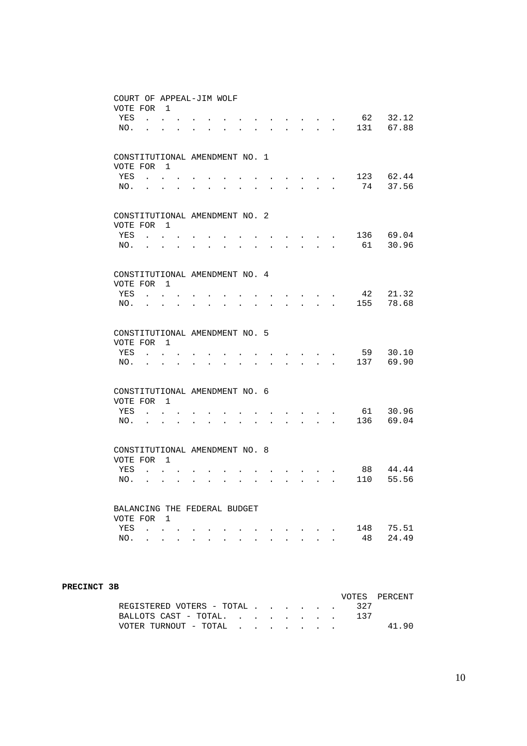COURT OF APPEAL-JIM WOLF
VOTE FOR 1

| | | |
|---|---|---|
| YES | 62 | 32.12 |
| NO. | 131 | 67.88 |

CONSTITUTIONAL AMENDMENT NO. 1
VOTE FOR 1

| | | |
|---|---|---|
| YES | 123 | 62.44 |
| NO. | 74 | 37.56 |

CONSTITUTIONAL AMENDMENT NO. 2
VOTE FOR 1

| | | |
|---|---|---|
| YES | 136 | 69.04 |
| NO. | 61 | 30.96 |

CONSTITUTIONAL AMENDMENT NO. 4
VOTE FOR 1

| | | |
|---|---|---|
| YES | 42 | 21.32 |
| NO. | 155 | 78.68 |

CONSTITUTIONAL AMENDMENT NO. 5
VOTE FOR 1

| | | |
|---|---|---|
| YES | 59 | 30.10 |
| NO. | 137 | 69.90 |

CONSTITUTIONAL AMENDMENT NO. 6
VOTE FOR 1

| | | |
|---|---|---|
| YES | 61 | 30.96 |
| NO. | 136 | 69.04 |

CONSTITUTIONAL AMENDMENT NO. 8
VOTE FOR 1

| | | |
|---|---|---|
| YES | 88 | 44.44 |
| NO. | 110 | 55.56 |

BALANCING THE FEDERAL BUDGET
VOTE FOR 1

| | | |
|---|---|---|
| YES | 148 | 75.51 |
| NO. | 48 | 24.49 |

**PRECINCT 3B**

| | VOTES | PERCENT |
|---|---|---|
| REGISTERED VOTERS - TOTAL | 327 | |
| BALLOTS CAST - TOTAL. | 137 | |
| VOTER TURNOUT - TOTAL | | 41.90 |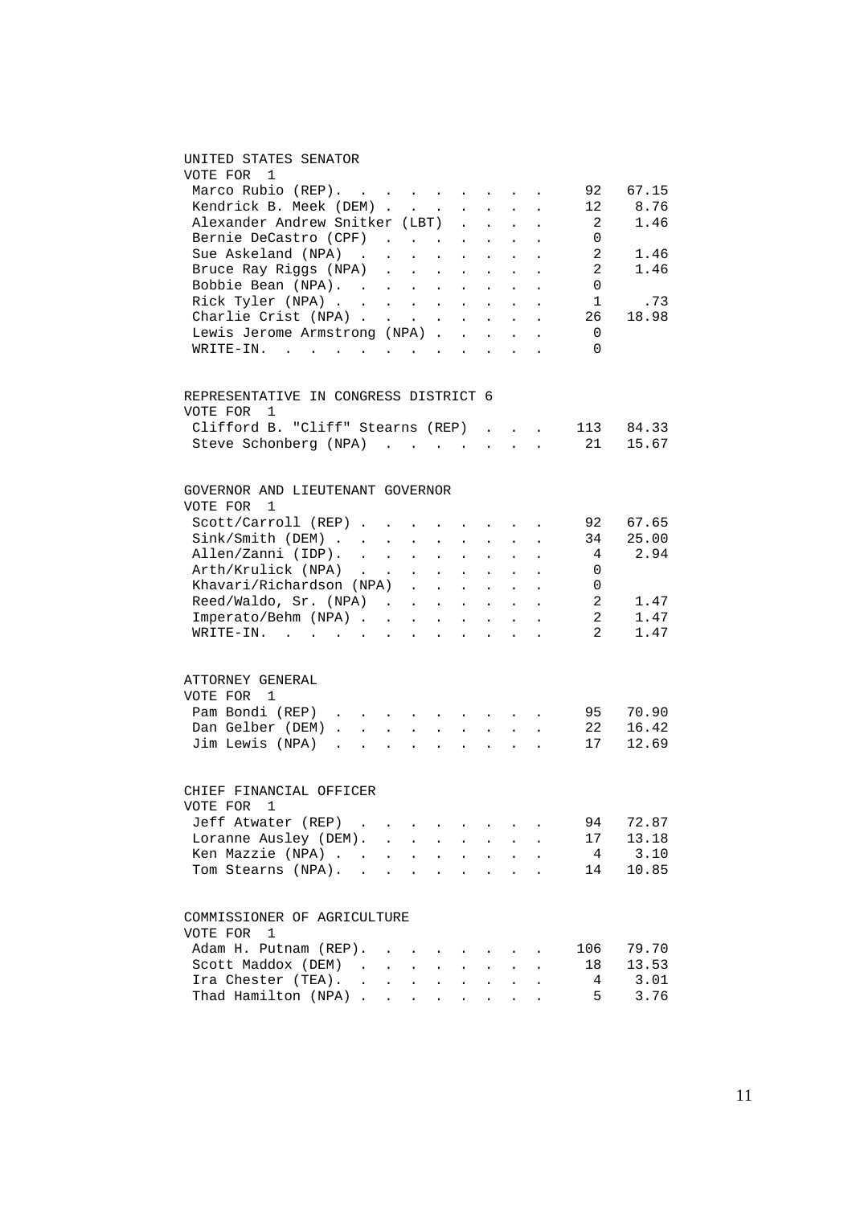## UNITED STATES SENATOR

VOTE FOR 1

| Candidate | Votes | Percent |
|---|---|---|
| Marco Rubio (REP) | 92 | 67.15 |
| Kendrick B. Meek (DEM) | 12 | 8.76 |
| Alexander Andrew Snitker (LBT) | 2 | 1.46 |
| Bernie DeCastro (CPF) | 0 | |
| Sue Askeland (NPA) | 2 | 1.46 |
| Bruce Ray Riggs (NPA) | 2 | 1.46 |
| Bobbie Bean (NPA) | 0 | |
| Rick Tyler (NPA) | 1 | .73 |
| Charlie Crist (NPA) | 26 | 18.98 |
| Lewis Jerome Armstrong (NPA) | 0 | |
| WRITE-IN. | 0 | |

## REPRESENTATIVE IN CONGRESS DISTRICT 6

VOTE FOR 1

| Candidate | Votes | Percent |
|---|---|---|
| Clifford B. "Cliff" Stearns (REP) | 113 | 84.33 |
| Steve Schonberg (NPA) | 21 | 15.67 |

## GOVERNOR AND LIEUTENANT GOVERNOR

VOTE FOR 1

| Candidate | Votes | Percent |
|---|---|---|
| Scott/Carroll (REP) | 92 | 67.65 |
| Sink/Smith (DEM) | 34 | 25.00 |
| Allen/Zanni (IDP) | 4 | 2.94 |
| Arth/Krulick (NPA) | 0 | |
| Khavari/Richardson (NPA) | 0 | |
| Reed/Waldo, Sr. (NPA) | 2 | 1.47 |
| Imperato/Behm (NPA) | 2 | 1.47 |
| WRITE-IN. | 2 | 1.47 |

## ATTORNEY GENERAL

VOTE FOR 1

| Candidate | Votes | Percent |
|---|---|---|
| Pam Bondi (REP) | 95 | 70.90 |
| Dan Gelber (DEM) | 22 | 16.42 |
| Jim Lewis (NPA) | 17 | 12.69 |

## CHIEF FINANCIAL OFFICER

VOTE FOR 1

| Candidate | Votes | Percent |
|---|---|---|
| Jeff Atwater (REP) | 94 | 72.87 |
| Loranne Ausley (DEM) | 17 | 13.18 |
| Ken Mazzie (NPA) | 4 | 3.10 |
| Tom Stearns (NPA) | 14 | 10.85 |

## COMMISSIONER OF AGRICULTURE

VOTE FOR 1

| Candidate | Votes | Percent |
|---|---|---|
| Adam H. Putnam (REP) | 106 | 79.70 |
| Scott Maddox (DEM) | 18 | 13.53 |
| Ira Chester (TEA) | 4 | 3.01 |
| Thad Hamilton (NPA) | 5 | 3.76 |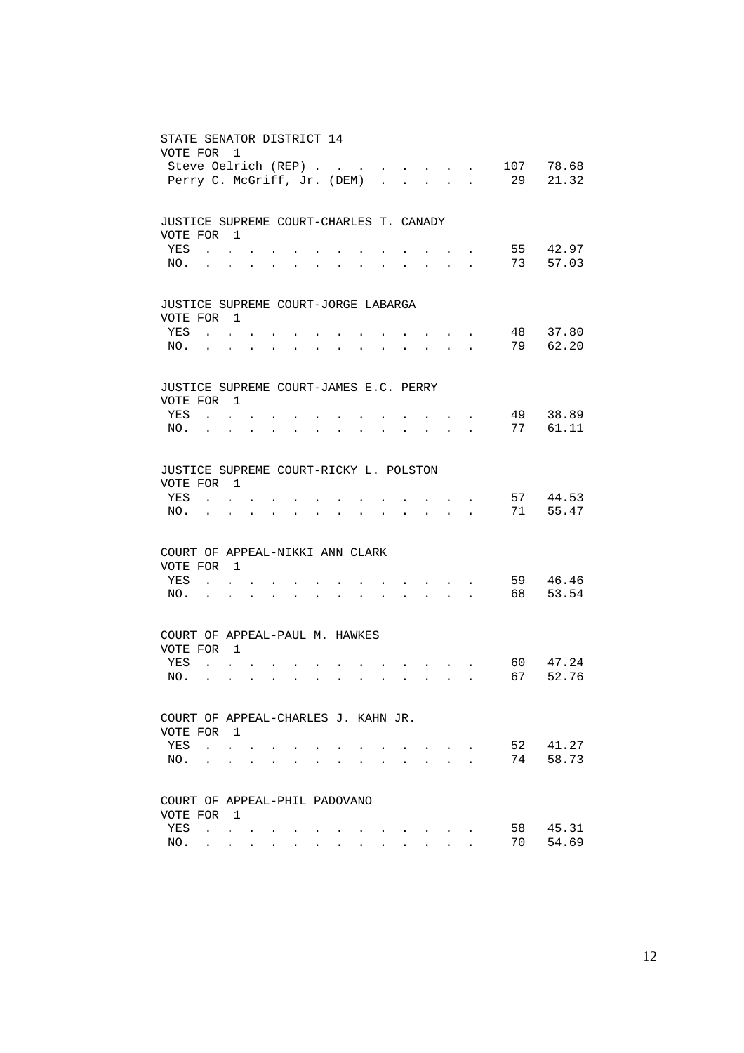STATE SENATOR DISTRICT 14
VOTE FOR 1

| Candidate | Votes | Percent |
|---|---|---|
| Steve Oelrich (REP) | 107 | 78.68 |
| Perry C. McGriff, Jr. (DEM) | 29 | 21.32 |

JUSTICE SUPREME COURT-CHARLES T. CANADY
VOTE FOR 1

| Choice | Votes | Percent |
|---|---|---|
| YES | 55 | 42.97 |
| NO. | 73 | 57.03 |

JUSTICE SUPREME COURT-JORGE LABARGA
VOTE FOR 1

| Choice | Votes | Percent |
|---|---|---|
| YES | 48 | 37.80 |
| NO. | 79 | 62.20 |

JUSTICE SUPREME COURT-JAMES E.C. PERRY
VOTE FOR 1

| Choice | Votes | Percent |
|---|---|---|
| YES | 49 | 38.89 |
| NO. | 77 | 61.11 |

JUSTICE SUPREME COURT-RICKY L. POLSTON
VOTE FOR 1

| Choice | Votes | Percent |
|---|---|---|
| YES | 57 | 44.53 |
| NO. | 71 | 55.47 |

COURT OF APPEAL-NIKKI ANN CLARK
VOTE FOR 1

| Choice | Votes | Percent |
|---|---|---|
| YES | 59 | 46.46 |
| NO. | 68 | 53.54 |

COURT OF APPEAL-PAUL M. HAWKES
VOTE FOR 1

| Choice | Votes | Percent |
|---|---|---|
| YES | 60 | 47.24 |
| NO. | 67 | 52.76 |

COURT OF APPEAL-CHARLES J. KAHN JR.
VOTE FOR 1

| Choice | Votes | Percent |
|---|---|---|
| YES | 52 | 41.27 |
| NO. | 74 | 58.73 |

COURT OF APPEAL-PHIL PADOVANO
VOTE FOR 1

| Choice | Votes | Percent |
|---|---|---|
| YES | 58 | 45.31 |
| NO. | 70 | 54.69 |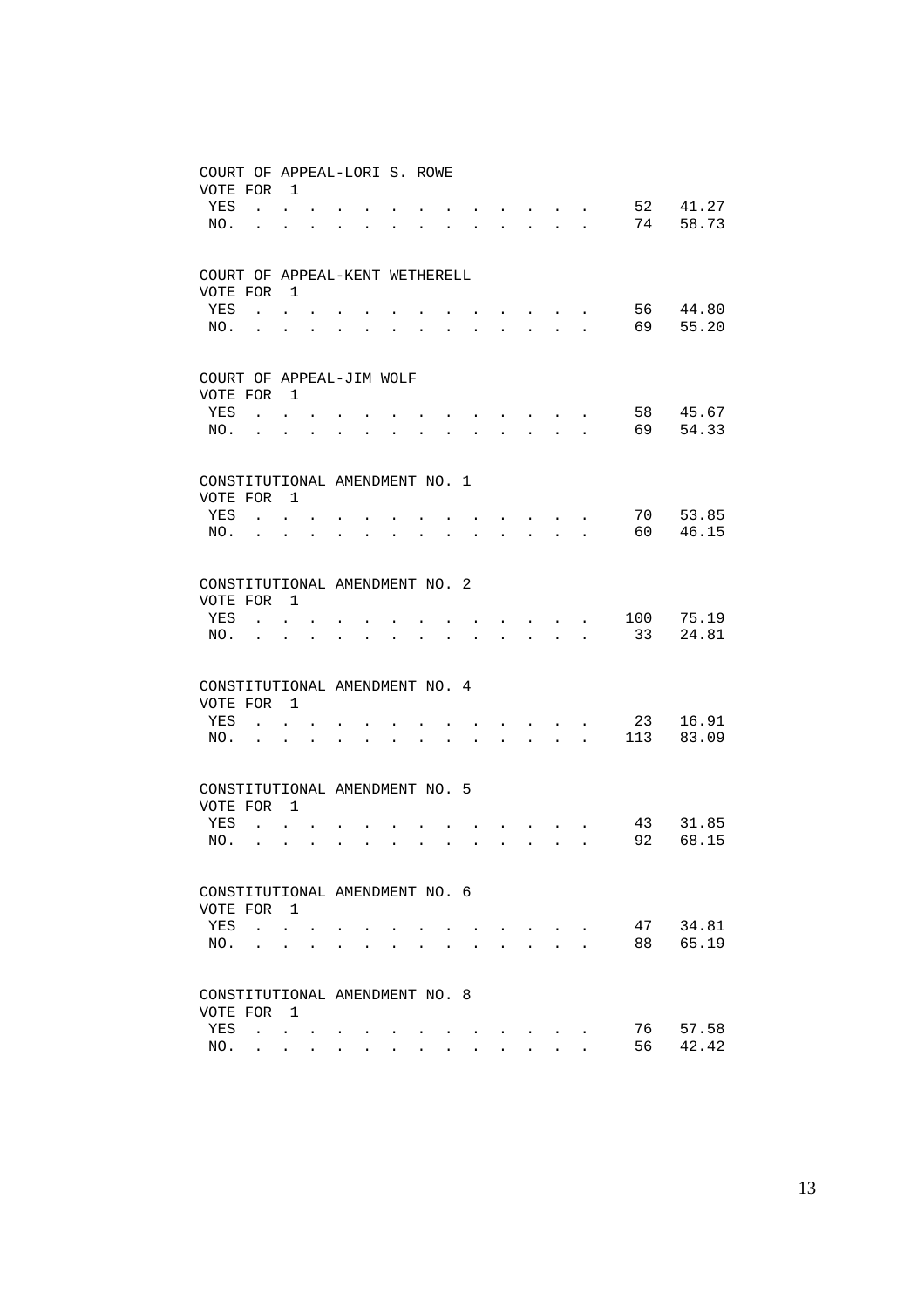COURT OF APPEAL-LORI S. ROWE
VOTE FOR 1

| | | |
|---|---|---|
| YES | 52 | 41.27 |
| NO. | 74 | 58.73 |

COURT OF APPEAL-KENT WETHERELL
VOTE FOR 1

| | | |
|---|---|---|
| YES | 56 | 44.80 |
| NO. | 69 | 55.20 |

COURT OF APPEAL-JIM WOLF
VOTE FOR 1

| | | |
|---|---|---|
| YES | 58 | 45.67 |
| NO. | 69 | 54.33 |

CONSTITUTIONAL AMENDMENT NO. 1
VOTE FOR 1

| | | |
|---|---|---|
| YES | 70 | 53.85 |
| NO. | 60 | 46.15 |

CONSTITUTIONAL AMENDMENT NO. 2
VOTE FOR 1

| | | |
|---|---|---|
| YES | 100 | 75.19 |
| NO. | 33 | 24.81 |

CONSTITUTIONAL AMENDMENT NO. 4
VOTE FOR 1

| | | |
|---|---|---|
| YES | 23 | 16.91 |
| NO. | 113 | 83.09 |

CONSTITUTIONAL AMENDMENT NO. 5
VOTE FOR 1

| | | |
|---|---|---|
| YES | 43 | 31.85 |
| NO. | 92 | 68.15 |

CONSTITUTIONAL AMENDMENT NO. 6
VOTE FOR 1

| | | |
|---|---|---|
| YES | 47 | 34.81 |
| NO. | 88 | 65.19 |

CONSTITUTIONAL AMENDMENT NO. 8
VOTE FOR 1

| | | |
|---|---|---|
| YES | 76 | 57.58 |
| NO. | 56 | 42.42 |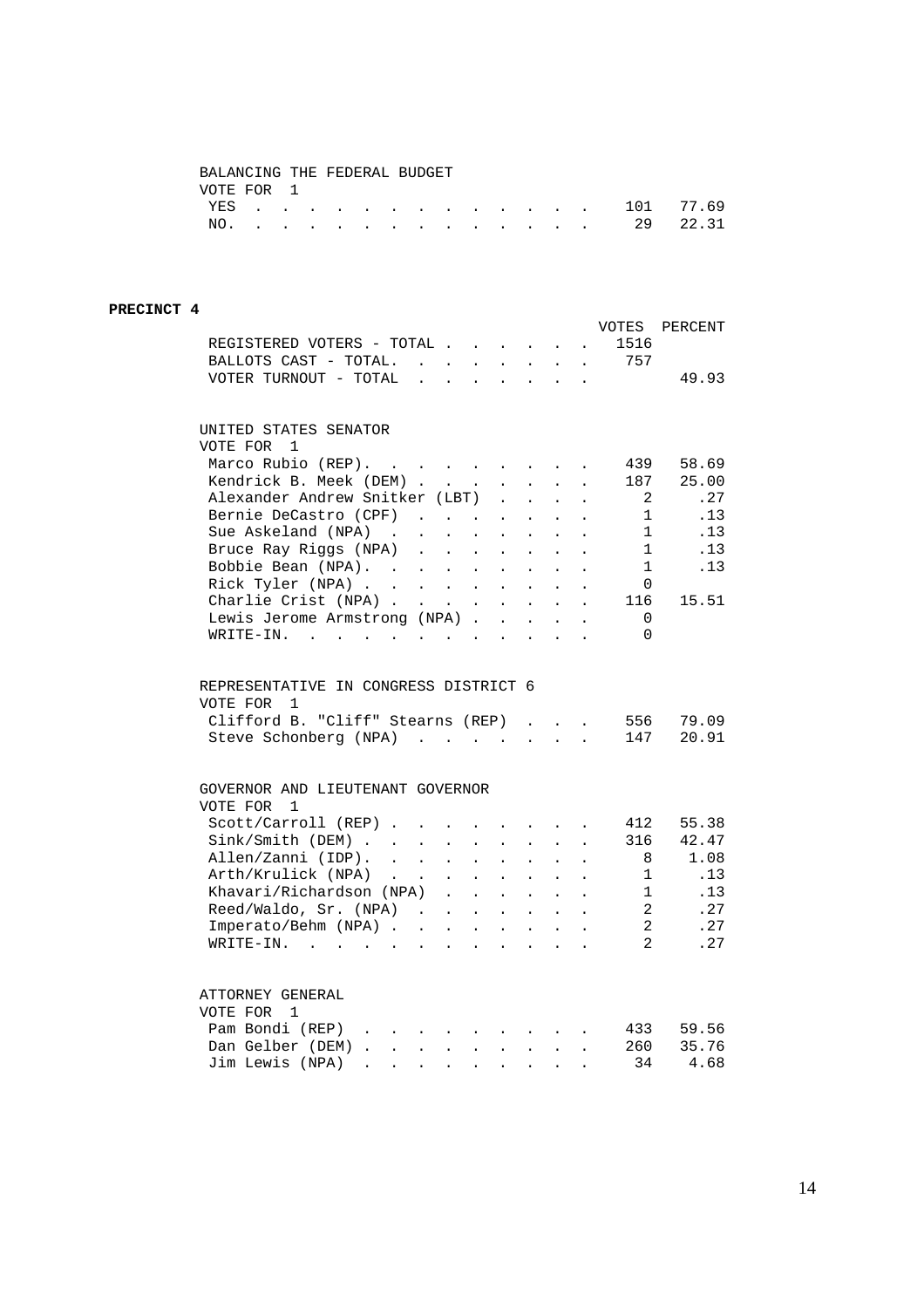BALANCING THE FEDERAL BUDGET
VOTE FOR 1

| | VOTES | PERCENT |
|---|---|---|
| YES | 101 | 77.69 |
| NO. | 29 | 22.31 |

## PRECINCT 4

| | VOTES | PERCENT |
|---|---|---|
| REGISTERED VOTERS - TOTAL | 1516 | |
| BALLOTS CAST - TOTAL. | 757 | |
| VOTER TURNOUT - TOTAL | | 49.93 |

UNITED STATES SENATOR
VOTE FOR 1

| | VOTES | PERCENT |
|---|---|---|
| Marco Rubio (REP). | 439 | 58.69 |
| Kendrick B. Meek (DEM) | 187 | 25.00 |
| Alexander Andrew Snitker (LBT) | 2 | .27 |
| Bernie DeCastro (CPF) | 1 | .13 |
| Sue Askeland (NPA) | 1 | .13 |
| Bruce Ray Riggs (NPA) | 1 | .13 |
| Bobbie Bean (NPA). | 1 | .13 |
| Rick Tyler (NPA) | 0 | |
| Charlie Crist (NPA) | 116 | 15.51 |
| Lewis Jerome Armstrong (NPA) | 0 | |
| WRITE-IN. | 0 | |

REPRESENTATIVE IN CONGRESS DISTRICT 6
VOTE FOR 1

| | VOTES | PERCENT |
|---|---|---|
| Clifford B. "Cliff" Stearns (REP) | 556 | 79.09 |
| Steve Schonberg (NPA) | 147 | 20.91 |

GOVERNOR AND LIEUTENANT GOVERNOR
VOTE FOR 1

| | VOTES | PERCENT |
|---|---|---|
| Scott/Carroll (REP) | 412 | 55.38 |
| Sink/Smith (DEM) | 316 | 42.47 |
| Allen/Zanni (IDP). | 8 | 1.08 |
| Arth/Krulick (NPA) | 1 | .13 |
| Khavari/Richardson (NPA) | 1 | .13 |
| Reed/Waldo, Sr. (NPA) | 2 | .27 |
| Imperato/Behm (NPA) | 2 | .27 |
| WRITE-IN. | 2 | .27 |

ATTORNEY GENERAL
VOTE FOR 1

| | VOTES | PERCENT |
|---|---|---|
| Pam Bondi (REP) | 433 | 59.56 |
| Dan Gelber (DEM) | 260 | 35.76 |
| Jim Lewis (NPA) | 34 | 4.68 |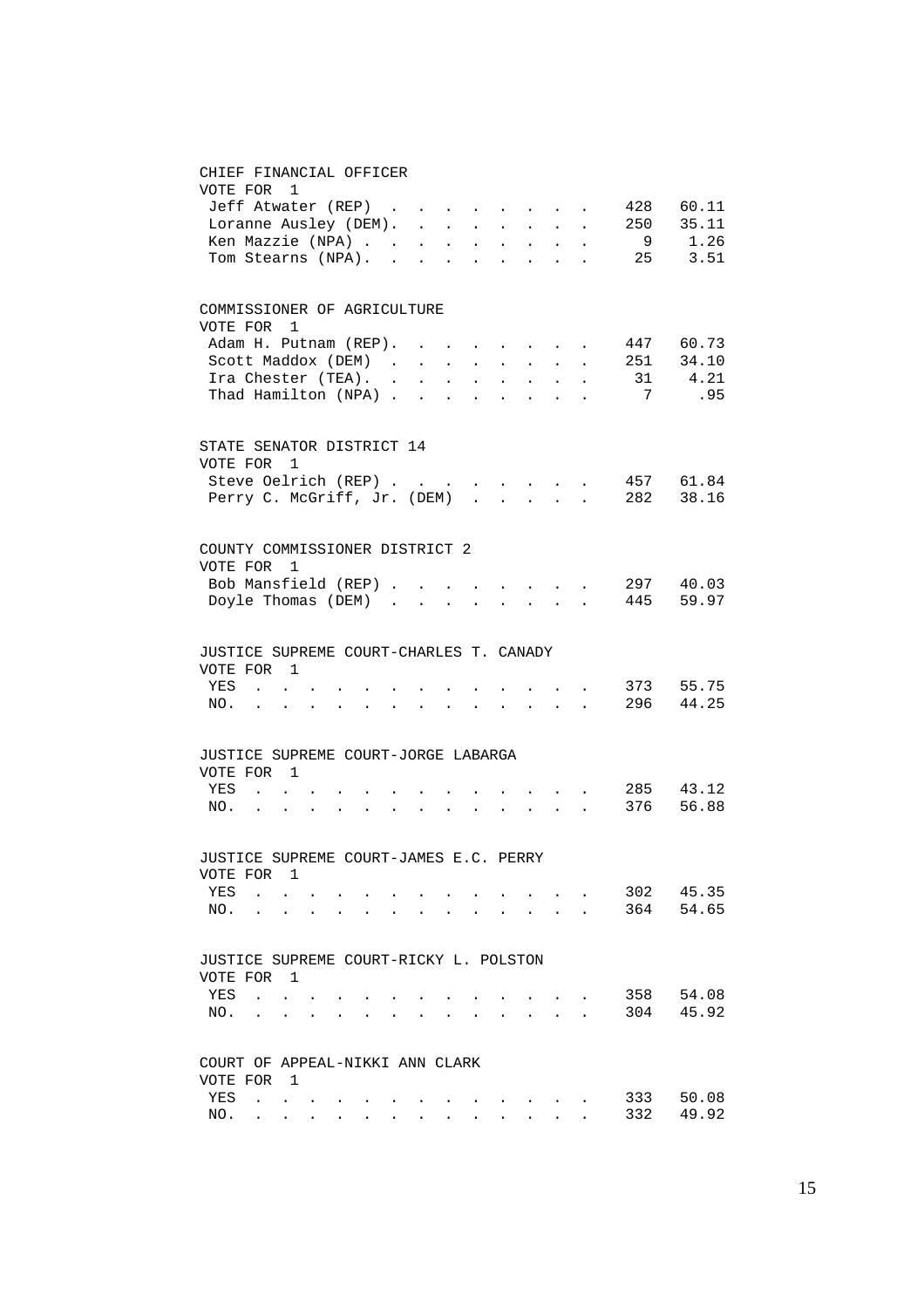## CHIEF FINANCIAL OFFICER

VOTE FOR 1

| Candidate | Votes | Percent |
|---|---|---|
| Jeff Atwater (REP) | 428 | 60.11 |
| Loranne Ausley (DEM) | 250 | 35.11 |
| Ken Mazzie (NPA) | 9 | 1.26 |
| Tom Stearns (NPA) | 25 | 3.51 |

## COMMISSIONER OF AGRICULTURE

VOTE FOR 1

| Candidate | Votes | Percent |
|---|---|---|
| Adam H. Putnam (REP) | 447 | 60.73 |
| Scott Maddox (DEM) | 251 | 34.10 |
| Ira Chester (TEA) | 31 | 4.21 |
| Thad Hamilton (NPA) | 7 | .95 |

## STATE SENATOR DISTRICT 14

VOTE FOR 1

| Candidate | Votes | Percent |
|---|---|---|
| Steve Oelrich (REP) | 457 | 61.84 |
| Perry C. McGriff, Jr. (DEM) | 282 | 38.16 |

## COUNTY COMMISSIONER DISTRICT 2

VOTE FOR 1

| Candidate | Votes | Percent |
|---|---|---|
| Bob Mansfield (REP) | 297 | 40.03 |
| Doyle Thomas (DEM) | 445 | 59.97 |

## JUSTICE SUPREME COURT-CHARLES T. CANADY

VOTE FOR 1

| Choice | Votes | Percent |
|---|---|---|
| YES | 373 | 55.75 |
| NO. | 296 | 44.25 |

## JUSTICE SUPREME COURT-JORGE LABARGA

VOTE FOR 1

| Choice | Votes | Percent |
|---|---|---|
| YES | 285 | 43.12 |
| NO. | 376 | 56.88 |

## JUSTICE SUPREME COURT-JAMES E.C. PERRY

VOTE FOR 1

| Choice | Votes | Percent |
|---|---|---|
| YES | 302 | 45.35 |
| NO. | 364 | 54.65 |

## JUSTICE SUPREME COURT-RICKY L. POLSTON

VOTE FOR 1

| Choice | Votes | Percent |
|---|---|---|
| YES | 358 | 54.08 |
| NO. | 304 | 45.92 |

## COURT OF APPEAL-NIKKI ANN CLARK

VOTE FOR 1

| Choice | Votes | Percent |
|---|---|---|
| YES | 333 | 50.08 |
| NO. | 332 | 49.92 |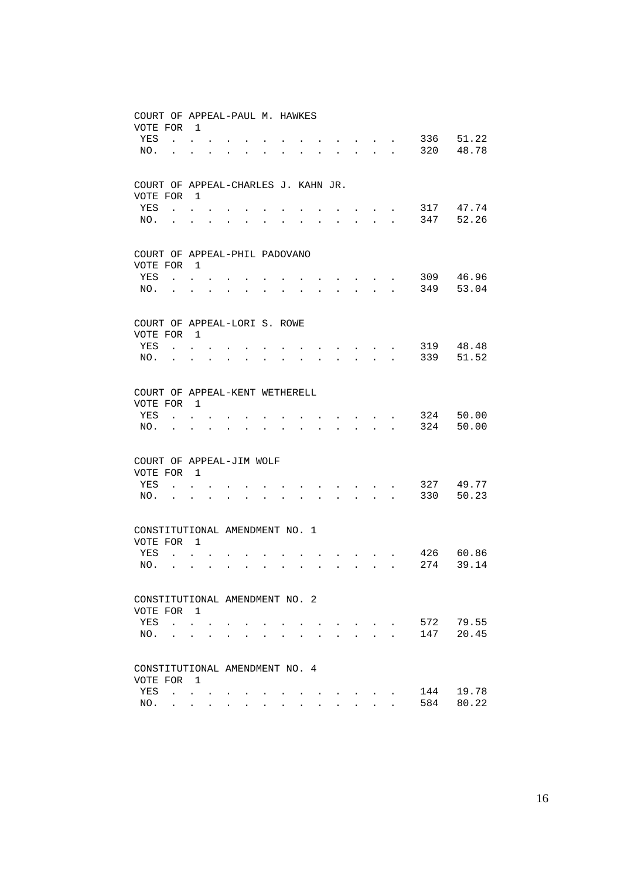COURT OF APPEAL-PAUL M. HAWKES
VOTE FOR 1

| | | |
|---|---|---|
| YES | 336 | 51.22 |
| NO. | 320 | 48.78 |

COURT OF APPEAL-CHARLES J. KAHN JR.
VOTE FOR 1

| | | |
|---|---|---|
| YES | 317 | 47.74 |
| NO. | 347 | 52.26 |

COURT OF APPEAL-PHIL PADOVANO
VOTE FOR 1

| | | |
|---|---|---|
| YES | 309 | 46.96 |
| NO. | 349 | 53.04 |

COURT OF APPEAL-LORI S. ROWE
VOTE FOR 1

| | | |
|---|---|---|
| YES | 319 | 48.48 |
| NO. | 339 | 51.52 |

COURT OF APPEAL-KENT WETHERELL
VOTE FOR 1

| | | |
|---|---|---|
| YES | 324 | 50.00 |
| NO. | 324 | 50.00 |

COURT OF APPEAL-JIM WOLF
VOTE FOR 1

| | | |
|---|---|---|
| YES | 327 | 49.77 |
| NO. | 330 | 50.23 |

CONSTITUTIONAL AMENDMENT NO. 1
VOTE FOR 1

| | | |
|---|---|---|
| YES | 426 | 60.86 |
| NO. | 274 | 39.14 |

CONSTITUTIONAL AMENDMENT NO. 2
VOTE FOR 1

| | | |
|---|---|---|
| YES | 572 | 79.55 |
| NO. | 147 | 20.45 |

CONSTITUTIONAL AMENDMENT NO. 4
VOTE FOR 1

| | | |
|---|---|---|
| YES | 144 | 19.78 |
| NO. | 584 | 80.22 |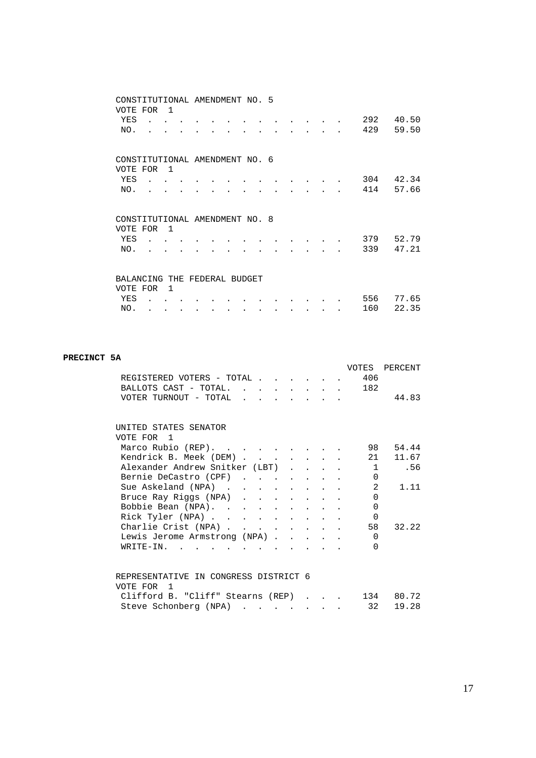CONSTITUTIONAL AMENDMENT NO. 5
VOTE FOR 1

| | Votes | Percent |
|---|---|---|
| YES | 292 | 40.50 |
| NO. | 429 | 59.50 |

CONSTITUTIONAL AMENDMENT NO. 6
VOTE FOR 1

| | Votes | Percent |
|---|---|---|
| YES | 304 | 42.34 |
| NO. | 414 | 57.66 |

CONSTITUTIONAL AMENDMENT NO. 8
VOTE FOR 1

| | Votes | Percent |
|---|---|---|
| YES | 379 | 52.79 |
| NO. | 339 | 47.21 |

BALANCING THE FEDERAL BUDGET
VOTE FOR 1

| | Votes | Percent |
|---|---|---|
| YES | 556 | 77.65 |
| NO. | 160 | 22.35 |

**PRECINCT 5A**

| | VOTES | PERCENT |
|---|---|---|
| REGISTERED VOTERS - TOTAL | 406 | |
| BALLOTS CAST - TOTAL. | 182 | |
| VOTER TURNOUT - TOTAL | | 44.83 |

UNITED STATES SENATOR
VOTE FOR 1

| | Votes | Percent |
|---|---|---|
| Marco Rubio (REP). | 98 | 54.44 |
| Kendrick B. Meek (DEM) | 21 | 11.67 |
| Alexander Andrew Snitker (LBT) | 1 | .56 |
| Bernie DeCastro (CPF) | 0 | |
| Sue Askeland (NPA) | 2 | 1.11 |
| Bruce Ray Riggs (NPA) | 0 | |
| Bobbie Bean (NPA). | 0 | |
| Rick Tyler (NPA) | 0 | |
| Charlie Crist (NPA) | 58 | 32.22 |
| Lewis Jerome Armstrong (NPA) | 0 | |
| WRITE-IN. | 0 | |

REPRESENTATIVE IN CONGRESS DISTRICT 6
VOTE FOR 1

| | Votes | Percent |
|---|---|---|
| Clifford B. "Cliff" Stearns (REP) | 134 | 80.72 |
| Steve Schonberg (NPA) | 32 | 19.28 |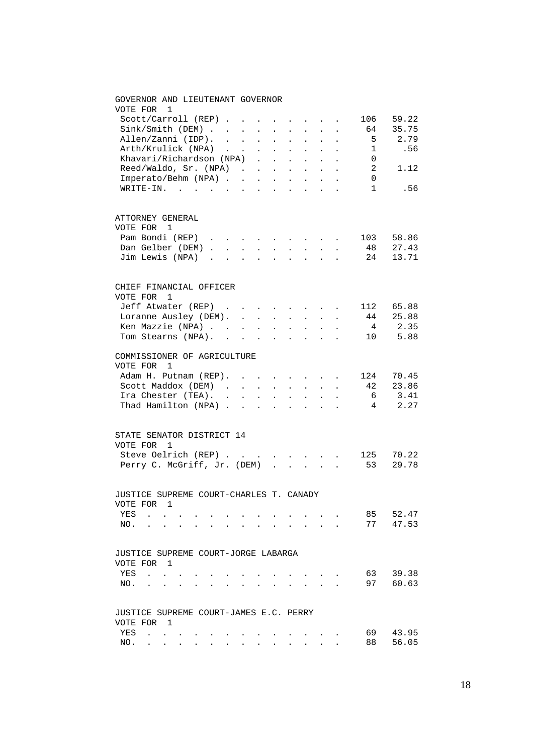GOVERNOR AND LIEUTENANT GOVERNOR
VOTE FOR 1

| Candidate | Votes | Percent |
|---|---|---|
| Scott/Carroll (REP) | 106 | 59.22 |
| Sink/Smith (DEM) | 64 | 35.75 |
| Allen/Zanni (IDP) | 5 | 2.79 |
| Arth/Krulick (NPA) | 1 | .56 |
| Khavari/Richardson (NPA) | 0 | |
| Reed/Waldo, Sr. (NPA) | 2 | 1.12 |
| Imperato/Behm (NPA) | 0 | |
| WRITE-IN. | 1 | .56 |

ATTORNEY GENERAL
VOTE FOR 1

| Candidate | Votes | Percent |
|---|---|---|
| Pam Bondi (REP) | 103 | 58.86 |
| Dan Gelber (DEM) | 48 | 27.43 |
| Jim Lewis (NPA) | 24 | 13.71 |

CHIEF FINANCIAL OFFICER
VOTE FOR 1

| Candidate | Votes | Percent |
|---|---|---|
| Jeff Atwater (REP) | 112 | 65.88 |
| Loranne Ausley (DEM) | 44 | 25.88 |
| Ken Mazzie (NPA) | 4 | 2.35 |
| Tom Stearns (NPA) | 10 | 5.88 |

COMMISSIONER OF AGRICULTURE
VOTE FOR 1

| Candidate | Votes | Percent |
|---|---|---|
| Adam H. Putnam (REP) | 124 | 70.45 |
| Scott Maddox (DEM) | 42 | 23.86 |
| Ira Chester (TEA) | 6 | 3.41 |
| Thad Hamilton (NPA) | 4 | 2.27 |

STATE SENATOR DISTRICT 14
VOTE FOR 1

| Candidate | Votes | Percent |
|---|---|---|
| Steve Oelrich (REP) | 125 | 70.22 |
| Perry C. McGriff, Jr. (DEM) | 53 | 29.78 |

JUSTICE SUPREME COURT-CHARLES T. CANADY
VOTE FOR 1

| Choice | Votes | Percent |
|---|---|---|
| YES | 85 | 52.47 |
| NO. | 77 | 47.53 |

JUSTICE SUPREME COURT-JORGE LABARGA
VOTE FOR 1

| Choice | Votes | Percent |
|---|---|---|
| YES | 63 | 39.38 |
| NO. | 97 | 60.63 |

JUSTICE SUPREME COURT-JAMES E.C. PERRY
VOTE FOR 1

| Choice | Votes | Percent |
|---|---|---|
| YES | 69 | 43.95 |
| NO. | 88 | 56.05 |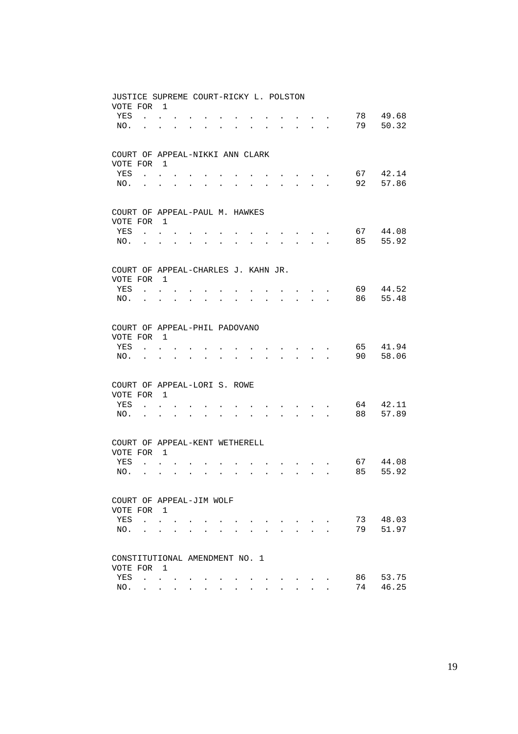JUSTICE SUPREME COURT-RICKY L. POLSTON
VOTE FOR 1

| | Votes | Percent |
|---|---|---|
| YES | 78 | 49.68 |
| NO. | 79 | 50.32 |

COURT OF APPEAL-NIKKI ANN CLARK
VOTE FOR 1

| | Votes | Percent |
|---|---|---|
| YES | 67 | 42.14 |
| NO. | 92 | 57.86 |

COURT OF APPEAL-PAUL M. HAWKES
VOTE FOR 1

| | Votes | Percent |
|---|---|---|
| YES | 67 | 44.08 |
| NO. | 85 | 55.92 |

COURT OF APPEAL-CHARLES J. KAHN JR.
VOTE FOR 1

| | Votes | Percent |
|---|---|---|
| YES | 69 | 44.52 |
| NO. | 86 | 55.48 |

COURT OF APPEAL-PHIL PADOVANO
VOTE FOR 1

| | Votes | Percent |
|---|---|---|
| YES | 65 | 41.94 |
| NO. | 90 | 58.06 |

COURT OF APPEAL-LORI S. ROWE
VOTE FOR 1

| | Votes | Percent |
|---|---|---|
| YES | 64 | 42.11 |
| NO. | 88 | 57.89 |

COURT OF APPEAL-KENT WETHERELL
VOTE FOR 1

| | Votes | Percent |
|---|---|---|
| YES | 67 | 44.08 |
| NO. | 85 | 55.92 |

COURT OF APPEAL-JIM WOLF
VOTE FOR 1

| | Votes | Percent |
|---|---|---|
| YES | 73 | 48.03 |
| NO. | 79 | 51.97 |

CONSTITUTIONAL AMENDMENT NO. 1
VOTE FOR 1

| | Votes | Percent |
|---|---|---|
| YES | 86 | 53.75 |
| NO. | 74 | 46.25 |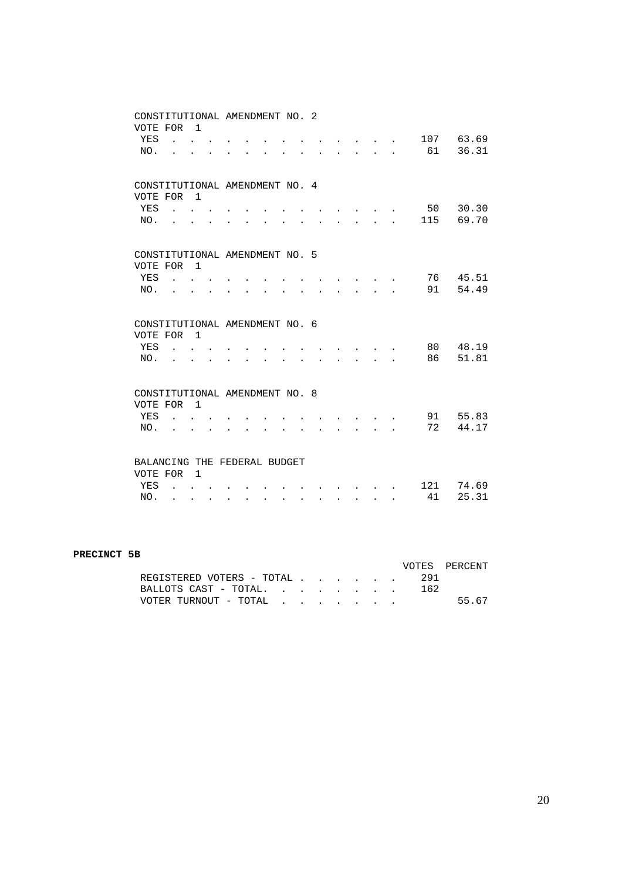CONSTITUTIONAL AMENDMENT NO. 2
VOTE FOR 1

| | | |
|---|---|---|
| YES | 107 | 63.69 |
| NO. | 61 | 36.31 |

CONSTITUTIONAL AMENDMENT NO. 4
VOTE FOR 1

| | | |
|---|---|---|
| YES | 50 | 30.30 |
| NO. | 115 | 69.70 |

CONSTITUTIONAL AMENDMENT NO. 5
VOTE FOR 1

| | | |
|---|---|---|
| YES | 76 | 45.51 |
| NO. | 91 | 54.49 |

CONSTITUTIONAL AMENDMENT NO. 6
VOTE FOR 1

| | | |
|---|---|---|
| YES | 80 | 48.19 |
| NO. | 86 | 51.81 |

CONSTITUTIONAL AMENDMENT NO. 8
VOTE FOR 1

| | | |
|---|---|---|
| YES | 91 | 55.83 |
| NO. | 72 | 44.17 |

BALANCING THE FEDERAL BUDGET
VOTE FOR 1

| | | |
|---|---|---|
| YES | 121 | 74.69 |
| NO. | 41 | 25.31 |

**PRECINCT 5B**

| | VOTES | PERCENT |
|---|---|---|
| REGISTERED VOTERS - TOTAL | 291 | |
| BALLOTS CAST - TOTAL. | 162 | |
| VOTER TURNOUT - TOTAL | | 55.67 |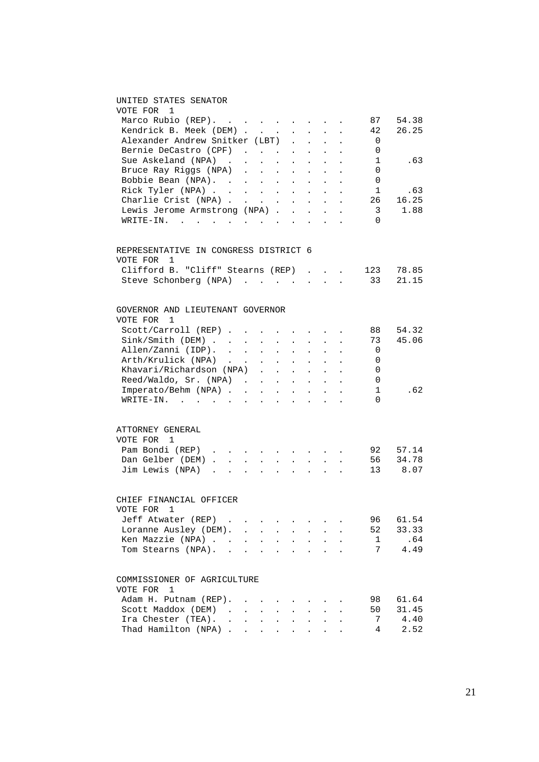## UNITED STATES SENATOR

VOTE FOR 1

| Candidate | Votes | Percent |
|---|---|---|
| Marco Rubio (REP) | 87 | 54.38 |
| Kendrick B. Meek (DEM) | 42 | 26.25 |
| Alexander Andrew Snitker (LBT) | 0 | |
| Bernie DeCastro (CPF) | 0 | |
| Sue Askeland (NPA) | 1 | .63 |
| Bruce Ray Riggs (NPA) | 0 | |
| Bobbie Bean (NPA) | 0 | |
| Rick Tyler (NPA) | 1 | .63 |
| Charlie Crist (NPA) | 26 | 16.25 |
| Lewis Jerome Armstrong (NPA) | 3 | 1.88 |
| WRITE-IN | 0 | |

## REPRESENTATIVE IN CONGRESS DISTRICT 6

VOTE FOR 1

| Candidate | Votes | Percent |
|---|---|---|
| Clifford B. "Cliff" Stearns (REP) | 123 | 78.85 |
| Steve Schonberg (NPA) | 33 | 21.15 |

## GOVERNOR AND LIEUTENANT GOVERNOR

VOTE FOR 1

| Candidate | Votes | Percent |
|---|---|---|
| Scott/Carroll (REP) | 88 | 54.32 |
| Sink/Smith (DEM) | 73 | 45.06 |
| Allen/Zanni (IDP) | 0 | |
| Arth/Krulick (NPA) | 0 | |
| Khavari/Richardson (NPA) | 0 | |
| Reed/Waldo, Sr. (NPA) | 0 | |
| Imperato/Behm (NPA) | 1 | .62 |
| WRITE-IN | 0 | |

## ATTORNEY GENERAL

VOTE FOR 1

| Candidate | Votes | Percent |
|---|---|---|
| Pam Bondi (REP) | 92 | 57.14 |
| Dan Gelber (DEM) | 56 | 34.78 |
| Jim Lewis (NPA) | 13 | 8.07 |

## CHIEF FINANCIAL OFFICER

VOTE FOR 1

| Candidate | Votes | Percent |
|---|---|---|
| Jeff Atwater (REP) | 96 | 61.54 |
| Loranne Ausley (DEM) | 52 | 33.33 |
| Ken Mazzie (NPA) | 1 | .64 |
| Tom Stearns (NPA) | 7 | 4.49 |

## COMMISSIONER OF AGRICULTURE

VOTE FOR 1

| Candidate | Votes | Percent |
|---|---|---|
| Adam H. Putnam (REP) | 98 | 61.64 |
| Scott Maddox (DEM) | 50 | 31.45 |
| Ira Chester (TEA) | 7 | 4.40 |
| Thad Hamilton (NPA) | 4 | 2.52 |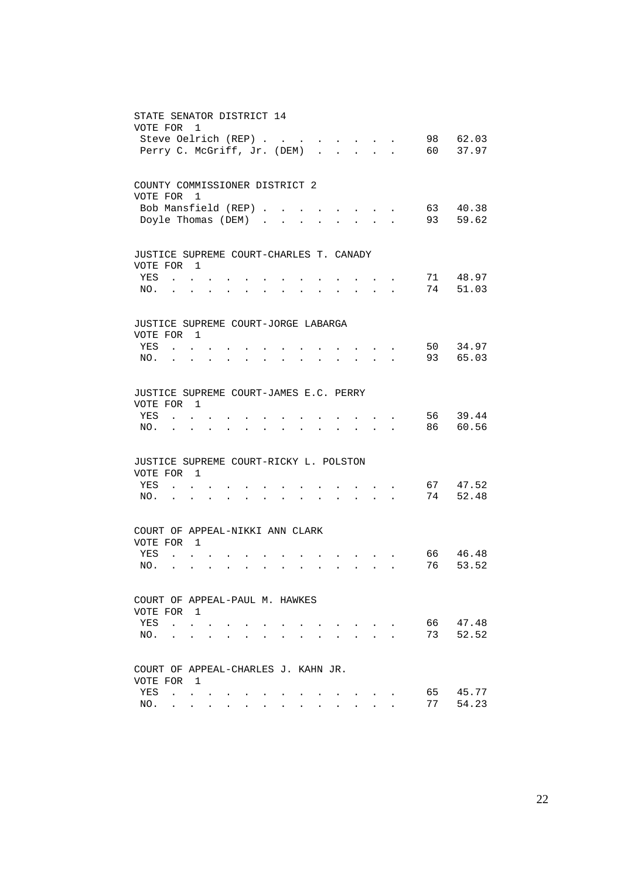STATE SENATOR DISTRICT 14
VOTE FOR 1

| | | |
|---|---|---|
| Steve Oelrich (REP) | 98 | 62.03 |
| Perry C. McGriff, Jr. (DEM) | 60 | 37.97 |

COUNTY COMMISSIONER DISTRICT 2
VOTE FOR 1

| | | |
|---|---|---|
| Bob Mansfield (REP) | 63 | 40.38 |
| Doyle Thomas (DEM) | 93 | 59.62 |

JUSTICE SUPREME COURT-CHARLES T. CANADY
VOTE FOR 1

| | | |
|---|---|---|
| YES | 71 | 48.97 |
| NO. | 74 | 51.03 |

JUSTICE SUPREME COURT-JORGE LABARGA
VOTE FOR 1

| | | |
|---|---|---|
| YES | 50 | 34.97 |
| NO. | 93 | 65.03 |

JUSTICE SUPREME COURT-JAMES E.C. PERRY
VOTE FOR 1

| | | |
|---|---|---|
| YES | 56 | 39.44 |
| NO. | 86 | 60.56 |

JUSTICE SUPREME COURT-RICKY L. POLSTON
VOTE FOR 1

| | | |
|---|---|---|
| YES | 67 | 47.52 |
| NO. | 74 | 52.48 |

COURT OF APPEAL-NIKKI ANN CLARK
VOTE FOR 1

| | | |
|---|---|---|
| YES | 66 | 46.48 |
| NO. | 76 | 53.52 |

COURT OF APPEAL-PAUL M. HAWKES
VOTE FOR 1

| | | |
|---|---|---|
| YES | 66 | 47.48 |
| NO. | 73 | 52.52 |

COURT OF APPEAL-CHARLES J. KAHN JR.
VOTE FOR 1

| | | |
|---|---|---|
| YES | 65 | 45.77 |
| NO. | 77 | 54.23 |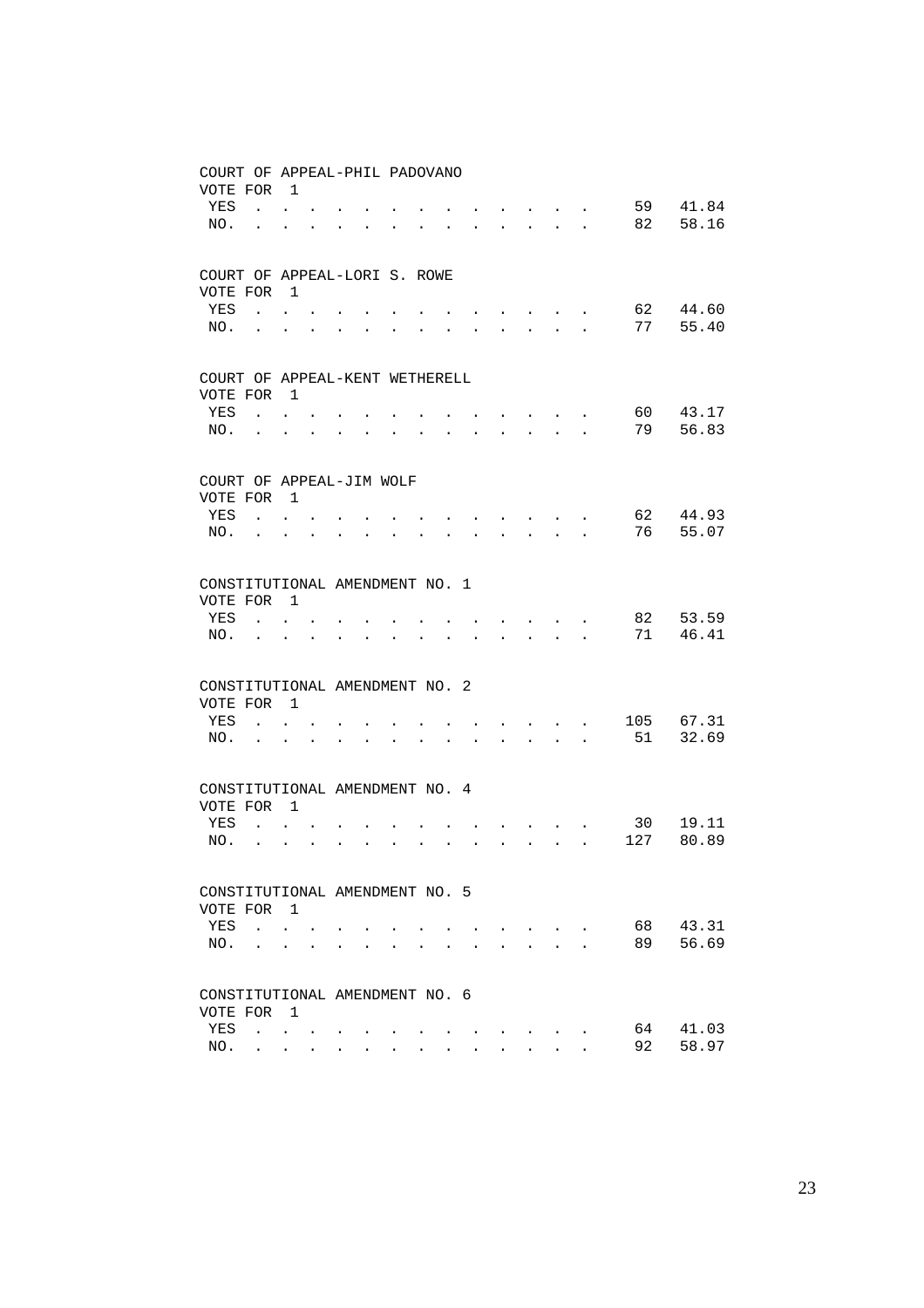COURT OF APPEAL-PHIL PADOVANO
VOTE FOR 1

| | Votes | Percent |
|---|---|---|
| YES | 59 | 41.84 |
| NO. | 82 | 58.16 |

COURT OF APPEAL-LORI S. ROWE
VOTE FOR 1

| | Votes | Percent |
|---|---|---|
| YES | 62 | 44.60 |
| NO. | 77 | 55.40 |

COURT OF APPEAL-KENT WETHERELL
VOTE FOR 1

| | Votes | Percent |
|---|---|---|
| YES | 60 | 43.17 |
| NO. | 79 | 56.83 |

COURT OF APPEAL-JIM WOLF
VOTE FOR 1

| | Votes | Percent |
|---|---|---|
| YES | 62 | 44.93 |
| NO. | 76 | 55.07 |

CONSTITUTIONAL AMENDMENT NO. 1
VOTE FOR 1

| | Votes | Percent |
|---|---|---|
| YES | 82 | 53.59 |
| NO. | 71 | 46.41 |

CONSTITUTIONAL AMENDMENT NO. 2
VOTE FOR 1

| | Votes | Percent |
|---|---|---|
| YES | 105 | 67.31 |
| NO. | 51 | 32.69 |

CONSTITUTIONAL AMENDMENT NO. 4
VOTE FOR 1

| | Votes | Percent |
|---|---|---|
| YES | 30 | 19.11 |
| NO. | 127 | 80.89 |

CONSTITUTIONAL AMENDMENT NO. 5
VOTE FOR 1

| | Votes | Percent |
|---|---|---|
| YES | 68 | 43.31 |
| NO. | 89 | 56.69 |

CONSTITUTIONAL AMENDMENT NO. 6
VOTE FOR 1

| | Votes | Percent |
|---|---|---|
| YES | 64 | 41.03 |
| NO. | 92 | 58.97 |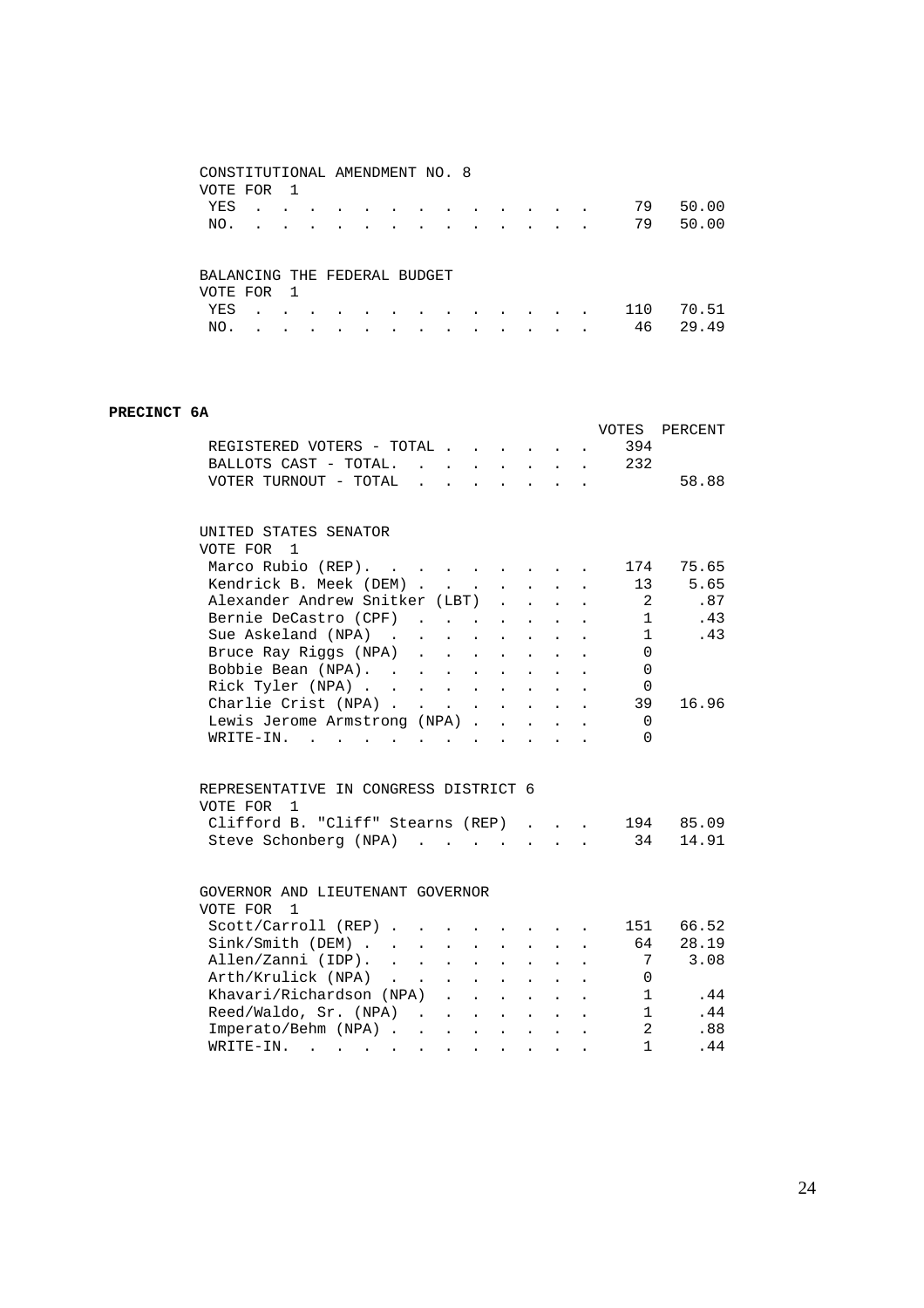CONSTITUTIONAL AMENDMENT NO. 8
VOTE FOR 1

| | | |
|---|---|---|
| YES | 79 | 50.00 |
| NO. | 79 | 50.00 |

BALANCING THE FEDERAL BUDGET
VOTE FOR 1

| | | |
|---|---|---|
| YES | 110 | 70.51 |
| NO. | 46 | 29.49 |

**PRECINCT 6A**

| | VOTES | PERCENT |
|---|---|---|
| REGISTERED VOTERS - TOTAL | 394 | |
| BALLOTS CAST - TOTAL. | 232 | |
| VOTER TURNOUT - TOTAL | | 58.88 |

UNITED STATES SENATOR
VOTE FOR 1

| | | |
|---|---|---|
| Marco Rubio (REP). | 174 | 75.65 |
| Kendrick B. Meek (DEM) | 13 | 5.65 |
| Alexander Andrew Snitker (LBT) | 2 | .87 |
| Bernie DeCastro (CPF) | 1 | .43 |
| Sue Askeland (NPA) | 1 | .43 |
| Bruce Ray Riggs (NPA) | 0 | |
| Bobbie Bean (NPA). | 0 | |
| Rick Tyler (NPA) | 0 | |
| Charlie Crist (NPA) | 39 | 16.96 |
| Lewis Jerome Armstrong (NPA) | 0 | |
| WRITE-IN. | 0 | |

REPRESENTATIVE IN CONGRESS DISTRICT 6
VOTE FOR 1

| | | |
|---|---|---|
| Clifford B. "Cliff" Stearns (REP) | 194 | 85.09 |
| Steve Schonberg (NPA) | 34 | 14.91 |

GOVERNOR AND LIEUTENANT GOVERNOR
VOTE FOR 1

| | | |
|---|---|---|
| Scott/Carroll (REP) | 151 | 66.52 |
| Sink/Smith (DEM) | 64 | 28.19 |
| Allen/Zanni (IDP). | 7 | 3.08 |
| Arth/Krulick (NPA) | 0 | |
| Khavari/Richardson (NPA) | 1 | .44 |
| Reed/Waldo, Sr. (NPA) | 1 | .44 |
| Imperato/Behm (NPA) | 2 | .88 |
| WRITE-IN. | 1 | .44 |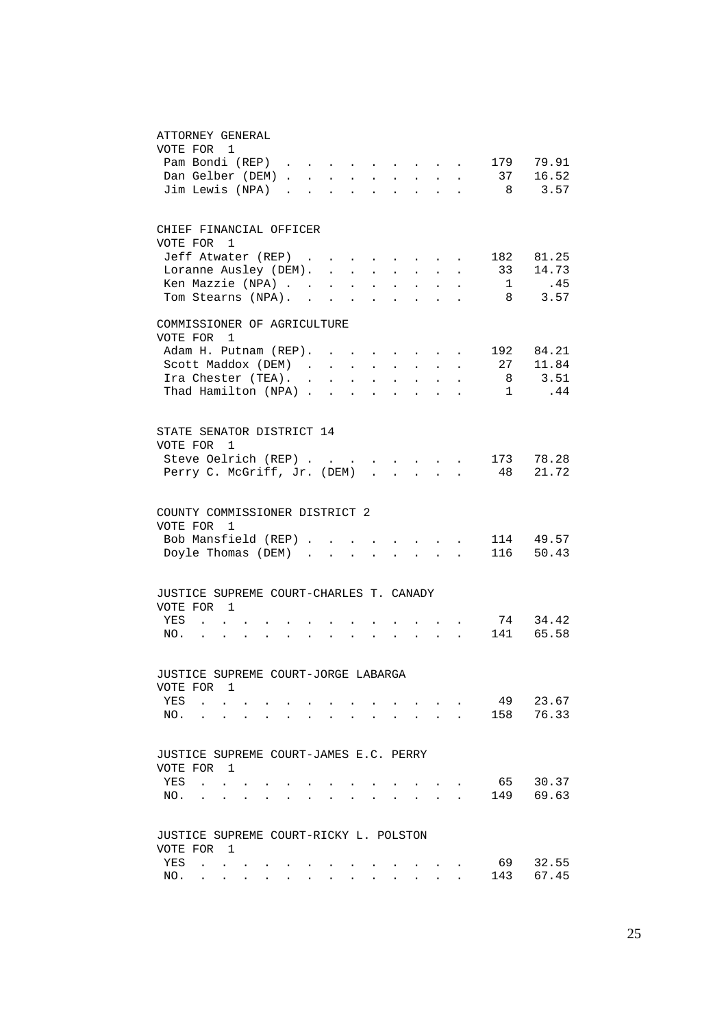ATTORNEY GENERAL
VOTE FOR 1

| Candidate | Votes | Percent |
|---|---|---|
| Pam Bondi (REP) | 179 | 79.91 |
| Dan Gelber (DEM) | 37 | 16.52 |
| Jim Lewis (NPA) | 8 | 3.57 |

CHIEF FINANCIAL OFFICER
VOTE FOR 1

| Candidate | Votes | Percent |
|---|---|---|
| Jeff Atwater (REP) | 182 | 81.25 |
| Loranne Ausley (DEM) | 33 | 14.73 |
| Ken Mazzie (NPA) | 1 | .45 |
| Tom Stearns (NPA) | 8 | 3.57 |

COMMISSIONER OF AGRICULTURE
VOTE FOR 1

| Candidate | Votes | Percent |
|---|---|---|
| Adam H. Putnam (REP) | 192 | 84.21 |
| Scott Maddox (DEM) | 27 | 11.84 |
| Ira Chester (TEA) | 8 | 3.51 |
| Thad Hamilton (NPA) | 1 | .44 |

STATE SENATOR DISTRICT 14
VOTE FOR 1

| Candidate | Votes | Percent |
|---|---|---|
| Steve Oelrich (REP) | 173 | 78.28 |
| Perry C. McGriff, Jr. (DEM) | 48 | 21.72 |

COUNTY COMMISSIONER DISTRICT 2
VOTE FOR 1

| Candidate | Votes | Percent |
|---|---|---|
| Bob Mansfield (REP) | 114 | 49.57 |
| Doyle Thomas (DEM) | 116 | 50.43 |

JUSTICE SUPREME COURT-CHARLES T. CANADY
VOTE FOR 1

| Choice | Votes | Percent |
|---|---|---|
| YES | 74 | 34.42 |
| NO. | 141 | 65.58 |

JUSTICE SUPREME COURT-JORGE LABARGA
VOTE FOR 1

| Choice | Votes | Percent |
|---|---|---|
| YES | 49 | 23.67 |
| NO. | 158 | 76.33 |

JUSTICE SUPREME COURT-JAMES E.C. PERRY
VOTE FOR 1

| Choice | Votes | Percent |
|---|---|---|
| YES | 65 | 30.37 |
| NO. | 149 | 69.63 |

JUSTICE SUPREME COURT-RICKY L. POLSTON
VOTE FOR 1

| Choice | Votes | Percent |
|---|---|---|
| YES | 69 | 32.55 |
| NO. | 143 | 67.45 |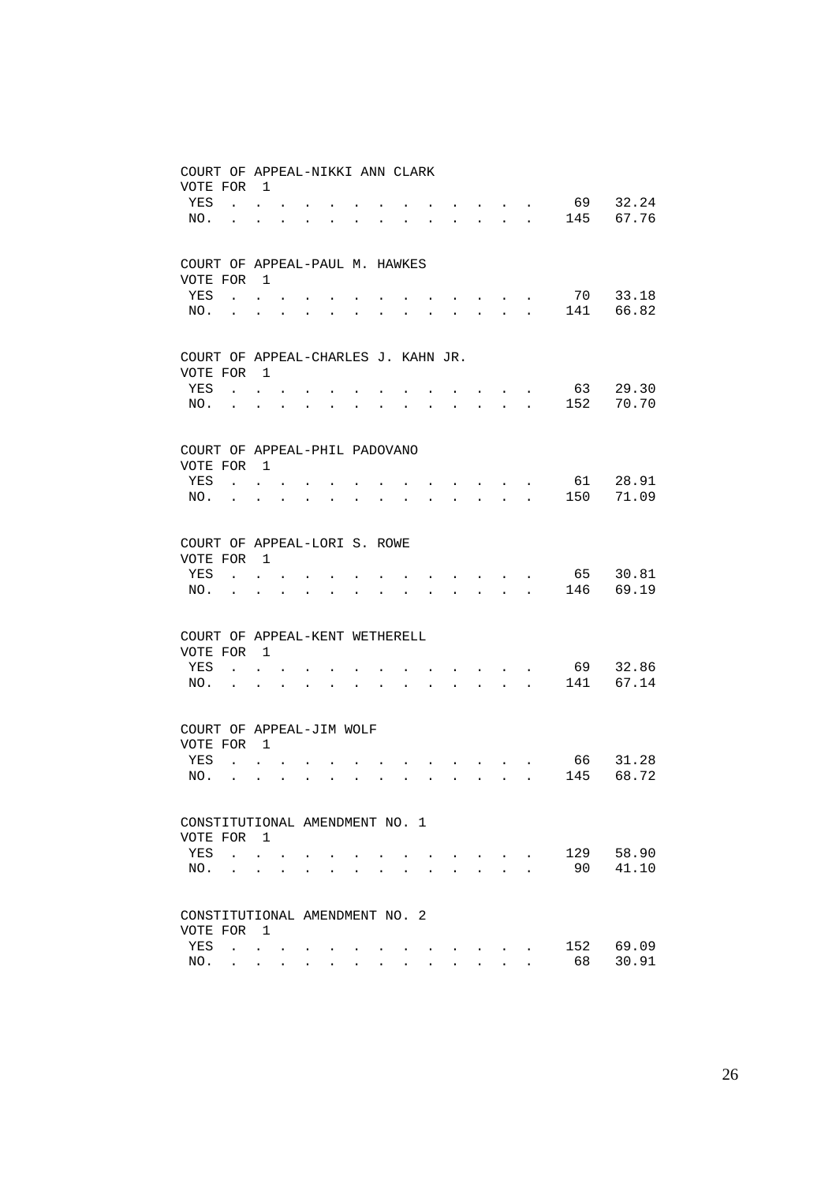COURT OF APPEAL-NIKKI ANN CLARK
VOTE FOR 1

| | | |
|---|---|---|
| YES | 69 | 32.24 |
| NO. | 145 | 67.76 |

COURT OF APPEAL-PAUL M. HAWKES
VOTE FOR 1

| | | |
|---|---|---|
| YES | 70 | 33.18 |
| NO. | 141 | 66.82 |

COURT OF APPEAL-CHARLES J. KAHN JR.
VOTE FOR 1

| | | |
|---|---|---|
| YES | 63 | 29.30 |
| NO. | 152 | 70.70 |

COURT OF APPEAL-PHIL PADOVANO
VOTE FOR 1

| | | |
|---|---|---|
| YES | 61 | 28.91 |
| NO. | 150 | 71.09 |

COURT OF APPEAL-LORI S. ROWE
VOTE FOR 1

| | | |
|---|---|---|
| YES | 65 | 30.81 |
| NO. | 146 | 69.19 |

COURT OF APPEAL-KENT WETHERELL
VOTE FOR 1

| | | |
|---|---|---|
| YES | 69 | 32.86 |
| NO. | 141 | 67.14 |

COURT OF APPEAL-JIM WOLF
VOTE FOR 1

| | | |
|---|---|---|
| YES | 66 | 31.28 |
| NO. | 145 | 68.72 |

CONSTITUTIONAL AMENDMENT NO. 1
VOTE FOR 1

| | | |
|---|---|---|
| YES | 129 | 58.90 |
| NO. | 90 | 41.10 |

CONSTITUTIONAL AMENDMENT NO. 2
VOTE FOR 1

| | | |
|---|---|---|
| YES | 152 | 69.09 |
| NO. | 68 | 30.91 |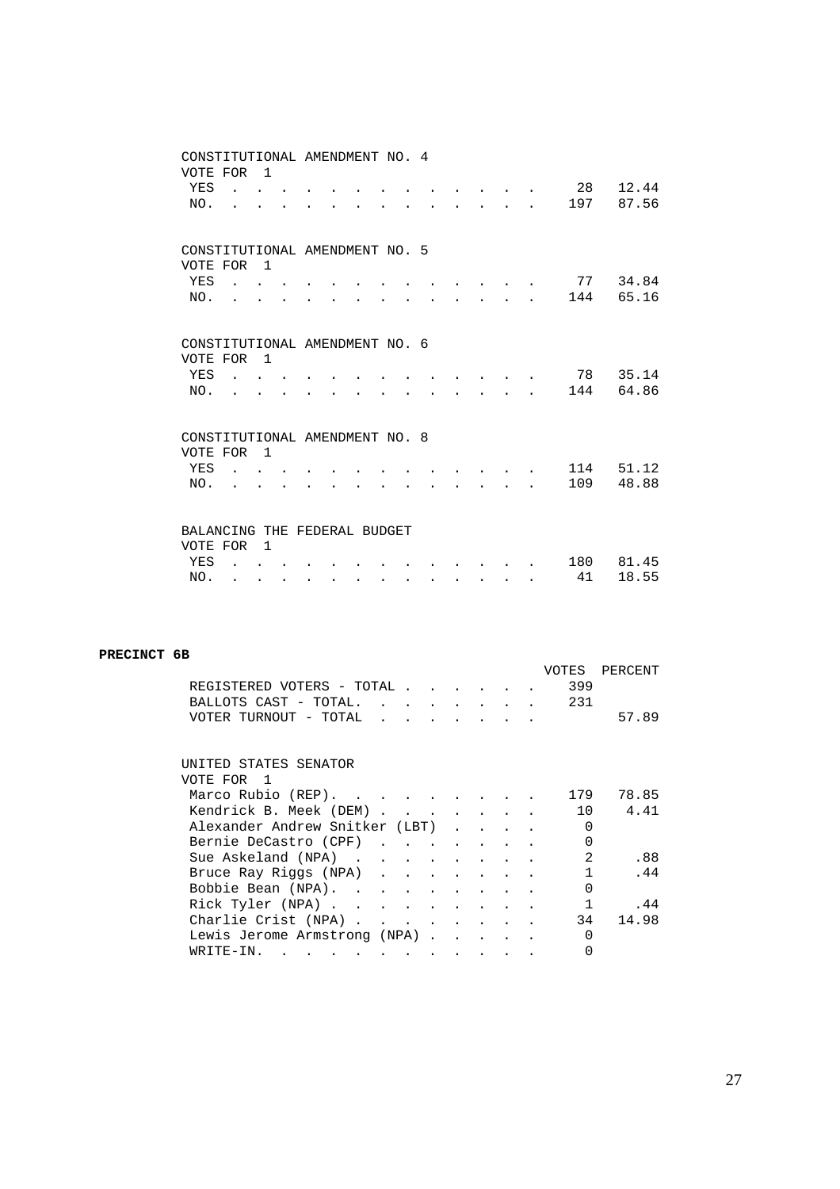CONSTITUTIONAL AMENDMENT NO. 4
VOTE FOR 1

| | VOTES | PERCENT |
|---|---|---|
| YES | 28 | 12.44 |
| NO. | 197 | 87.56 |

CONSTITUTIONAL AMENDMENT NO. 5
VOTE FOR 1

| | VOTES | PERCENT |
|---|---|---|
| YES | 77 | 34.84 |
| NO. | 144 | 65.16 |

CONSTITUTIONAL AMENDMENT NO. 6
VOTE FOR 1

| | VOTES | PERCENT |
|---|---|---|
| YES | 78 | 35.14 |
| NO. | 144 | 64.86 |

CONSTITUTIONAL AMENDMENT NO. 8
VOTE FOR 1

| | VOTES | PERCENT |
|---|---|---|
| YES | 114 | 51.12 |
| NO. | 109 | 48.88 |

BALANCING THE FEDERAL BUDGET
VOTE FOR 1

| | VOTES | PERCENT |
|---|---|---|
| YES | 180 | 81.45 |
| NO. | 41 | 18.55 |

## PRECINCT 6B

| | VOTES | PERCENT |
|---|---|---|
| REGISTERED VOTERS - TOTAL | 399 | |
| BALLOTS CAST - TOTAL. | 231 | |
| VOTER TURNOUT - TOTAL | | 57.89 |

UNITED STATES SENATOR
VOTE FOR 1

| | VOTES | PERCENT |
|---|---|---|
| Marco Rubio (REP). | 179 | 78.85 |
| Kendrick B. Meek (DEM) | 10 | 4.41 |
| Alexander Andrew Snitker (LBT) | 0 | |
| Bernie DeCastro (CPF) | 0 | |
| Sue Askeland (NPA) | 2 | .88 |
| Bruce Ray Riggs (NPA) | 1 | .44 |
| Bobbie Bean (NPA). | 0 | |
| Rick Tyler (NPA) | 1 | .44 |
| Charlie Crist (NPA) | 34 | 14.98 |
| Lewis Jerome Armstrong (NPA) | 0 | |
| WRITE-IN. | 0 | |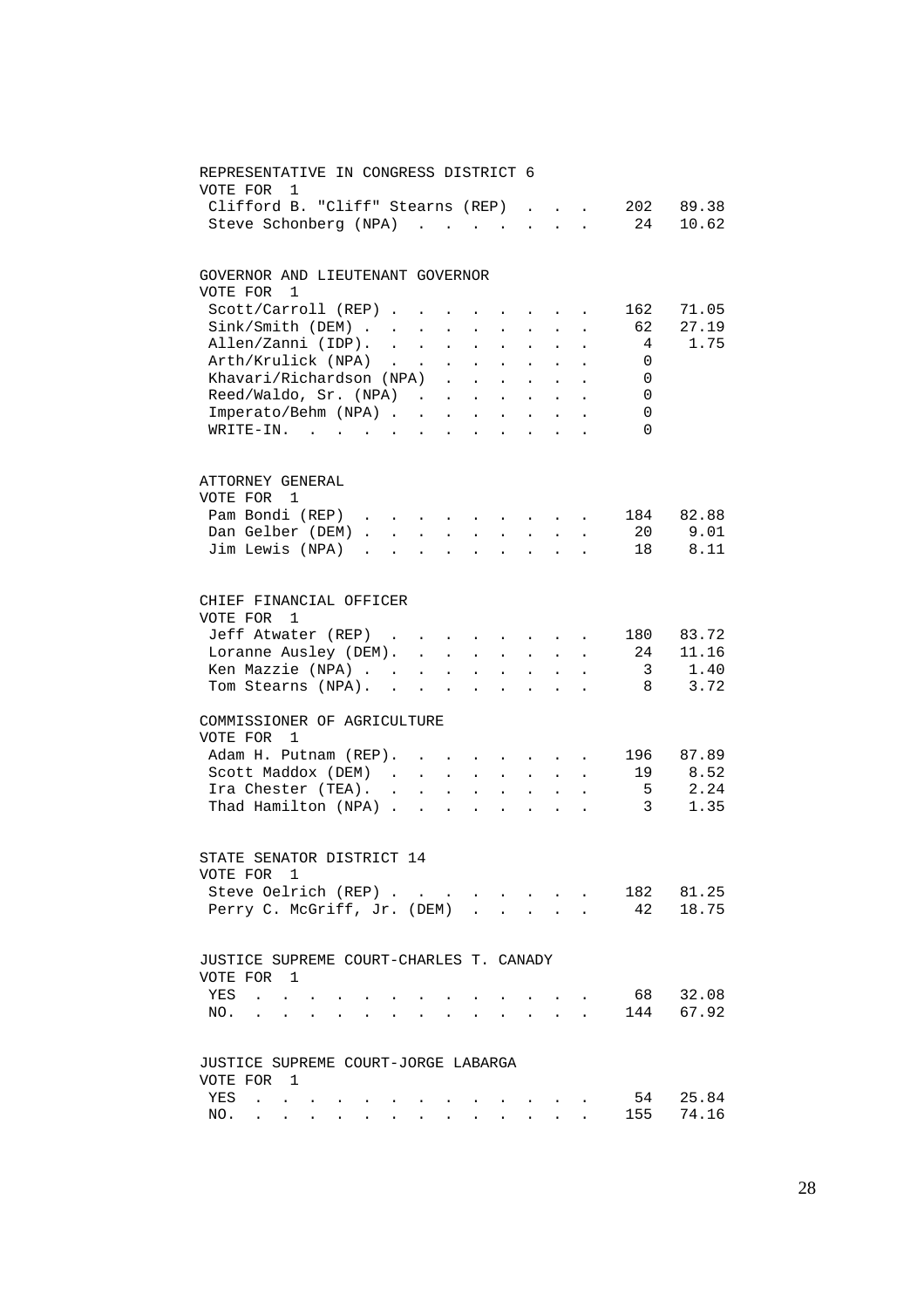## REPRESENTATIVE IN CONGRESS DISTRICT 6

VOTE FOR 1

| Candidate | Votes | Percent |
|---|---|---|
| Clifford B. "Cliff" Stearns (REP) | 202 | 89.38 |
| Steve Schonberg (NPA) | 24 | 10.62 |

## GOVERNOR AND LIEUTENANT GOVERNOR

VOTE FOR 1

| Candidate | Votes | Percent |
|---|---|---|
| Scott/Carroll (REP) | 162 | 71.05 |
| Sink/Smith (DEM) | 62 | 27.19 |
| Allen/Zanni (IDP) | 4 | 1.75 |
| Arth/Krulick (NPA) | 0 | |
| Khavari/Richardson (NPA) | 0 | |
| Reed/Waldo, Sr. (NPA) | 0 | |
| Imperato/Behm (NPA) | 0 | |
| WRITE-IN. | 0 | |

## ATTORNEY GENERAL

VOTE FOR 1

| Candidate | Votes | Percent |
|---|---|---|
| Pam Bondi (REP) | 184 | 82.88 |
| Dan Gelber (DEM) | 20 | 9.01 |
| Jim Lewis (NPA) | 18 | 8.11 |

## CHIEF FINANCIAL OFFICER

VOTE FOR 1

| Candidate | Votes | Percent |
|---|---|---|
| Jeff Atwater (REP) | 180 | 83.72 |
| Loranne Ausley (DEM) | 24 | 11.16 |
| Ken Mazzie (NPA) | 3 | 1.40 |
| Tom Stearns (NPA) | 8 | 3.72 |

## COMMISSIONER OF AGRICULTURE

VOTE FOR 1

| Candidate | Votes | Percent |
|---|---|---|
| Adam H. Putnam (REP) | 196 | 87.89 |
| Scott Maddox (DEM) | 19 | 8.52 |
| Ira Chester (TEA) | 5 | 2.24 |
| Thad Hamilton (NPA) | 3 | 1.35 |

## STATE SENATOR DISTRICT 14

VOTE FOR 1

| Candidate | Votes | Percent |
|---|---|---|
| Steve Oelrich (REP) | 182 | 81.25 |
| Perry C. McGriff, Jr. (DEM) | 42 | 18.75 |

## JUSTICE SUPREME COURT-CHARLES T. CANADY

VOTE FOR 1

| Choice | Votes | Percent |
|---|---|---|
| YES | 68 | 32.08 |
| NO. | 144 | 67.92 |

## JUSTICE SUPREME COURT-JORGE LABARGA

VOTE FOR 1

| Choice | Votes | Percent |
|---|---|---|
| YES | 54 | 25.84 |
| NO. | 155 | 74.16 |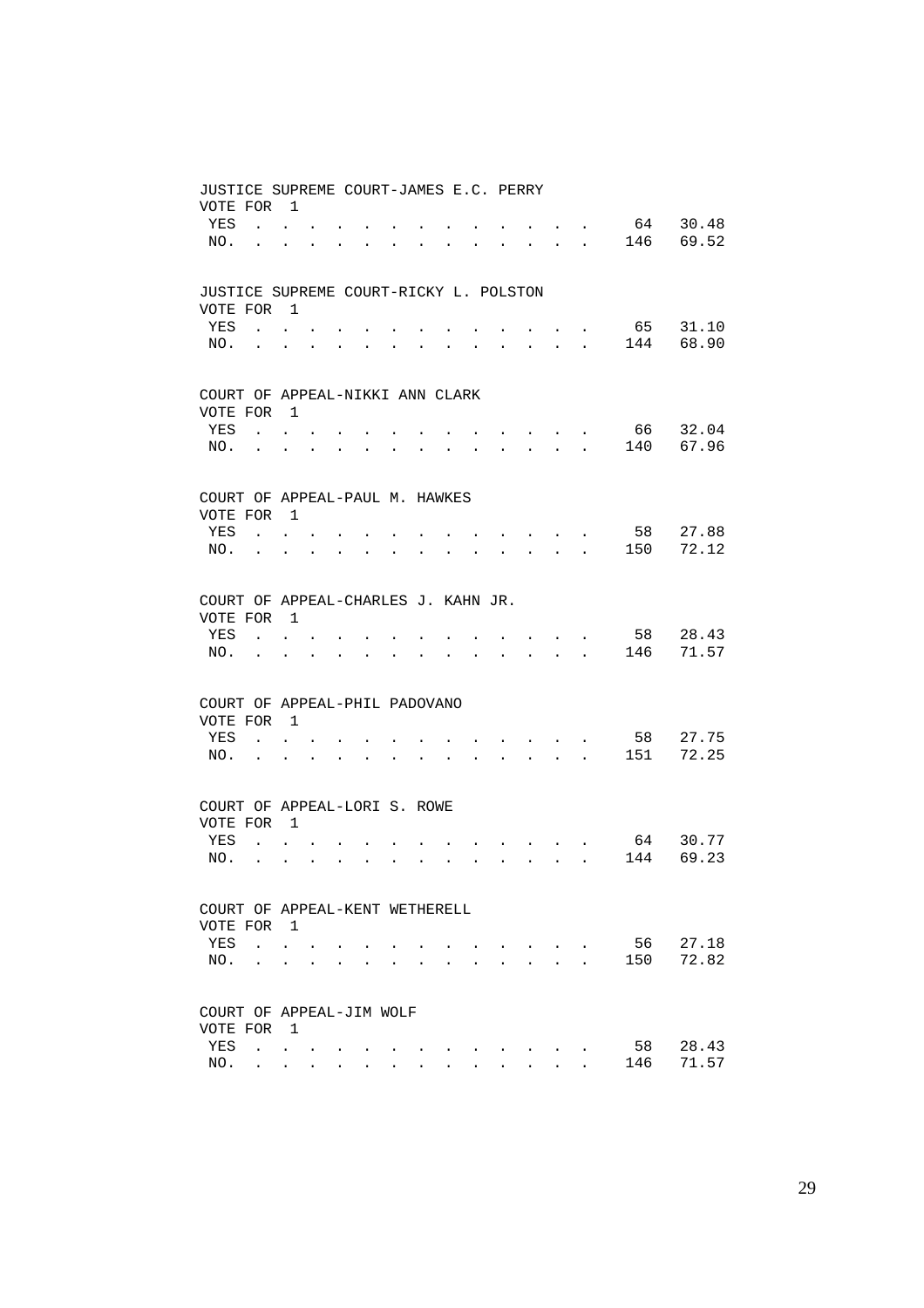JUSTICE SUPREME COURT-JAMES E.C. PERRY
VOTE FOR 1

| | | |
|---|---|---|
| YES | 64 | 30.48 |
| NO. | 146 | 69.52 |

JUSTICE SUPREME COURT-RICKY L. POLSTON
VOTE FOR 1

| | | |
|---|---|---|
| YES | 65 | 31.10 |
| NO. | 144 | 68.90 |

COURT OF APPEAL-NIKKI ANN CLARK
VOTE FOR 1

| | | |
|---|---|---|
| YES | 66 | 32.04 |
| NO. | 140 | 67.96 |

COURT OF APPEAL-PAUL M. HAWKES
VOTE FOR 1

| | | |
|---|---|---|
| YES | 58 | 27.88 |
| NO. | 150 | 72.12 |

COURT OF APPEAL-CHARLES J. KAHN JR.
VOTE FOR 1

| | | |
|---|---|---|
| YES | 58 | 28.43 |
| NO. | 146 | 71.57 |

COURT OF APPEAL-PHIL PADOVANO
VOTE FOR 1

| | | |
|---|---|---|
| YES | 58 | 27.75 |
| NO. | 151 | 72.25 |

COURT OF APPEAL-LORI S. ROWE
VOTE FOR 1

| | | |
|---|---|---|
| YES | 64 | 30.77 |
| NO. | 144 | 69.23 |

COURT OF APPEAL-KENT WETHERELL
VOTE FOR 1

| | | |
|---|---|---|
| YES | 56 | 27.18 |
| NO. | 150 | 72.82 |

COURT OF APPEAL-JIM WOLF
VOTE FOR 1

| | | |
|---|---|---|
| YES | 58 | 28.43 |
| NO. | 146 | 71.57 |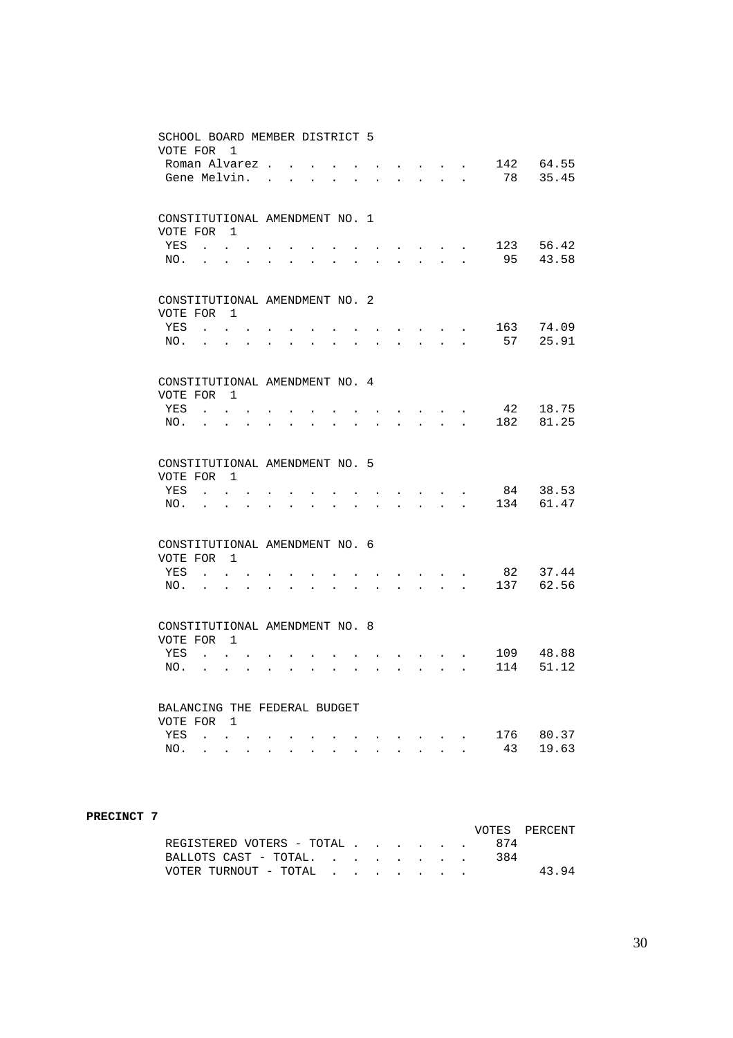SCHOOL BOARD MEMBER DISTRICT 5
VOTE FOR 1

| | | |
|---|---|---|
| Roman Alvarez | 142 | 64.55 |
| Gene Melvin. | 78 | 35.45 |

CONSTITUTIONAL AMENDMENT NO. 1
VOTE FOR 1

| | | |
|---|---|---|
| YES | 123 | 56.42 |
| NO. | 95 | 43.58 |

CONSTITUTIONAL AMENDMENT NO. 2
VOTE FOR 1

| | | |
|---|---|---|
| YES | 163 | 74.09 |
| NO. | 57 | 25.91 |

CONSTITUTIONAL AMENDMENT NO. 4
VOTE FOR 1

| | | |
|---|---|---|
| YES | 42 | 18.75 |
| NO. | 182 | 81.25 |

CONSTITUTIONAL AMENDMENT NO. 5
VOTE FOR 1

| | | |
|---|---|---|
| YES | 84 | 38.53 |
| NO. | 134 | 61.47 |

CONSTITUTIONAL AMENDMENT NO. 6
VOTE FOR 1

| | | |
|---|---|---|
| YES | 82 | 37.44 |
| NO. | 137 | 62.56 |

CONSTITUTIONAL AMENDMENT NO. 8
VOTE FOR 1

| | | |
|---|---|---|
| YES | 109 | 48.88 |
| NO. | 114 | 51.12 |

BALANCING THE FEDERAL BUDGET
VOTE FOR 1

| | | |
|---|---|---|
| YES | 176 | 80.37 |
| NO. | 43 | 19.63 |

**PRECINCT 7**

| | VOTES | PERCENT |
|---|---|---|
| REGISTERED VOTERS - TOTAL | 874 | |
| BALLOTS CAST - TOTAL. | 384 | |
| VOTER TURNOUT - TOTAL | | 43.94 |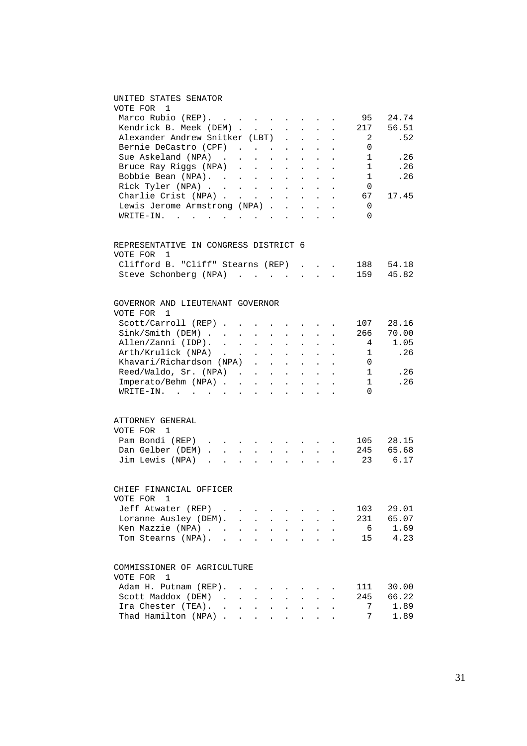UNITED STATES SENATOR
VOTE FOR 1

| Candidate | Votes | Percent |
|---|---|---|
| Marco Rubio (REP) | 95 | 24.74 |
| Kendrick B. Meek (DEM) | 217 | 56.51 |
| Alexander Andrew Snitker (LBT) | 2 | .52 |
| Bernie DeCastro (CPF) | 0 | |
| Sue Askeland (NPA) | 1 | .26 |
| Bruce Ray Riggs (NPA) | 1 | .26 |
| Bobbie Bean (NPA) | 1 | .26 |
| Rick Tyler (NPA) | 0 | |
| Charlie Crist (NPA) | 67 | 17.45 |
| Lewis Jerome Armstrong (NPA) | 0 | |
| WRITE-IN | 0 | |

REPRESENTATIVE IN CONGRESS DISTRICT 6
VOTE FOR 1

| Candidate | Votes | Percent |
|---|---|---|
| Clifford B. "Cliff" Stearns (REP) | 188 | 54.18 |
| Steve Schonberg (NPA) | 159 | 45.82 |

GOVERNOR AND LIEUTENANT GOVERNOR
VOTE FOR 1

| Candidate | Votes | Percent |
|---|---|---|
| Scott/Carroll (REP) | 107 | 28.16 |
| Sink/Smith (DEM) | 266 | 70.00 |
| Allen/Zanni (IDP) | 4 | 1.05 |
| Arth/Krulick (NPA) | 1 | .26 |
| Khavari/Richardson (NPA) | 0 | |
| Reed/Waldo, Sr. (NPA) | 1 | .26 |
| Imperato/Behm (NPA) | 1 | .26 |
| WRITE-IN | 0 | |

ATTORNEY GENERAL
VOTE FOR 1

| Candidate | Votes | Percent |
|---|---|---|
| Pam Bondi (REP) | 105 | 28.15 |
| Dan Gelber (DEM) | 245 | 65.68 |
| Jim Lewis (NPA) | 23 | 6.17 |

CHIEF FINANCIAL OFFICER
VOTE FOR 1

| Candidate | Votes | Percent |
|---|---|---|
| Jeff Atwater (REP) | 103 | 29.01 |
| Loranne Ausley (DEM) | 231 | 65.07 |
| Ken Mazzie (NPA) | 6 | 1.69 |
| Tom Stearns (NPA) | 15 | 4.23 |

COMMISSIONER OF AGRICULTURE
VOTE FOR 1

| Candidate | Votes | Percent |
|---|---|---|
| Adam H. Putnam (REP) | 111 | 30.00 |
| Scott Maddox (DEM) | 245 | 66.22 |
| Ira Chester (TEA) | 7 | 1.89 |
| Thad Hamilton (NPA) | 7 | 1.89 |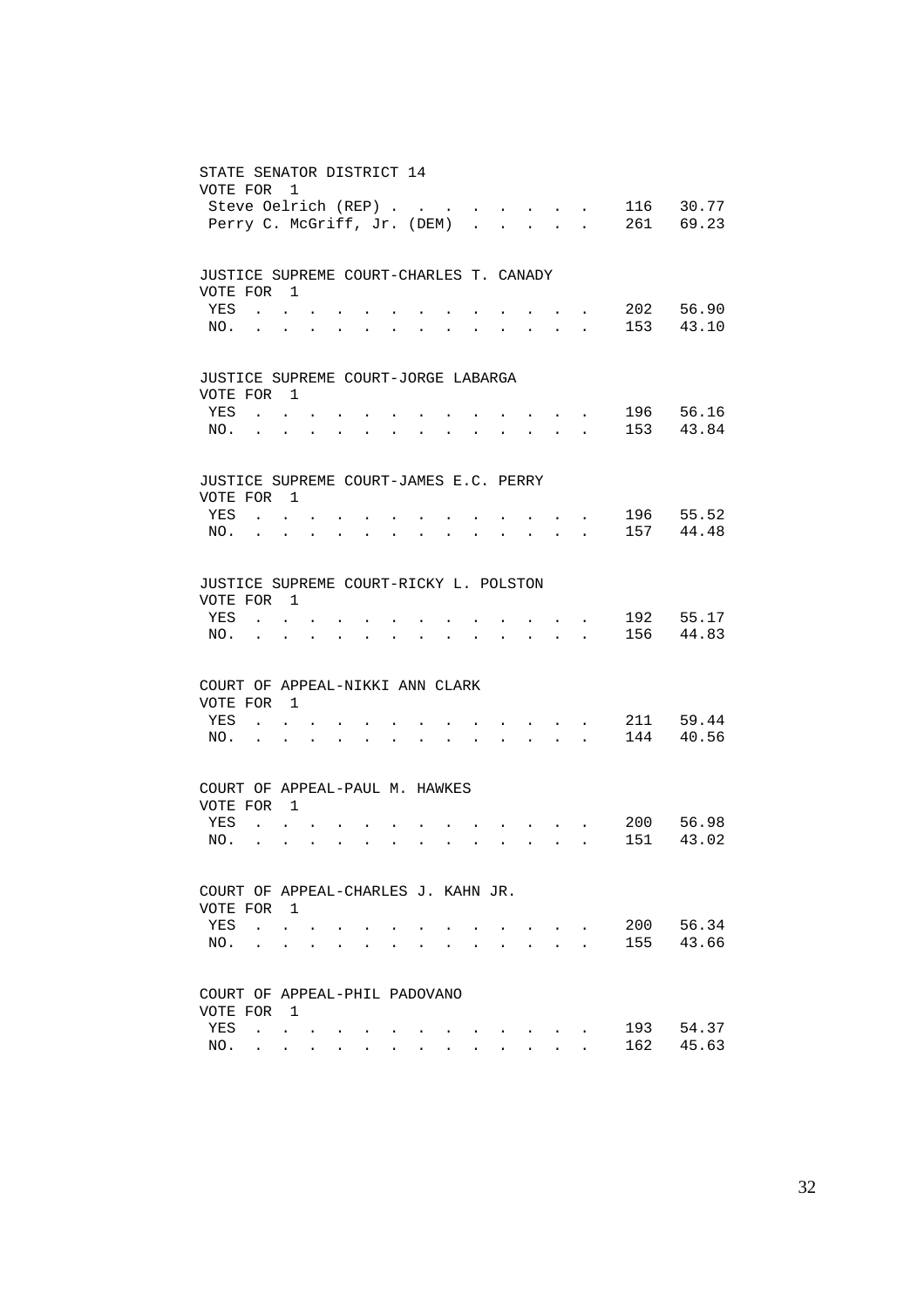STATE SENATOR DISTRICT 14
VOTE FOR 1

| Candidate | Votes | Percent |
|---|---|---|
| Steve Oelrich (REP) | 116 | 30.77 |
| Perry C. McGriff, Jr. (DEM) | 261 | 69.23 |

JUSTICE SUPREME COURT-CHARLES T. CANADY
VOTE FOR 1

| Choice | Votes | Percent |
|---|---|---|
| YES | 202 | 56.90 |
| NO. | 153 | 43.10 |

JUSTICE SUPREME COURT-JORGE LABARGA
VOTE FOR 1

| Choice | Votes | Percent |
|---|---|---|
| YES | 196 | 56.16 |
| NO. | 153 | 43.84 |

JUSTICE SUPREME COURT-JAMES E.C. PERRY
VOTE FOR 1

| Choice | Votes | Percent |
|---|---|---|
| YES | 196 | 55.52 |
| NO. | 157 | 44.48 |

JUSTICE SUPREME COURT-RICKY L. POLSTON
VOTE FOR 1

| Choice | Votes | Percent |
|---|---|---|
| YES | 192 | 55.17 |
| NO. | 156 | 44.83 |

COURT OF APPEAL-NIKKI ANN CLARK
VOTE FOR 1

| Choice | Votes | Percent |
|---|---|---|
| YES | 211 | 59.44 |
| NO. | 144 | 40.56 |

COURT OF APPEAL-PAUL M. HAWKES
VOTE FOR 1

| Choice | Votes | Percent |
|---|---|---|
| YES | 200 | 56.98 |
| NO. | 151 | 43.02 |

COURT OF APPEAL-CHARLES J. KAHN JR.
VOTE FOR 1

| Choice | Votes | Percent |
|---|---|---|
| YES | 200 | 56.34 |
| NO. | 155 | 43.66 |

COURT OF APPEAL-PHIL PADOVANO
VOTE FOR 1

| Choice | Votes | Percent |
|---|---|---|
| YES | 193 | 54.37 |
| NO. | 162 | 45.63 |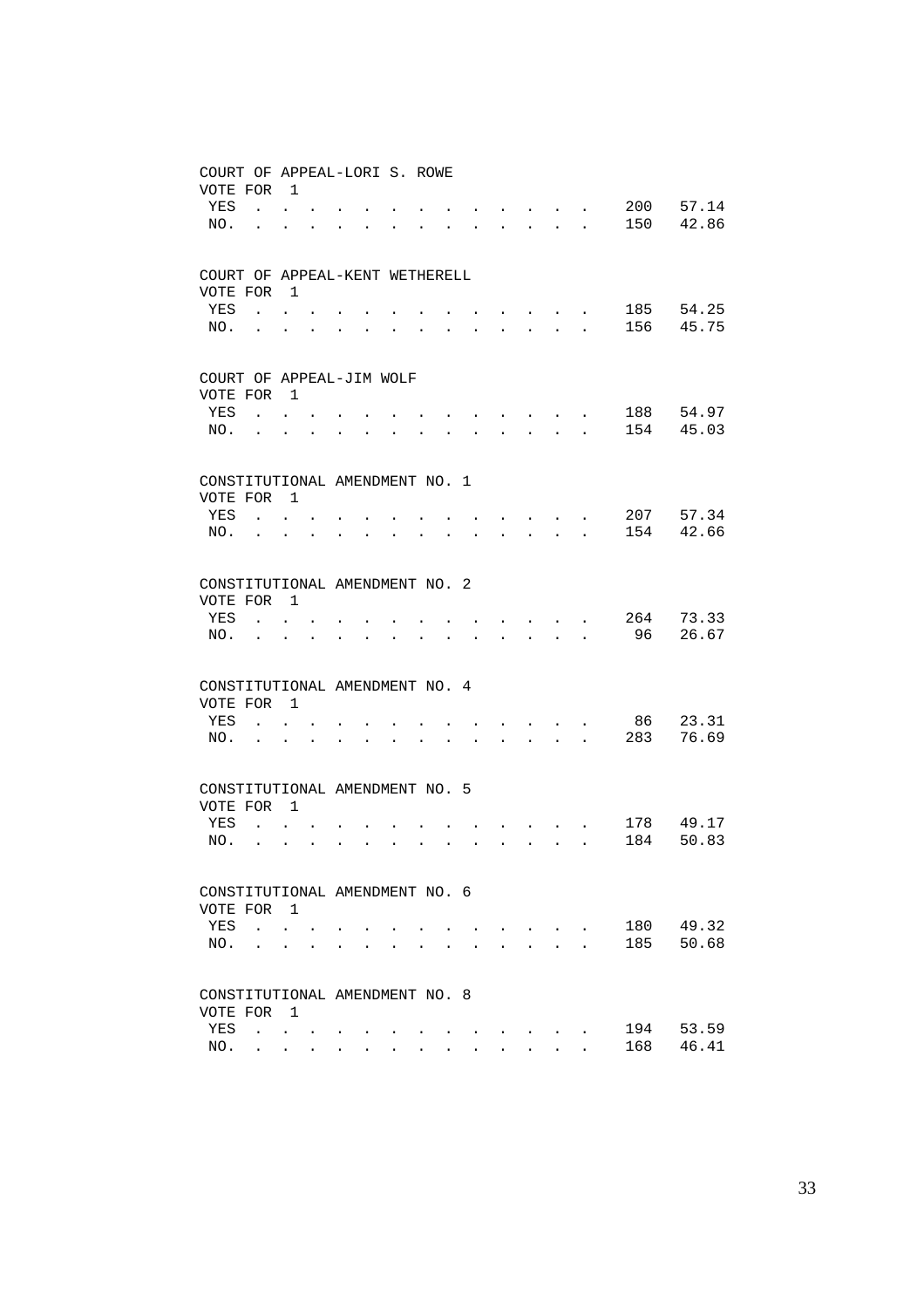COURT OF APPEAL-LORI S. ROWE
VOTE FOR 1

| | | |
|---|---|---|
| YES | 200 | 57.14 |
| NO. | 150 | 42.86 |

COURT OF APPEAL-KENT WETHERELL
VOTE FOR 1

| | | |
|---|---|---|
| YES | 185 | 54.25 |
| NO. | 156 | 45.75 |

COURT OF APPEAL-JIM WOLF
VOTE FOR 1

| | | |
|---|---|---|
| YES | 188 | 54.97 |
| NO. | 154 | 45.03 |

CONSTITUTIONAL AMENDMENT NO. 1
VOTE FOR 1

| | | |
|---|---|---|
| YES | 207 | 57.34 |
| NO. | 154 | 42.66 |

CONSTITUTIONAL AMENDMENT NO. 2
VOTE FOR 1

| | | |
|---|---|---|
| YES | 264 | 73.33 |
| NO. | 96 | 26.67 |

CONSTITUTIONAL AMENDMENT NO. 4
VOTE FOR 1

| | | |
|---|---|---|
| YES | 86 | 23.31 |
| NO. | 283 | 76.69 |

CONSTITUTIONAL AMENDMENT NO. 5
VOTE FOR 1

| | | |
|---|---|---|
| YES | 178 | 49.17 |
| NO. | 184 | 50.83 |

CONSTITUTIONAL AMENDMENT NO. 6
VOTE FOR 1

| | | |
|---|---|---|
| YES | 180 | 49.32 |
| NO. | 185 | 50.68 |

CONSTITUTIONAL AMENDMENT NO. 8
VOTE FOR 1

| | | |
|---|---|---|
| YES | 194 | 53.59 |
| NO. | 168 | 46.41 |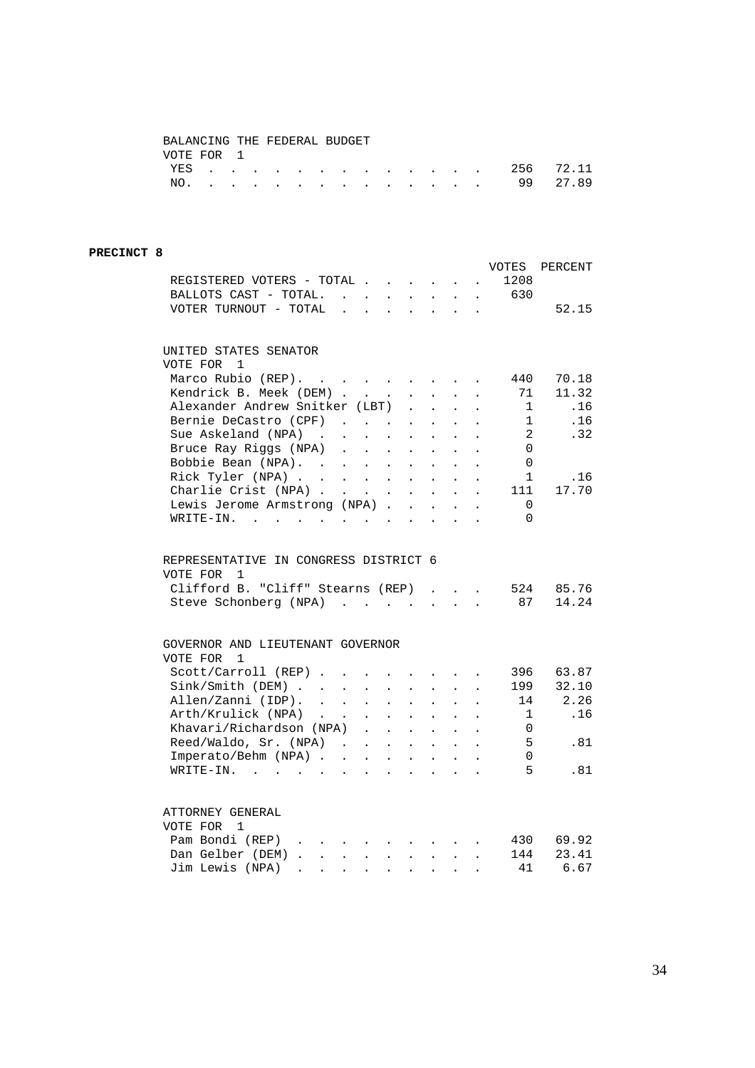BALANCING THE FEDERAL BUDGET
VOTE FOR 1

| | | |
|---|---|---|
| YES | 256 | 72.11 |
| NO. | 99 | 27.89 |

**PRECINCT 8**

| | VOTES | PERCENT |
|---|---|---|
| REGISTERED VOTERS - TOTAL | 1208 | |
| BALLOTS CAST - TOTAL. | 630 | |
| VOTER TURNOUT - TOTAL | | 52.15 |

UNITED STATES SENATOR
VOTE FOR 1

| | | |
|---|---|---|
| Marco Rubio (REP). | 440 | 70.18 |
| Kendrick B. Meek (DEM) | 71 | 11.32 |
| Alexander Andrew Snitker (LBT) | 1 | .16 |
| Bernie DeCastro (CPF) | 1 | .16 |
| Sue Askeland (NPA) | 2 | .32 |
| Bruce Ray Riggs (NPA) | 0 | |
| Bobbie Bean (NPA). | 0 | |
| Rick Tyler (NPA) | 1 | .16 |
| Charlie Crist (NPA) | 111 | 17.70 |
| Lewis Jerome Armstrong (NPA) | 0 | |
| WRITE-IN. | 0 | |

REPRESENTATIVE IN CONGRESS DISTRICT 6
VOTE FOR 1

| | | |
|---|---|---|
| Clifford B. "Cliff" Stearns (REP) | 524 | 85.76 |
| Steve Schonberg (NPA) | 87 | 14.24 |

GOVERNOR AND LIEUTENANT GOVERNOR
VOTE FOR 1

| | | |
|---|---|---|
| Scott/Carroll (REP) | 396 | 63.87 |
| Sink/Smith (DEM) | 199 | 32.10 |
| Allen/Zanni (IDP). | 14 | 2.26 |
| Arth/Krulick (NPA) | 1 | .16 |
| Khavari/Richardson (NPA) | 0 | |
| Reed/Waldo, Sr. (NPA) | 5 | .81 |
| Imperato/Behm (NPA) | 0 | |
| WRITE-IN. | 5 | .81 |

ATTORNEY GENERAL
VOTE FOR 1

| | | |
|---|---|---|
| Pam Bondi (REP) | 430 | 69.92 |
| Dan Gelber (DEM) | 144 | 23.41 |
| Jim Lewis (NPA) | 41 | 6.67 |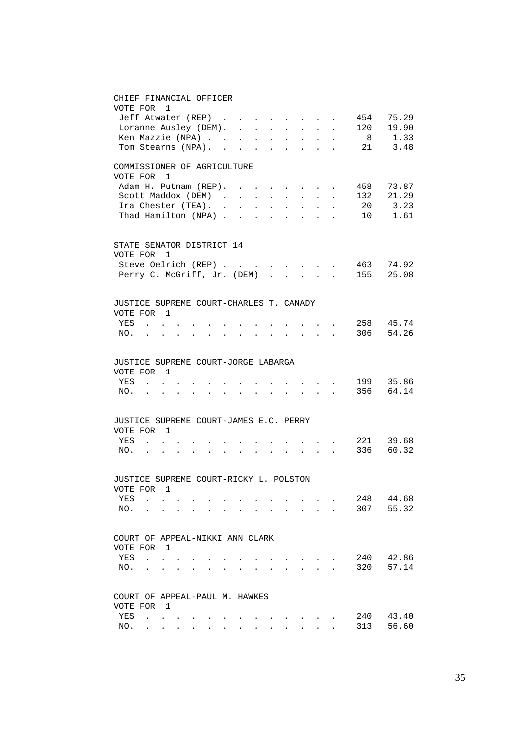## CHIEF FINANCIAL OFFICER

VOTE FOR 1

| Candidate | Votes | Percent |
|---|---|---|
| Jeff Atwater (REP) | 454 | 75.29 |
| Loranne Ausley (DEM) | 120 | 19.90 |
| Ken Mazzie (NPA) | 8 | 1.33 |
| Tom Stearns (NPA) | 21 | 3.48 |

## COMMISSIONER OF AGRICULTURE

VOTE FOR 1

| Candidate | Votes | Percent |
|---|---|---|
| Adam H. Putnam (REP) | 458 | 73.87 |
| Scott Maddox (DEM) | 132 | 21.29 |
| Ira Chester (TEA) | 20 | 3.23 |
| Thad Hamilton (NPA) | 10 | 1.61 |

## STATE SENATOR DISTRICT 14

VOTE FOR 1

| Candidate | Votes | Percent |
|---|---|---|
| Steve Oelrich (REP) | 463 | 74.92 |
| Perry C. McGriff, Jr. (DEM) | 155 | 25.08 |

## JUSTICE SUPREME COURT-CHARLES T. CANADY

VOTE FOR 1

| Choice | Votes | Percent |
|---|---|---|
| YES | 258 | 45.74 |
| NO | 306 | 54.26 |

## JUSTICE SUPREME COURT-JORGE LABARGA

VOTE FOR 1

| Choice | Votes | Percent |
|---|---|---|
| YES | 199 | 35.86 |
| NO | 356 | 64.14 |

## JUSTICE SUPREME COURT-JAMES E.C. PERRY

VOTE FOR 1

| Choice | Votes | Percent |
|---|---|---|
| YES | 221 | 39.68 |
| NO | 336 | 60.32 |

## JUSTICE SUPREME COURT-RICKY L. POLSTON

VOTE FOR 1

| Choice | Votes | Percent |
|---|---|---|
| YES | 248 | 44.68 |
| NO | 307 | 55.32 |

## COURT OF APPEAL-NIKKI ANN CLARK

VOTE FOR 1

| Choice | Votes | Percent |
|---|---|---|
| YES | 240 | 42.86 |
| NO | 320 | 57.14 |

## COURT OF APPEAL-PAUL M. HAWKES

VOTE FOR 1

| Choice | Votes | Percent |
|---|---|---|
| YES | 240 | 43.40 |
| NO | 313 | 56.60 |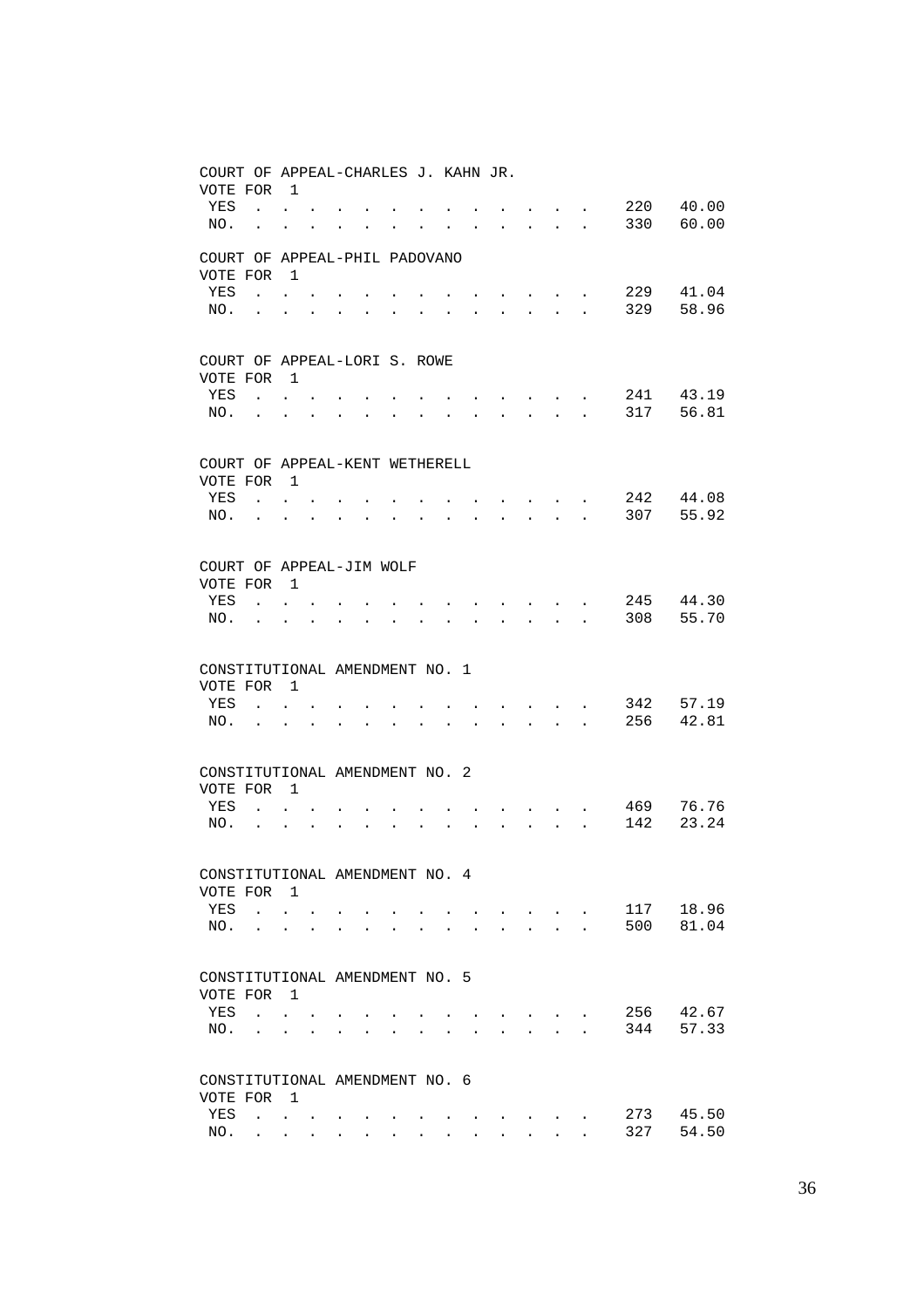COURT OF APPEAL-CHARLES J. KAHN JR.
VOTE FOR 1

| | | |
|---|---|---|
| YES | 220 | 40.00 |
| NO. | 330 | 60.00 |

COURT OF APPEAL-PHIL PADOVANO
VOTE FOR 1

| | | |
|---|---|---|
| YES | 229 | 41.04 |
| NO. | 329 | 58.96 |

COURT OF APPEAL-LORI S. ROWE
VOTE FOR 1

| | | |
|---|---|---|
| YES | 241 | 43.19 |
| NO. | 317 | 56.81 |

COURT OF APPEAL-KENT WETHERELL
VOTE FOR 1

| | | |
|---|---|---|
| YES | 242 | 44.08 |
| NO. | 307 | 55.92 |

COURT OF APPEAL-JIM WOLF
VOTE FOR 1

| | | |
|---|---|---|
| YES | 245 | 44.30 |
| NO. | 308 | 55.70 |

CONSTITUTIONAL AMENDMENT NO. 1
VOTE FOR 1

| | | |
|---|---|---|
| YES | 342 | 57.19 |
| NO. | 256 | 42.81 |

CONSTITUTIONAL AMENDMENT NO. 2
VOTE FOR 1

| | | |
|---|---|---|
| YES | 469 | 76.76 |
| NO. | 142 | 23.24 |

CONSTITUTIONAL AMENDMENT NO. 4
VOTE FOR 1

| | | |
|---|---|---|
| YES | 117 | 18.96 |
| NO. | 500 | 81.04 |

CONSTITUTIONAL AMENDMENT NO. 5
VOTE FOR 1

| | | |
|---|---|---|
| YES | 256 | 42.67 |
| NO. | 344 | 57.33 |

CONSTITUTIONAL AMENDMENT NO. 6
VOTE FOR 1

| | | |
|---|---|---|
| YES | 273 | 45.50 |
| NO. | 327 | 54.50 |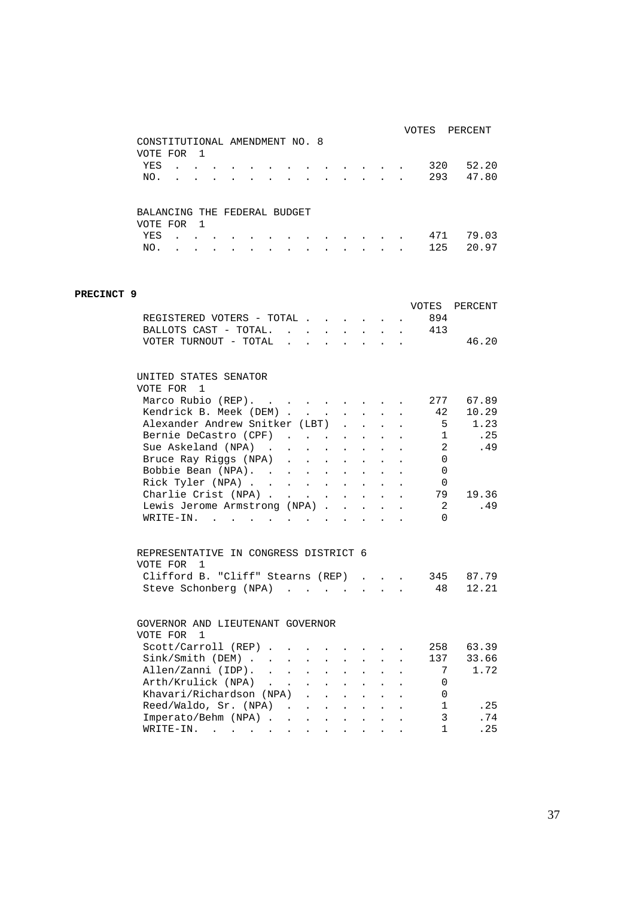| | VOTES | PERCENT |
|---|---|---|
| **CONSTITUTIONAL AMENDMENT NO. 8** | | |
| VOTE FOR 1 | | |
| YES | 320 | 52.20 |
| NO. | 293 | 47.80 |

| | VOTES | PERCENT |
|---|---|---|
| **BALANCING THE FEDERAL BUDGET** | | |
| VOTE FOR 1 | | |
| YES | 471 | 79.03 |
| NO. | 125 | 20.97 |

## PRECINCT 9

| | VOTES | PERCENT |
|---|---|---|
| REGISTERED VOTERS - TOTAL | 894 | |
| BALLOTS CAST - TOTAL. | 413 | |
| VOTER TURNOUT - TOTAL | | 46.20 |

| | VOTES | PERCENT |
|---|---|---|
| **UNITED STATES SENATOR** | | |
| VOTE FOR 1 | | |
| Marco Rubio (REP). | 277 | 67.89 |
| Kendrick B. Meek (DEM) | 42 | 10.29 |
| Alexander Andrew Snitker (LBT) | 5 | 1.23 |
| Bernie DeCastro (CPF) | 1 | .25 |
| Sue Askeland (NPA) | 2 | .49 |
| Bruce Ray Riggs (NPA) | 0 | |
| Bobbie Bean (NPA). | 0 | |
| Rick Tyler (NPA) | 0 | |
| Charlie Crist (NPA) | 79 | 19.36 |
| Lewis Jerome Armstrong (NPA) | 2 | .49 |
| WRITE-IN. | 0 | |

| | VOTES | PERCENT |
|---|---|---|
| **REPRESENTATIVE IN CONGRESS DISTRICT 6** | | |
| VOTE FOR 1 | | |
| Clifford B. "Cliff" Stearns (REP) | 345 | 87.79 |
| Steve Schonberg (NPA) | 48 | 12.21 |

| | VOTES | PERCENT |
|---|---|---|
| **GOVERNOR AND LIEUTENANT GOVERNOR** | | |
| VOTE FOR 1 | | |
| Scott/Carroll (REP) | 258 | 63.39 |
| Sink/Smith (DEM) | 137 | 33.66 |
| Allen/Zanni (IDP). | 7 | 1.72 |
| Arth/Krulick (NPA) | 0 | |
| Khavari/Richardson (NPA) | 0 | |
| Reed/Waldo, Sr. (NPA) | 1 | .25 |
| Imperato/Behm (NPA) | 3 | .74 |
| WRITE-IN. | 1 | .25 |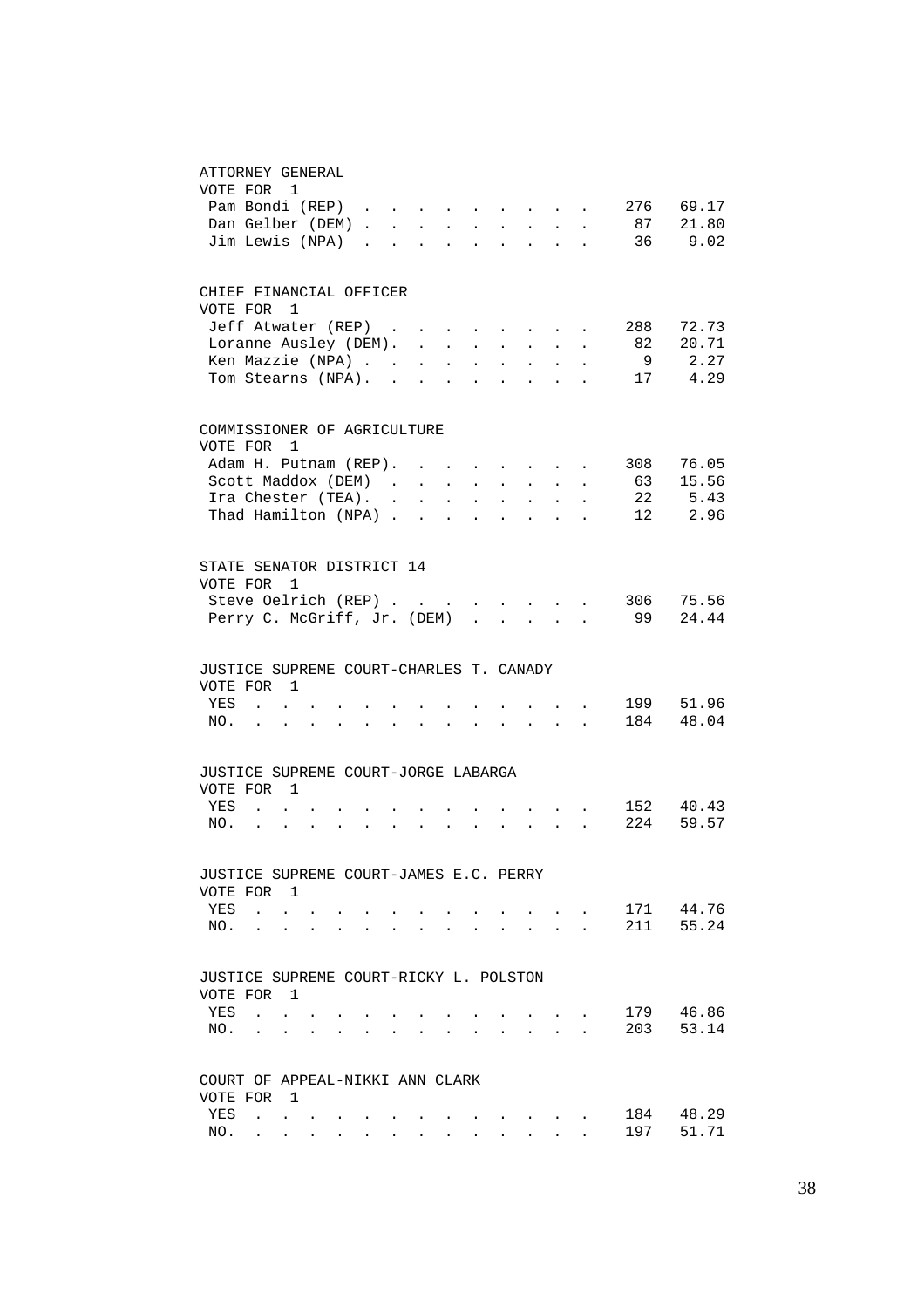ATTORNEY GENERAL
VOTE FOR 1

| Candidate | Votes | Percent |
|---|---|---|
| Pam Bondi (REP) | 276 | 69.17 |
| Dan Gelber (DEM) | 87 | 21.80 |
| Jim Lewis (NPA) | 36 | 9.02 |

CHIEF FINANCIAL OFFICER
VOTE FOR 1

| Candidate | Votes | Percent |
|---|---|---|
| Jeff Atwater (REP) | 288 | 72.73 |
| Loranne Ausley (DEM) | 82 | 20.71 |
| Ken Mazzie (NPA) | 9 | 2.27 |
| Tom Stearns (NPA) | 17 | 4.29 |

COMMISSIONER OF AGRICULTURE
VOTE FOR 1

| Candidate | Votes | Percent |
|---|---|---|
| Adam H. Putnam (REP) | 308 | 76.05 |
| Scott Maddox (DEM) | 63 | 15.56 |
| Ira Chester (TEA) | 22 | 5.43 |
| Thad Hamilton (NPA) | 12 | 2.96 |

STATE SENATOR DISTRICT 14
VOTE FOR 1

| Candidate | Votes | Percent |
|---|---|---|
| Steve Oelrich (REP) | 306 | 75.56 |
| Perry C. McGriff, Jr. (DEM) | 99 | 24.44 |

JUSTICE SUPREME COURT-CHARLES T. CANADY
VOTE FOR 1

| Choice | Votes | Percent |
|---|---|---|
| YES | 199 | 51.96 |
| NO | 184 | 48.04 |

JUSTICE SUPREME COURT-JORGE LABARGA
VOTE FOR 1

| Choice | Votes | Percent |
|---|---|---|
| YES | 152 | 40.43 |
| NO | 224 | 59.57 |

JUSTICE SUPREME COURT-JAMES E.C. PERRY
VOTE FOR 1

| Choice | Votes | Percent |
|---|---|---|
| YES | 171 | 44.76 |
| NO | 211 | 55.24 |

JUSTICE SUPREME COURT-RICKY L. POLSTON
VOTE FOR 1

| Choice | Votes | Percent |
|---|---|---|
| YES | 179 | 46.86 |
| NO | 203 | 53.14 |

COURT OF APPEAL-NIKKI ANN CLARK
VOTE FOR 1

| Choice | Votes | Percent |
|---|---|---|
| YES | 184 | 48.29 |
| NO | 197 | 51.71 |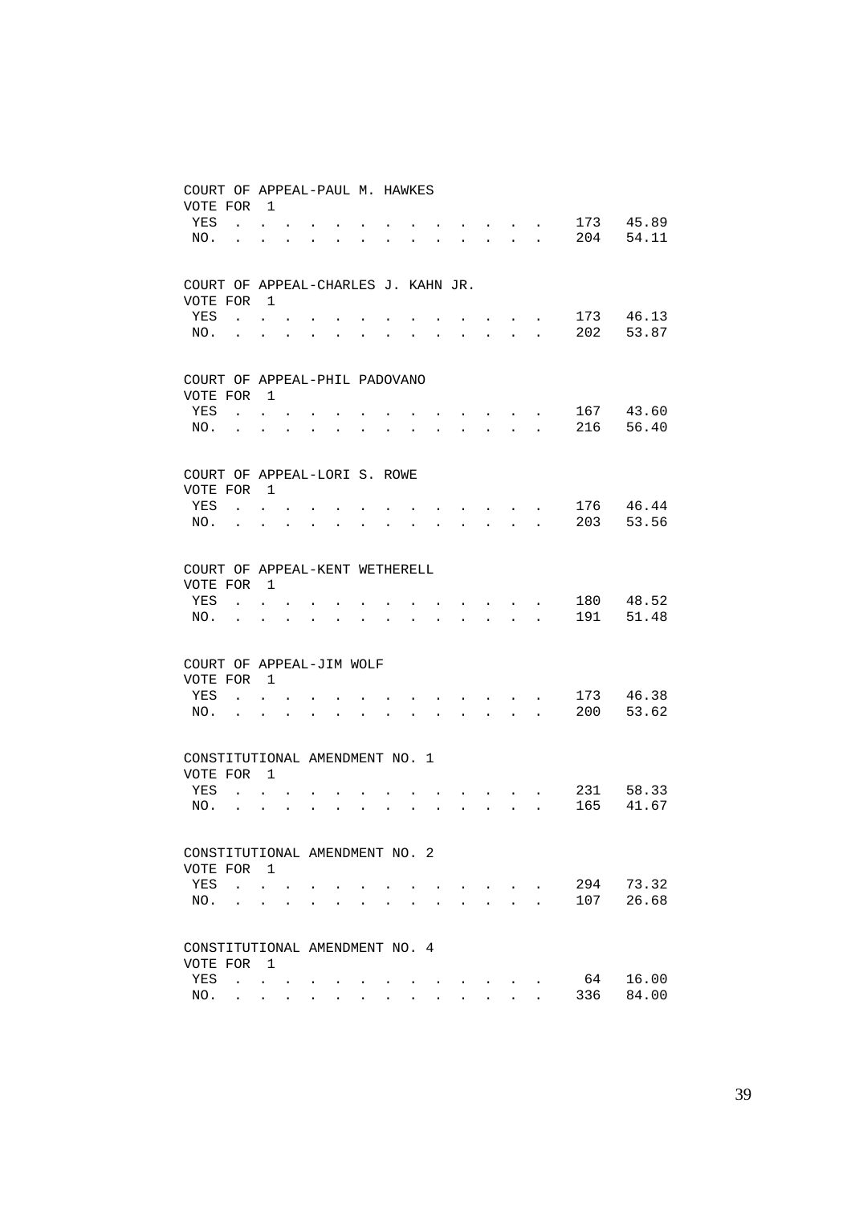COURT OF APPEAL-PAUL M. HAWKES
VOTE FOR 1

| | | |
|---|---|---|
| YES | 173 | 45.89 |
| NO. | 204 | 54.11 |

COURT OF APPEAL-CHARLES J. KAHN JR.
VOTE FOR 1

| | | |
|---|---|---|
| YES | 173 | 46.13 |
| NO. | 202 | 53.87 |

COURT OF APPEAL-PHIL PADOVANO
VOTE FOR 1

| | | |
|---|---|---|
| YES | 167 | 43.60 |
| NO. | 216 | 56.40 |

COURT OF APPEAL-LORI S. ROWE
VOTE FOR 1

| | | |
|---|---|---|
| YES | 176 | 46.44 |
| NO. | 203 | 53.56 |

COURT OF APPEAL-KENT WETHERELL
VOTE FOR 1

| | | |
|---|---|---|
| YES | 180 | 48.52 |
| NO. | 191 | 51.48 |

COURT OF APPEAL-JIM WOLF
VOTE FOR 1

| | | |
|---|---|---|
| YES | 173 | 46.38 |
| NO. | 200 | 53.62 |

CONSTITUTIONAL AMENDMENT NO. 1
VOTE FOR 1

| | | |
|---|---|---|
| YES | 231 | 58.33 |
| NO. | 165 | 41.67 |

CONSTITUTIONAL AMENDMENT NO. 2
VOTE FOR 1

| | | |
|---|---|---|
| YES | 294 | 73.32 |
| NO. | 107 | 26.68 |

CONSTITUTIONAL AMENDMENT NO. 4
VOTE FOR 1

| | | |
|---|---|---|
| YES | 64 | 16.00 |
| NO. | 336 | 84.00 |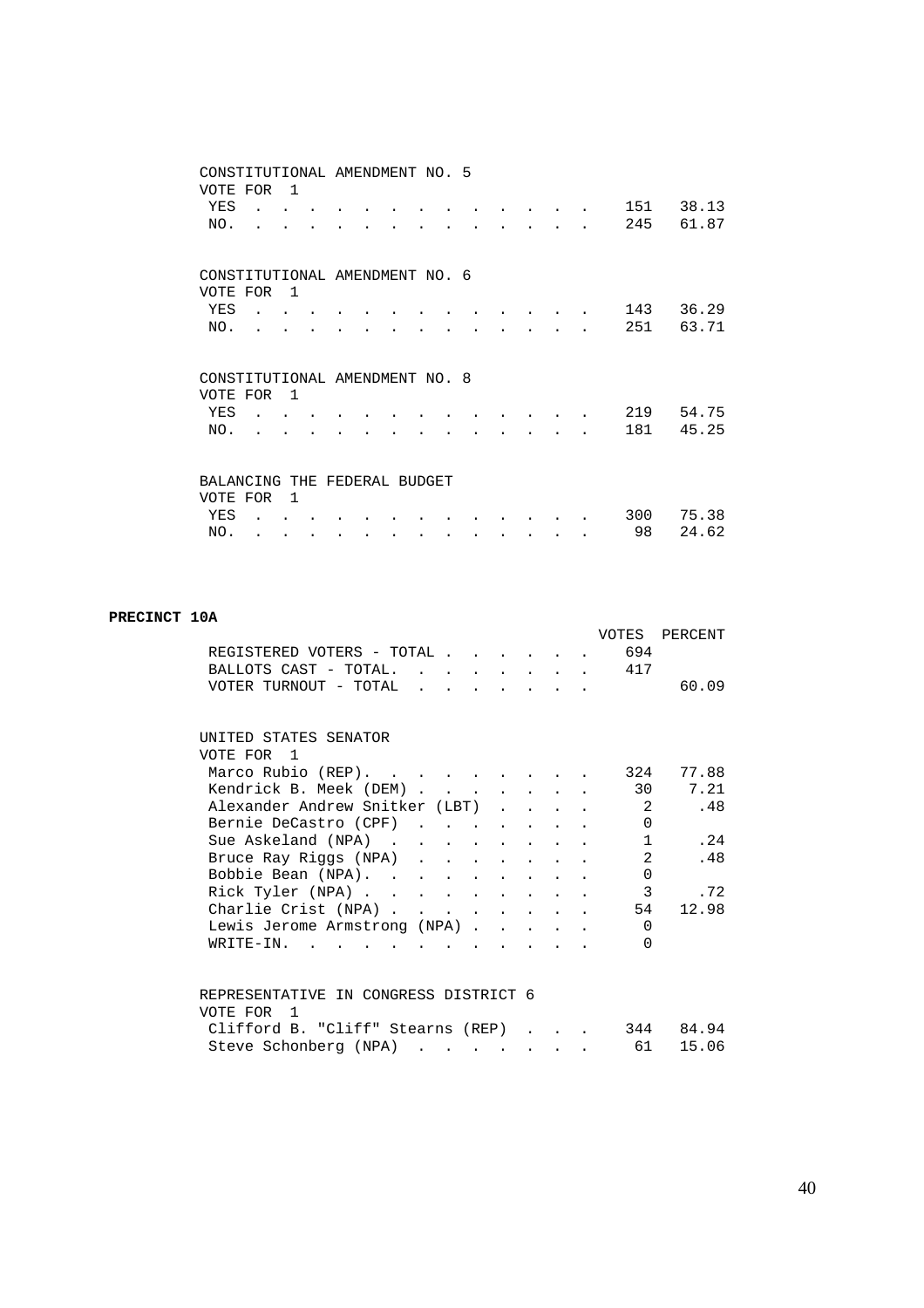CONSTITUTIONAL AMENDMENT NO. 5
VOTE FOR 1

| | | |
|---|---|---|
| YES | 151 | 38.13 |
| NO. | 245 | 61.87 |

CONSTITUTIONAL AMENDMENT NO. 6
VOTE FOR 1

| | | |
|---|---|---|
| YES | 143 | 36.29 |
| NO. | 251 | 63.71 |

CONSTITUTIONAL AMENDMENT NO. 8
VOTE FOR 1

| | | |
|---|---|---|
| YES | 219 | 54.75 |
| NO. | 181 | 45.25 |

BALANCING THE FEDERAL BUDGET
VOTE FOR 1

| | | |
|---|---|---|
| YES | 300 | 75.38 |
| NO. | 98 | 24.62 |

**PRECINCT 10A**

| | VOTES | PERCENT |
|---|---|---|
| REGISTERED VOTERS - TOTAL | 694 | |
| BALLOTS CAST - TOTAL. | 417 | |
| VOTER TURNOUT - TOTAL | | 60.09 |

UNITED STATES SENATOR
VOTE FOR 1

| | | |
|---|---|---|
| Marco Rubio (REP). | 324 | 77.88 |
| Kendrick B. Meek (DEM) | 30 | 7.21 |
| Alexander Andrew Snitker (LBT) | 2 | .48 |
| Bernie DeCastro (CPF) | 0 | |
| Sue Askeland (NPA) | 1 | .24 |
| Bruce Ray Riggs (NPA) | 2 | .48 |
| Bobbie Bean (NPA). | 0 | |
| Rick Tyler (NPA) | 3 | .72 |
| Charlie Crist (NPA) | 54 | 12.98 |
| Lewis Jerome Armstrong (NPA) | 0 | |
| WRITE-IN. | 0 | |

REPRESENTATIVE IN CONGRESS DISTRICT 6
VOTE FOR 1

| | | |
|---|---|---|
| Clifford B. "Cliff" Stearns (REP) | 344 | 84.94 |
| Steve Schonberg (NPA) | 61 | 15.06 |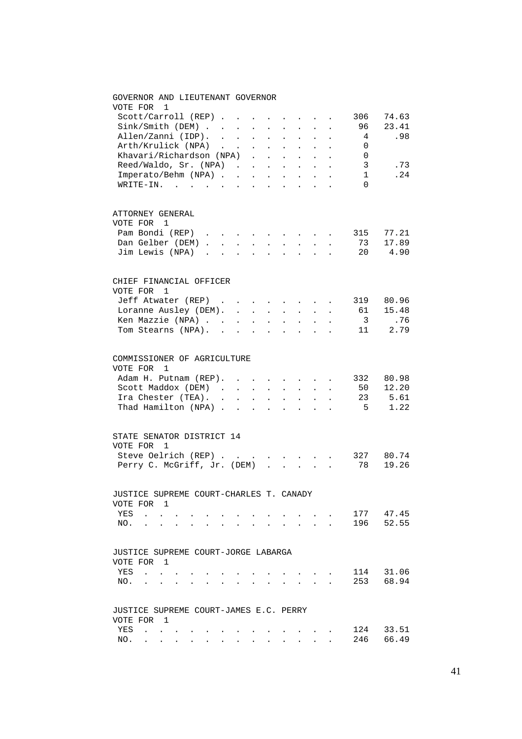### GOVERNOR AND LIEUTENANT GOVERNOR
VOTE FOR 1

| Candidate | Votes | Percent |
|---|---|---|
| Scott/Carroll (REP) | 306 | 74.63 |
| Sink/Smith (DEM) | 96 | 23.41 |
| Allen/Zanni (IDP) | 4 | .98 |
| Arth/Krulick (NPA) | 0 | |
| Khavari/Richardson (NPA) | 0 | |
| Reed/Waldo, Sr. (NPA) | 3 | .73 |
| Imperato/Behm (NPA) | 1 | .24 |
| WRITE-IN | 0 | |

### ATTORNEY GENERAL
VOTE FOR 1

| Candidate | Votes | Percent |
|---|---|---|
| Pam Bondi (REP) | 315 | 77.21 |
| Dan Gelber (DEM) | 73 | 17.89 |
| Jim Lewis (NPA) | 20 | 4.90 |

### CHIEF FINANCIAL OFFICER
VOTE FOR 1

| Candidate | Votes | Percent |
|---|---|---|
| Jeff Atwater (REP) | 319 | 80.96 |
| Loranne Ausley (DEM) | 61 | 15.48 |
| Ken Mazzie (NPA) | 3 | .76 |
| Tom Stearns (NPA) | 11 | 2.79 |

### COMMISSIONER OF AGRICULTURE
VOTE FOR 1

| Candidate | Votes | Percent |
|---|---|---|
| Adam H. Putnam (REP) | 332 | 80.98 |
| Scott Maddox (DEM) | 50 | 12.20 |
| Ira Chester (TEA) | 23 | 5.61 |
| Thad Hamilton (NPA) | 5 | 1.22 |

### STATE SENATOR DISTRICT 14
VOTE FOR 1

| Candidate | Votes | Percent |
|---|---|---|
| Steve Oelrich (REP) | 327 | 80.74 |
| Perry C. McGriff, Jr. (DEM) | 78 | 19.26 |

### JUSTICE SUPREME COURT-CHARLES T. CANADY
VOTE FOR 1

| Choice | Votes | Percent |
|---|---|---|
| YES | 177 | 47.45 |
| NO | 196 | 52.55 |

### JUSTICE SUPREME COURT-JORGE LABARGA
VOTE FOR 1

| Choice | Votes | Percent |
|---|---|---|
| YES | 114 | 31.06 |
| NO | 253 | 68.94 |

### JUSTICE SUPREME COURT-JAMES E.C. PERRY
VOTE FOR 1

| Choice | Votes | Percent |
|---|---|---|
| YES | 124 | 33.51 |
| NO | 246 | 66.49 |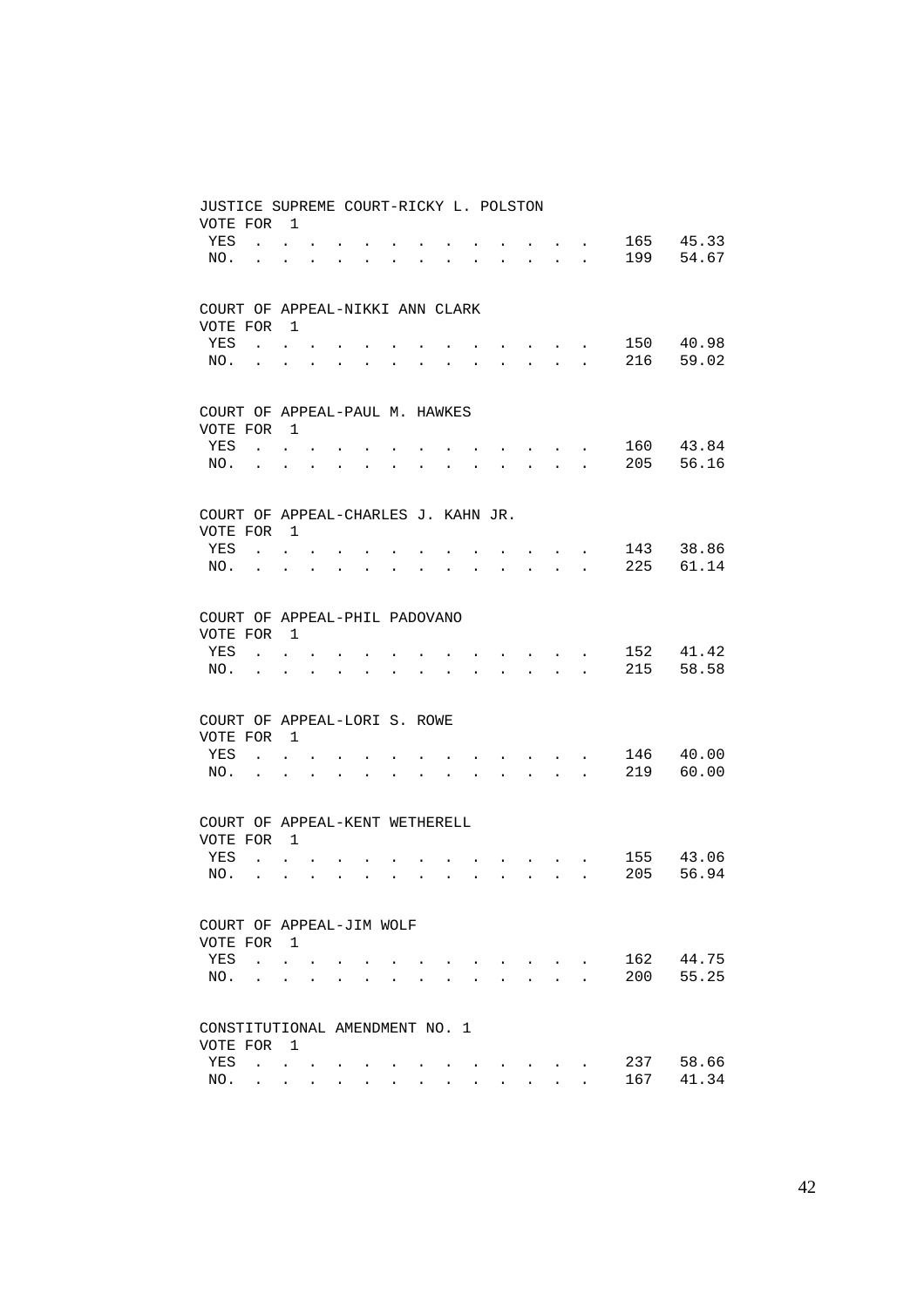JUSTICE SUPREME COURT-RICKY L. POLSTON
VOTE FOR 1

| | | |
|---|---|---|
| YES | 165 | 45.33 |
| NO. | 199 | 54.67 |

COURT OF APPEAL-NIKKI ANN CLARK
VOTE FOR 1

| | | |
|---|---|---|
| YES | 150 | 40.98 |
| NO. | 216 | 59.02 |

COURT OF APPEAL-PAUL M. HAWKES
VOTE FOR 1

| | | |
|---|---|---|
| YES | 160 | 43.84 |
| NO. | 205 | 56.16 |

COURT OF APPEAL-CHARLES J. KAHN JR.
VOTE FOR 1

| | | |
|---|---|---|
| YES | 143 | 38.86 |
| NO. | 225 | 61.14 |

COURT OF APPEAL-PHIL PADOVANO
VOTE FOR 1

| | | |
|---|---|---|
| YES | 152 | 41.42 |
| NO. | 215 | 58.58 |

COURT OF APPEAL-LORI S. ROWE
VOTE FOR 1

| | | |
|---|---|---|
| YES | 146 | 40.00 |
| NO. | 219 | 60.00 |

COURT OF APPEAL-KENT WETHERELL
VOTE FOR 1

| | | |
|---|---|---|
| YES | 155 | 43.06 |
| NO. | 205 | 56.94 |

COURT OF APPEAL-JIM WOLF
VOTE FOR 1

| | | |
|---|---|---|
| YES | 162 | 44.75 |
| NO. | 200 | 55.25 |

CONSTITUTIONAL AMENDMENT NO. 1
VOTE FOR 1

| | | |
|---|---|---|
| YES | 237 | 58.66 |
| NO. | 167 | 41.34 |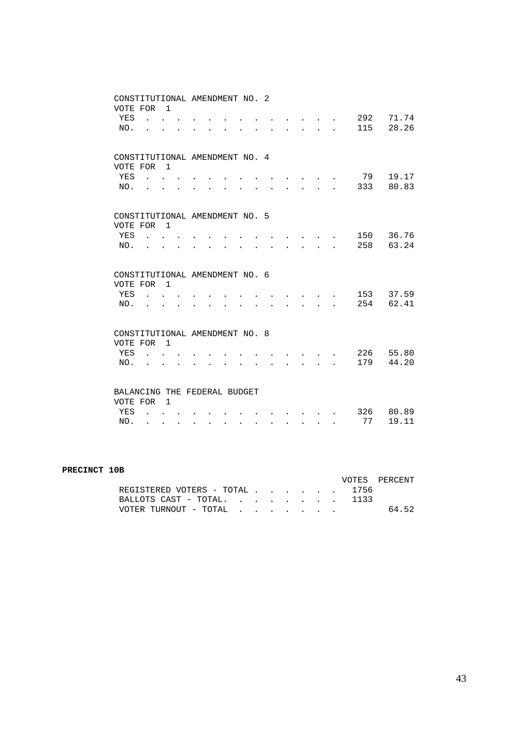CONSTITUTIONAL AMENDMENT NO. 2
VOTE FOR 1

| | | |
|---|---|---|
| YES | 292 | 71.74 |
| NO. | 115 | 28.26 |

CONSTITUTIONAL AMENDMENT NO. 4
VOTE FOR 1

| | | |
|---|---|---|
| YES | 79 | 19.17 |
| NO. | 333 | 80.83 |

CONSTITUTIONAL AMENDMENT NO. 5
VOTE FOR 1

| | | |
|---|---|---|
| YES | 150 | 36.76 |
| NO. | 258 | 63.24 |

CONSTITUTIONAL AMENDMENT NO. 6
VOTE FOR 1

| | | |
|---|---|---|
| YES | 153 | 37.59 |
| NO. | 254 | 62.41 |

CONSTITUTIONAL AMENDMENT NO. 8
VOTE FOR 1

| | | |
|---|---|---|
| YES | 226 | 55.80 |
| NO. | 179 | 44.20 |

BALANCING THE FEDERAL BUDGET
VOTE FOR 1

| | | |
|---|---|---|
| YES | 326 | 80.89 |
| NO. | 77 | 19.11 |

**PRECINCT 10B**

| | VOTES | PERCENT |
|---|---|---|
| REGISTERED VOTERS - TOTAL | 1756 | |
| BALLOTS CAST - TOTAL. | 1133 | |
| VOTER TURNOUT - TOTAL | | 64.52 |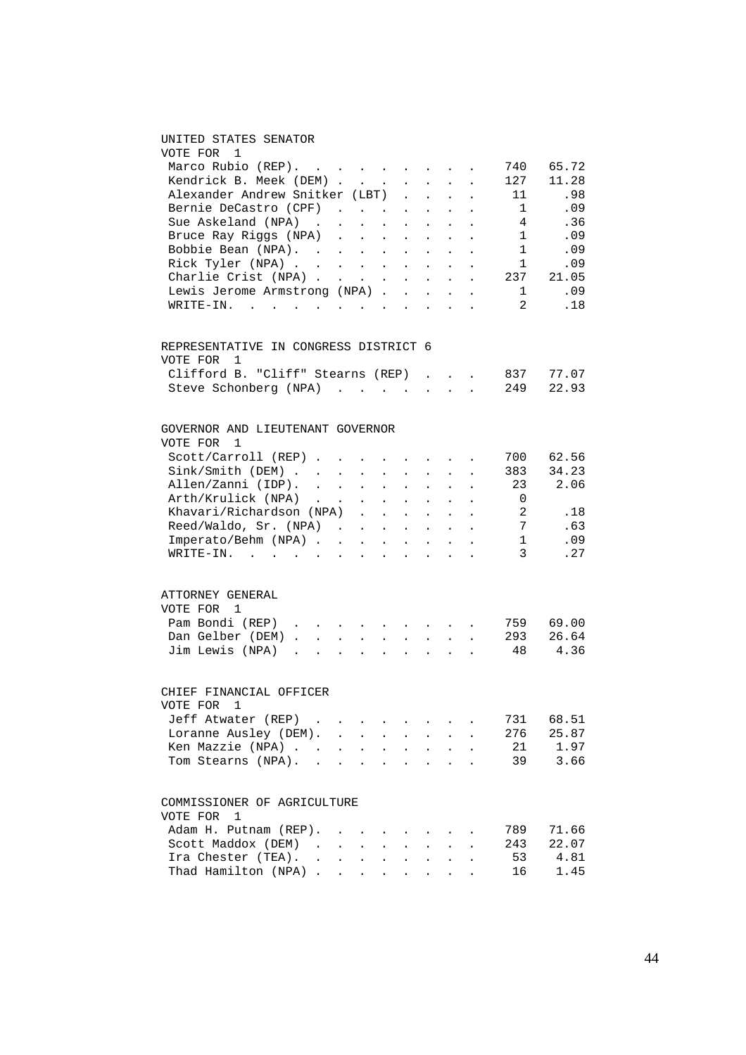## UNITED STATES SENATOR

VOTE FOR 1

| Candidate | Votes | Percent |
|---|---|---|
| Marco Rubio (REP) | 740 | 65.72 |
| Kendrick B. Meek (DEM) | 127 | 11.28 |
| Alexander Andrew Snitker (LBT) | 11 | .98 |
| Bernie DeCastro (CPF) | 1 | .09 |
| Sue Askeland (NPA) | 4 | .36 |
| Bruce Ray Riggs (NPA) | 1 | .09 |
| Bobbie Bean (NPA) | 1 | .09 |
| Rick Tyler (NPA) | 1 | .09 |
| Charlie Crist (NPA) | 237 | 21.05 |
| Lewis Jerome Armstrong (NPA) | 1 | .09 |
| WRITE-IN | 2 | .18 |

## REPRESENTATIVE IN CONGRESS DISTRICT 6

VOTE FOR 1

| Candidate | Votes | Percent |
|---|---|---|
| Clifford B. "Cliff" Stearns (REP) | 837 | 77.07 |
| Steve Schonberg (NPA) | 249 | 22.93 |

## GOVERNOR AND LIEUTENANT GOVERNOR

VOTE FOR 1

| Candidate | Votes | Percent |
|---|---|---|
| Scott/Carroll (REP) | 700 | 62.56 |
| Sink/Smith (DEM) | 383 | 34.23 |
| Allen/Zanni (IDP) | 23 | 2.06 |
| Arth/Krulick (NPA) | 0 | |
| Khavari/Richardson (NPA) | 2 | .18 |
| Reed/Waldo, Sr. (NPA) | 7 | .63 |
| Imperato/Behm (NPA) | 1 | .09 |
| WRITE-IN | 3 | .27 |

## ATTORNEY GENERAL

VOTE FOR 1

| Candidate | Votes | Percent |
|---|---|---|
| Pam Bondi (REP) | 759 | 69.00 |
| Dan Gelber (DEM) | 293 | 26.64 |
| Jim Lewis (NPA) | 48 | 4.36 |

## CHIEF FINANCIAL OFFICER

VOTE FOR 1

| Candidate | Votes | Percent |
|---|---|---|
| Jeff Atwater (REP) | 731 | 68.51 |
| Loranne Ausley (DEM) | 276 | 25.87 |
| Ken Mazzie (NPA) | 21 | 1.97 |
| Tom Stearns (NPA) | 39 | 3.66 |

## COMMISSIONER OF AGRICULTURE

VOTE FOR 1

| Candidate | Votes | Percent |
|---|---|---|
| Adam H. Putnam (REP) | 789 | 71.66 |
| Scott Maddox (DEM) | 243 | 22.07 |
| Ira Chester (TEA) | 53 | 4.81 |
| Thad Hamilton (NPA) | 16 | 1.45 |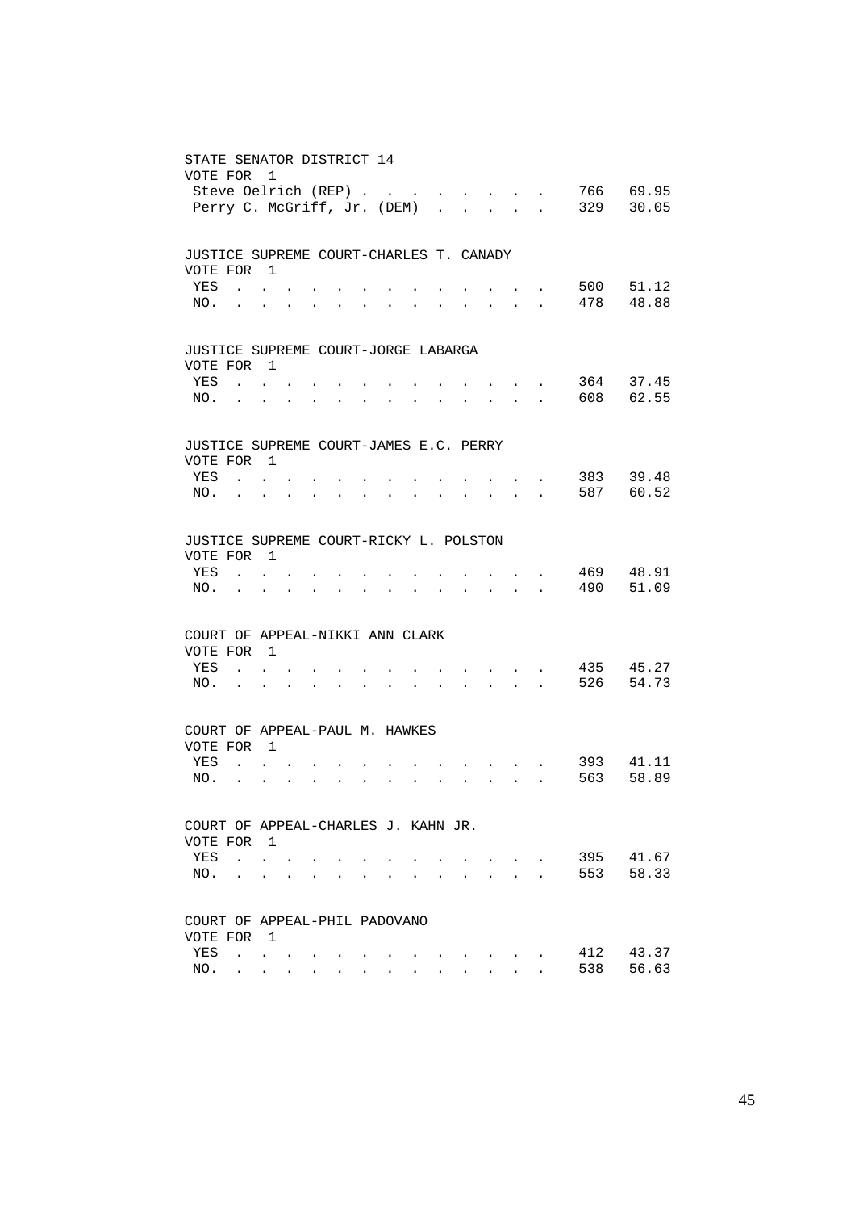STATE SENATOR DISTRICT 14
VOTE FOR 1

| | | |
|---|---|---|
| Steve Oelrich (REP) | 766 | 69.95 |
| Perry C. McGriff, Jr. (DEM) | 329 | 30.05 |

JUSTICE SUPREME COURT-CHARLES T. CANADY
VOTE FOR 1

| | | |
|---|---|---|
| YES | 500 | 51.12 |
| NO. | 478 | 48.88 |

JUSTICE SUPREME COURT-JORGE LABARGA
VOTE FOR 1

| | | |
|---|---|---|
| YES | 364 | 37.45 |
| NO. | 608 | 62.55 |

JUSTICE SUPREME COURT-JAMES E.C. PERRY
VOTE FOR 1

| | | |
|---|---|---|
| YES | 383 | 39.48 |
| NO. | 587 | 60.52 |

JUSTICE SUPREME COURT-RICKY L. POLSTON
VOTE FOR 1

| | | |
|---|---|---|
| YES | 469 | 48.91 |
| NO. | 490 | 51.09 |

COURT OF APPEAL-NIKKI ANN CLARK
VOTE FOR 1

| | | |
|---|---|---|
| YES | 435 | 45.27 |
| NO. | 526 | 54.73 |

COURT OF APPEAL-PAUL M. HAWKES
VOTE FOR 1

| | | |
|---|---|---|
| YES | 393 | 41.11 |
| NO. | 563 | 58.89 |

COURT OF APPEAL-CHARLES J. KAHN JR.
VOTE FOR 1

| | | |
|---|---|---|
| YES | 395 | 41.67 |
| NO. | 553 | 58.33 |

COURT OF APPEAL-PHIL PADOVANO
VOTE FOR 1

| | | |
|---|---|---|
| YES | 412 | 43.37 |
| NO. | 538 | 56.63 |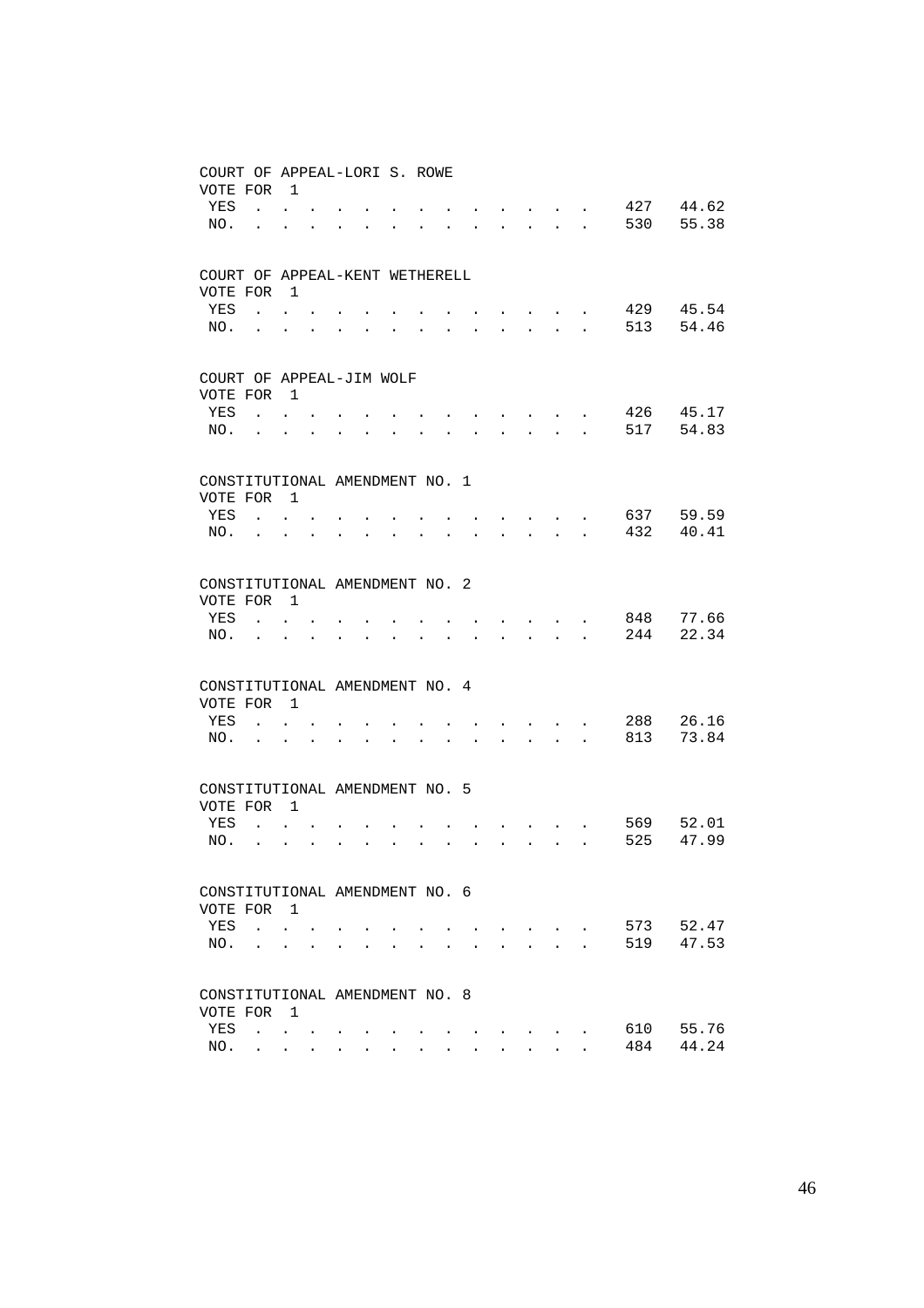COURT OF APPEAL-LORI S. ROWE
VOTE FOR 1

| | | |
|---|---|---|
| YES | 427 | 44.62 |
| NO. | 530 | 55.38 |

COURT OF APPEAL-KENT WETHERELL
VOTE FOR 1

| | | |
|---|---|---|
| YES | 429 | 45.54 |
| NO. | 513 | 54.46 |

COURT OF APPEAL-JIM WOLF
VOTE FOR 1

| | | |
|---|---|---|
| YES | 426 | 45.17 |
| NO. | 517 | 54.83 |

CONSTITUTIONAL AMENDMENT NO. 1
VOTE FOR 1

| | | |
|---|---|---|
| YES | 637 | 59.59 |
| NO. | 432 | 40.41 |

CONSTITUTIONAL AMENDMENT NO. 2
VOTE FOR 1

| | | |
|---|---|---|
| YES | 848 | 77.66 |
| NO. | 244 | 22.34 |

CONSTITUTIONAL AMENDMENT NO. 4
VOTE FOR 1

| | | |
|---|---|---|
| YES | 288 | 26.16 |
| NO. | 813 | 73.84 |

CONSTITUTIONAL AMENDMENT NO. 5
VOTE FOR 1

| | | |
|---|---|---|
| YES | 569 | 52.01 |
| NO. | 525 | 47.99 |

CONSTITUTIONAL AMENDMENT NO. 6
VOTE FOR 1

| | | |
|---|---|---|
| YES | 573 | 52.47 |
| NO. | 519 | 47.53 |

CONSTITUTIONAL AMENDMENT NO. 8
VOTE FOR 1

| | | |
|---|---|---|
| YES | 610 | 55.76 |
| NO. | 484 | 44.24 |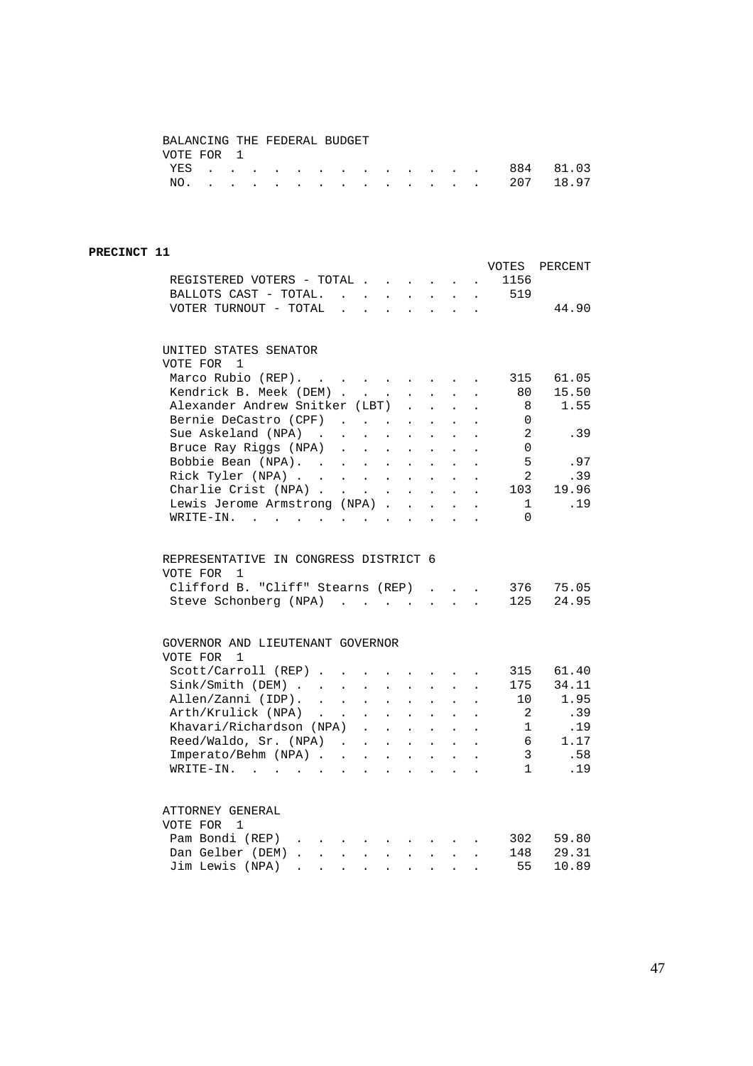BALANCING THE FEDERAL BUDGET
VOTE FOR 1

| | VOTES | PERCENT |
|---|---|---|
| YES | 884 | 81.03 |
| NO. | 207 | 18.97 |

## PRECINCT 11

| | VOTES | PERCENT |
|---|---|---|
| REGISTERED VOTERS - TOTAL | 1156 | |
| BALLOTS CAST - TOTAL. | 519 | |
| VOTER TURNOUT - TOTAL | | 44.90 |

UNITED STATES SENATOR
VOTE FOR 1

| | VOTES | PERCENT |
|---|---|---|
| Marco Rubio (REP). | 315 | 61.05 |
| Kendrick B. Meek (DEM) | 80 | 15.50 |
| Alexander Andrew Snitker (LBT) | 8 | 1.55 |
| Bernie DeCastro (CPF) | 0 | |
| Sue Askeland (NPA) | 2 | .39 |
| Bruce Ray Riggs (NPA) | 0 | |
| Bobbie Bean (NPA). | 5 | .97 |
| Rick Tyler (NPA) | 2 | .39 |
| Charlie Crist (NPA) | 103 | 19.96 |
| Lewis Jerome Armstrong (NPA) | 1 | .19 |
| WRITE-IN. | 0 | |

REPRESENTATIVE IN CONGRESS DISTRICT 6
VOTE FOR 1

| | VOTES | PERCENT |
|---|---|---|
| Clifford B. "Cliff" Stearns (REP) | 376 | 75.05 |
| Steve Schonberg (NPA) | 125 | 24.95 |

GOVERNOR AND LIEUTENANT GOVERNOR
VOTE FOR 1

| | VOTES | PERCENT |
|---|---|---|
| Scott/Carroll (REP) | 315 | 61.40 |
| Sink/Smith (DEM) | 175 | 34.11 |
| Allen/Zanni (IDP). | 10 | 1.95 |
| Arth/Krulick (NPA) | 2 | .39 |
| Khavari/Richardson (NPA) | 1 | .19 |
| Reed/Waldo, Sr. (NPA) | 6 | 1.17 |
| Imperato/Behm (NPA) | 3 | .58 |
| WRITE-IN. | 1 | .19 |

ATTORNEY GENERAL
VOTE FOR 1

| | VOTES | PERCENT |
|---|---|---|
| Pam Bondi (REP) | 302 | 59.80 |
| Dan Gelber (DEM) | 148 | 29.31 |
| Jim Lewis (NPA) | 55 | 10.89 |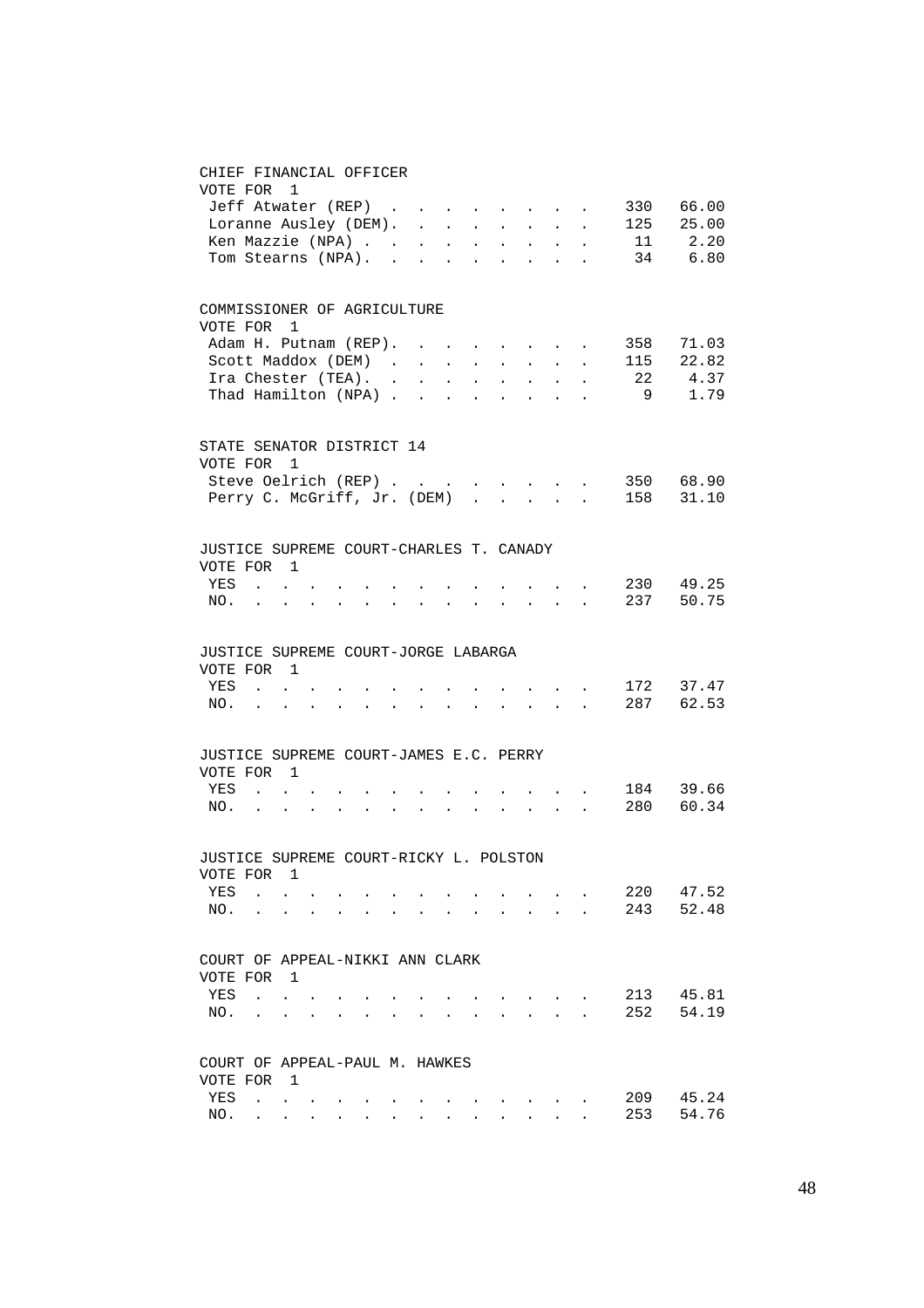## CHIEF FINANCIAL OFFICER

VOTE FOR 1

| Candidate | Votes | Percent |
|---|---|---|
| Jeff Atwater (REP) | 330 | 66.00 |
| Loranne Ausley (DEM) | 125 | 25.00 |
| Ken Mazzie (NPA) | 11 | 2.20 |
| Tom Stearns (NPA) | 34 | 6.80 |

## COMMISSIONER OF AGRICULTURE

VOTE FOR 1

| Candidate | Votes | Percent |
|---|---|---|
| Adam H. Putnam (REP) | 358 | 71.03 |
| Scott Maddox (DEM) | 115 | 22.82 |
| Ira Chester (TEA) | 22 | 4.37 |
| Thad Hamilton (NPA) | 9 | 1.79 |

## STATE SENATOR DISTRICT 14

VOTE FOR 1

| Candidate | Votes | Percent |
|---|---|---|
| Steve Oelrich (REP) | 350 | 68.90 |
| Perry C. McGriff, Jr. (DEM) | 158 | 31.10 |

## JUSTICE SUPREME COURT-CHARLES T. CANADY

VOTE FOR 1

| Choice | Votes | Percent |
|---|---|---|
| YES | 230 | 49.25 |
| NO | 237 | 50.75 |

## JUSTICE SUPREME COURT-JORGE LABARGA

VOTE FOR 1

| Choice | Votes | Percent |
|---|---|---|
| YES | 172 | 37.47 |
| NO | 287 | 62.53 |

## JUSTICE SUPREME COURT-JAMES E.C. PERRY

VOTE FOR 1

| Choice | Votes | Percent |
|---|---|---|
| YES | 184 | 39.66 |
| NO | 280 | 60.34 |

## JUSTICE SUPREME COURT-RICKY L. POLSTON

VOTE FOR 1

| Choice | Votes | Percent |
|---|---|---|
| YES | 220 | 47.52 |
| NO | 243 | 52.48 |

## COURT OF APPEAL-NIKKI ANN CLARK

VOTE FOR 1

| Choice | Votes | Percent |
|---|---|---|
| YES | 213 | 45.81 |
| NO | 252 | 54.19 |

## COURT OF APPEAL-PAUL M. HAWKES

VOTE FOR 1

| Choice | Votes | Percent |
|---|---|---|
| YES | 209 | 45.24 |
| NO | 253 | 54.76 |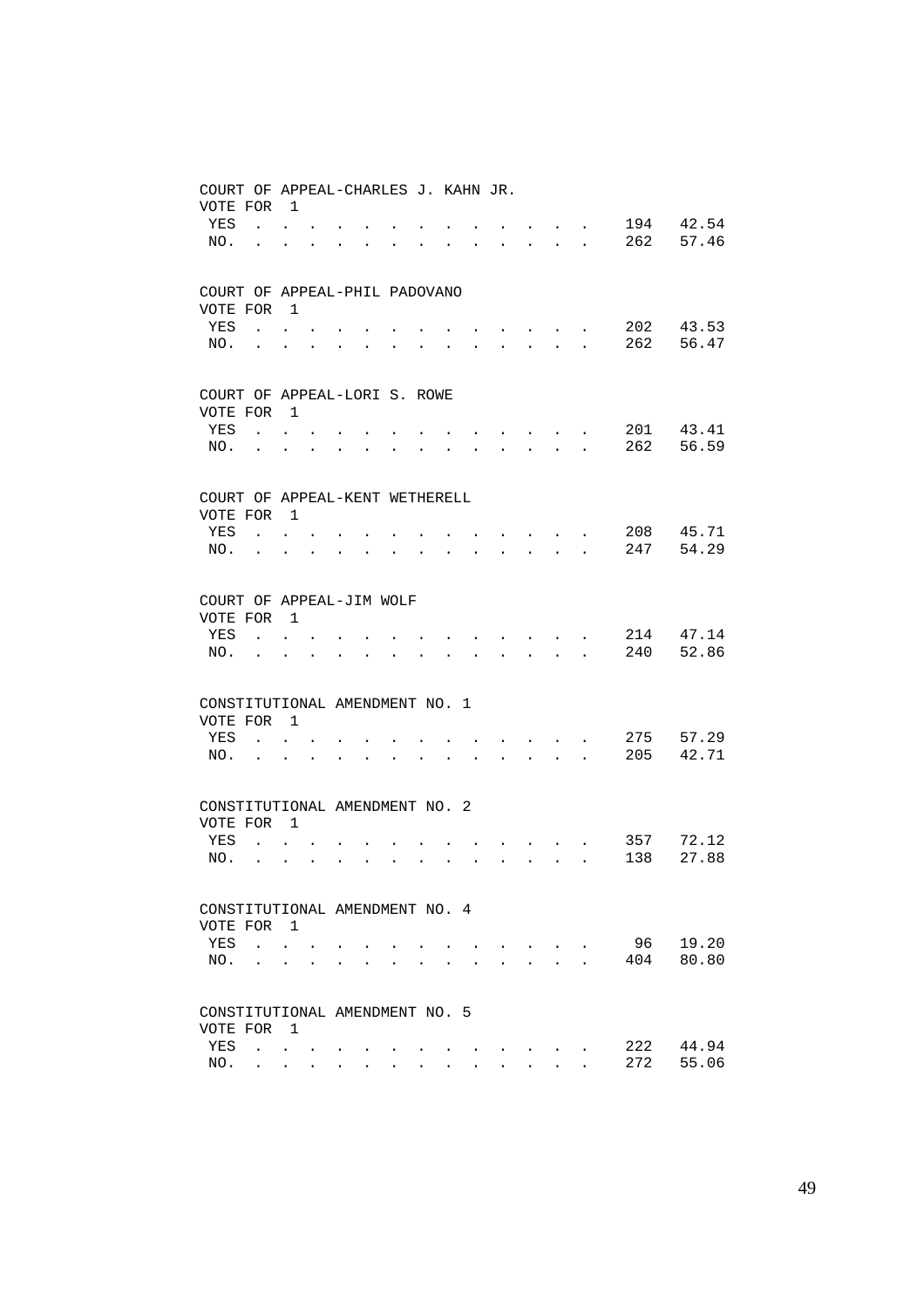COURT OF APPEAL-CHARLES J. KAHN JR.
VOTE FOR 1

| | | |
|---|---|---|
| YES | 194 | 42.54 |
| NO. | 262 | 57.46 |

COURT OF APPEAL-PHIL PADOVANO
VOTE FOR 1

| | | |
|---|---|---|
| YES | 202 | 43.53 |
| NO. | 262 | 56.47 |

COURT OF APPEAL-LORI S. ROWE
VOTE FOR 1

| | | |
|---|---|---|
| YES | 201 | 43.41 |
| NO. | 262 | 56.59 |

COURT OF APPEAL-KENT WETHERELL
VOTE FOR 1

| | | |
|---|---|---|
| YES | 208 | 45.71 |
| NO. | 247 | 54.29 |

COURT OF APPEAL-JIM WOLF
VOTE FOR 1

| | | |
|---|---|---|
| YES | 214 | 47.14 |
| NO. | 240 | 52.86 |

CONSTITUTIONAL AMENDMENT NO. 1
VOTE FOR 1

| | | |
|---|---|---|
| YES | 275 | 57.29 |
| NO. | 205 | 42.71 |

CONSTITUTIONAL AMENDMENT NO. 2
VOTE FOR 1

| | | |
|---|---|---|
| YES | 357 | 72.12 |
| NO. | 138 | 27.88 |

CONSTITUTIONAL AMENDMENT NO. 4
VOTE FOR 1

| | | |
|---|---|---|
| YES | 96 | 19.20 |
| NO. | 404 | 80.80 |

CONSTITUTIONAL AMENDMENT NO. 5
VOTE FOR 1

| | | |
|---|---|---|
| YES | 222 | 44.94 |
| NO. | 272 | 55.06 |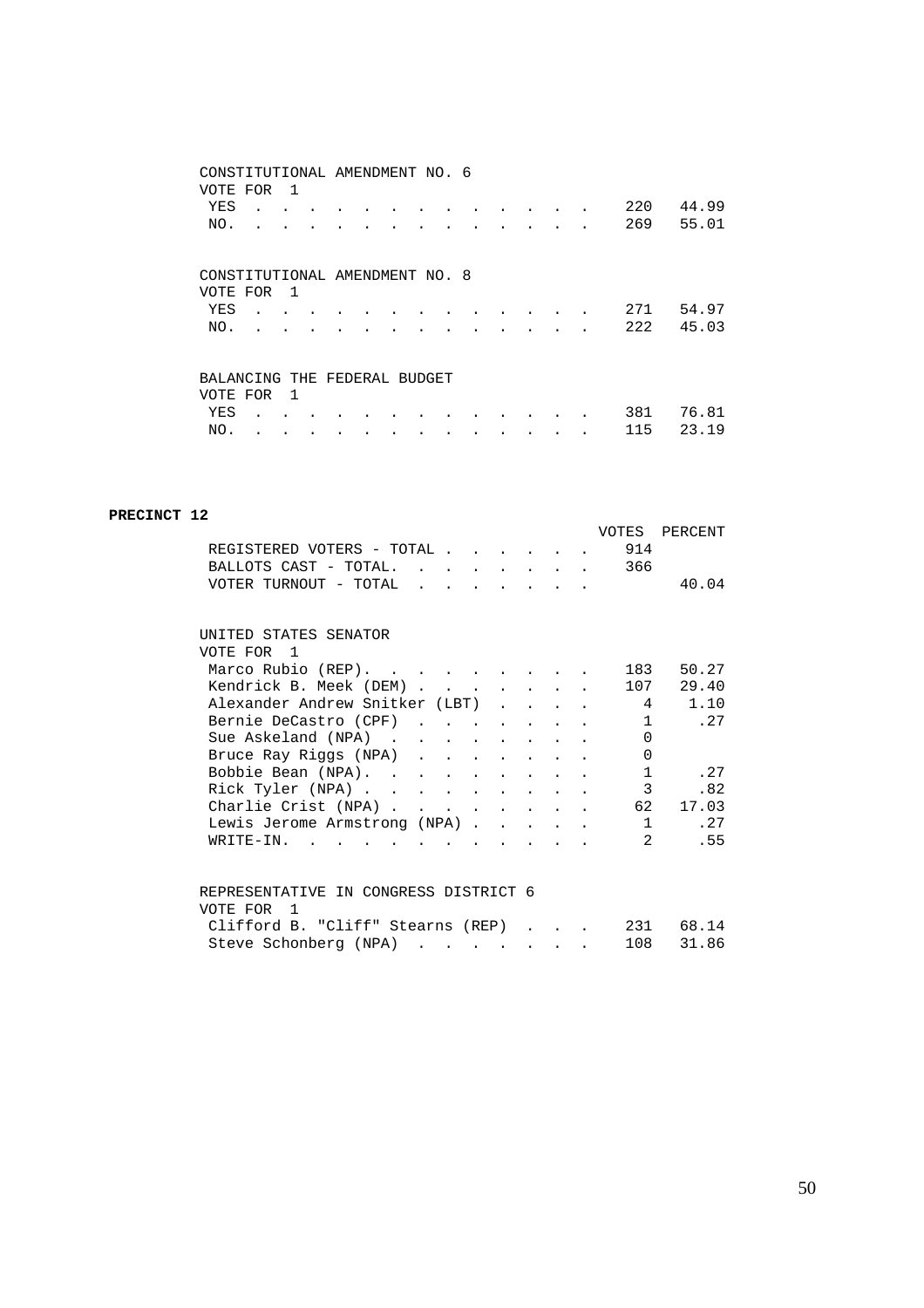CONSTITUTIONAL AMENDMENT NO. 6
VOTE FOR 1

| | | |
|---|---|---|
| YES | 220 | 44.99 |
| NO. | 269 | 55.01 |

CONSTITUTIONAL AMENDMENT NO. 8
VOTE FOR 1

| | | |
|---|---|---|
| YES | 271 | 54.97 |
| NO. | 222 | 45.03 |

BALANCING THE FEDERAL BUDGET
VOTE FOR 1

| | | |
|---|---|---|
| YES | 381 | 76.81 |
| NO. | 115 | 23.19 |

**PRECINCT 12**

| | VOTES | PERCENT |
|---|---|---|
| REGISTERED VOTERS - TOTAL | 914 | |
| BALLOTS CAST - TOTAL. | 366 | |
| VOTER TURNOUT - TOTAL | | 40.04 |

UNITED STATES SENATOR
VOTE FOR 1

| | | |
|---|---|---|
| Marco Rubio (REP). | 183 | 50.27 |
| Kendrick B. Meek (DEM) | 107 | 29.40 |
| Alexander Andrew Snitker (LBT) | 4 | 1.10 |
| Bernie DeCastro (CPF) | 1 | .27 |
| Sue Askeland (NPA) | 0 | |
| Bruce Ray Riggs (NPA) | 0 | |
| Bobbie Bean (NPA). | 1 | .27 |
| Rick Tyler (NPA) | 3 | .82 |
| Charlie Crist (NPA) | 62 | 17.03 |
| Lewis Jerome Armstrong (NPA) | 1 | .27 |
| WRITE-IN. | 2 | .55 |

REPRESENTATIVE IN CONGRESS DISTRICT 6
VOTE FOR 1

| | | |
|---|---|---|
| Clifford B. "Cliff" Stearns (REP) | 231 | 68.14 |
| Steve Schonberg (NPA) | 108 | 31.86 |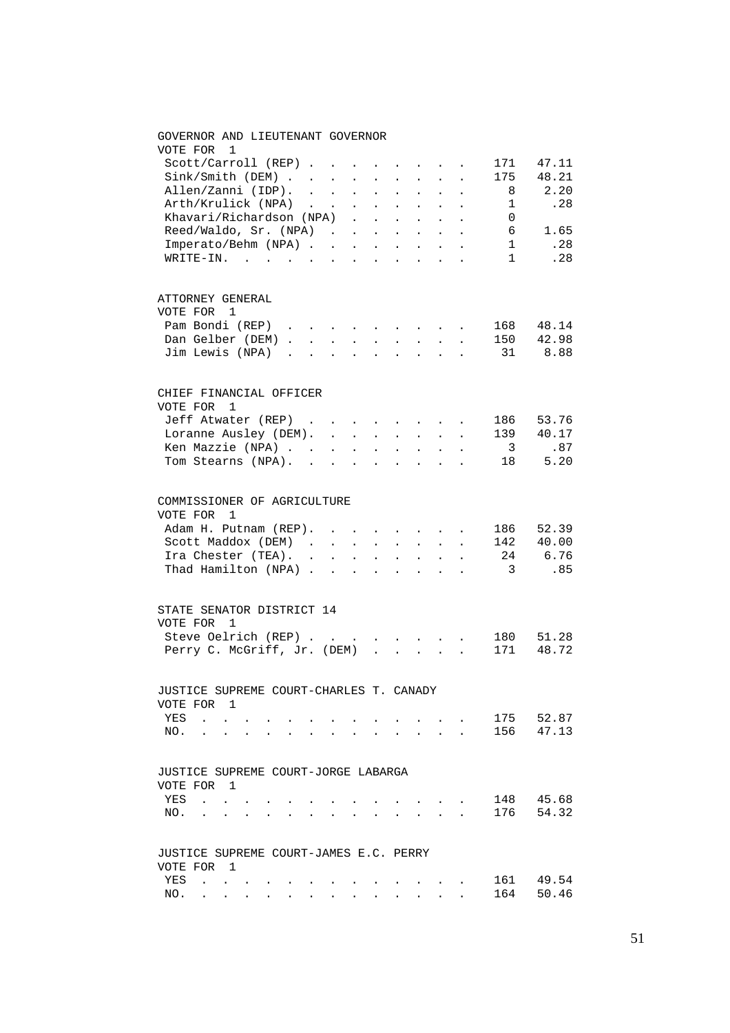## GOVERNOR AND LIEUTENANT GOVERNOR

VOTE FOR 1

| Candidate | Votes | Percent |
|---|---|---|
| Scott/Carroll (REP) | 171 | 47.11 |
| Sink/Smith (DEM) | 175 | 48.21 |
| Allen/Zanni (IDP) | 8 | 2.20 |
| Arth/Krulick (NPA) | 1 | .28 |
| Khavari/Richardson (NPA) | 0 | |
| Reed/Waldo, Sr. (NPA) | 6 | 1.65 |
| Imperato/Behm (NPA) | 1 | .28 |
| WRITE-IN. | 1 | .28 |

## ATTORNEY GENERAL

VOTE FOR 1

| Candidate | Votes | Percent |
|---|---|---|
| Pam Bondi (REP) | 168 | 48.14 |
| Dan Gelber (DEM) | 150 | 42.98 |
| Jim Lewis (NPA) | 31 | 8.88 |

## CHIEF FINANCIAL OFFICER

VOTE FOR 1

| Candidate | Votes | Percent |
|---|---|---|
| Jeff Atwater (REP) | 186 | 53.76 |
| Loranne Ausley (DEM). | 139 | 40.17 |
| Ken Mazzie (NPA) | 3 | .87 |
| Tom Stearns (NPA). | 18 | 5.20 |

## COMMISSIONER OF AGRICULTURE

VOTE FOR 1

| Candidate | Votes | Percent |
|---|---|---|
| Adam H. Putnam (REP). | 186 | 52.39 |
| Scott Maddox (DEM) | 142 | 40.00 |
| Ira Chester (TEA). | 24 | 6.76 |
| Thad Hamilton (NPA) | 3 | .85 |

## STATE SENATOR DISTRICT 14

VOTE FOR 1

| Candidate | Votes | Percent |
|---|---|---|
| Steve Oelrich (REP) | 180 | 51.28 |
| Perry C. McGriff, Jr. (DEM) | 171 | 48.72 |

## JUSTICE SUPREME COURT-CHARLES T. CANADY

VOTE FOR 1

| Choice | Votes | Percent |
|---|---|---|
| YES | 175 | 52.87 |
| NO. | 156 | 47.13 |

## JUSTICE SUPREME COURT-JORGE LABARGA

VOTE FOR 1

| Choice | Votes | Percent |
|---|---|---|
| YES | 148 | 45.68 |
| NO. | 176 | 54.32 |

## JUSTICE SUPREME COURT-JAMES E.C. PERRY

VOTE FOR 1

| Choice | Votes | Percent |
|---|---|---|
| YES | 161 | 49.54 |
| NO. | 164 | 50.46 |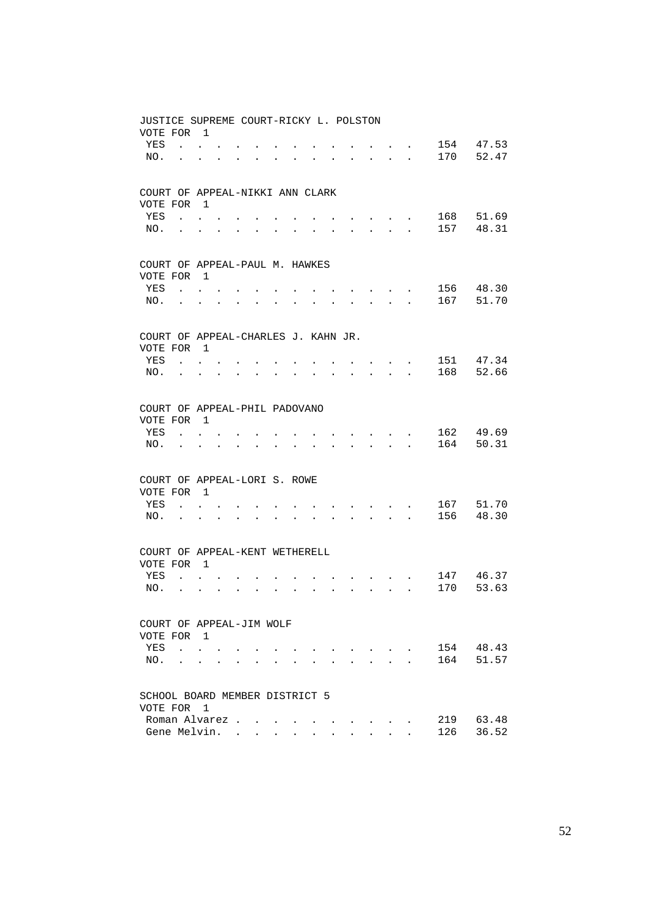JUSTICE SUPREME COURT-RICKY L. POLSTON
VOTE FOR 1

| | | |
|---|---|---|
| YES | 154 | 47.53 |
| NO. | 170 | 52.47 |

COURT OF APPEAL-NIKKI ANN CLARK
VOTE FOR 1

| | | |
|---|---|---|
| YES | 168 | 51.69 |
| NO. | 157 | 48.31 |

COURT OF APPEAL-PAUL M. HAWKES
VOTE FOR 1

| | | |
|---|---|---|
| YES | 156 | 48.30 |
| NO. | 167 | 51.70 |

COURT OF APPEAL-CHARLES J. KAHN JR.
VOTE FOR 1

| | | |
|---|---|---|
| YES | 151 | 47.34 |
| NO. | 168 | 52.66 |

COURT OF APPEAL-PHIL PADOVANO
VOTE FOR 1

| | | |
|---|---|---|
| YES | 162 | 49.69 |
| NO. | 164 | 50.31 |

COURT OF APPEAL-LORI S. ROWE
VOTE FOR 1

| | | |
|---|---|---|
| YES | 167 | 51.70 |
| NO. | 156 | 48.30 |

COURT OF APPEAL-KENT WETHERELL
VOTE FOR 1

| | | |
|---|---|---|
| YES | 147 | 46.37 |
| NO. | 170 | 53.63 |

COURT OF APPEAL-JIM WOLF
VOTE FOR 1

| | | |
|---|---|---|
| YES | 154 | 48.43 |
| NO. | 164 | 51.57 |

SCHOOL BOARD MEMBER DISTRICT 5
VOTE FOR 1

| | | |
|---|---|---|
| Roman Alvarez | 219 | 63.48 |
| Gene Melvin. | 126 | 36.52 |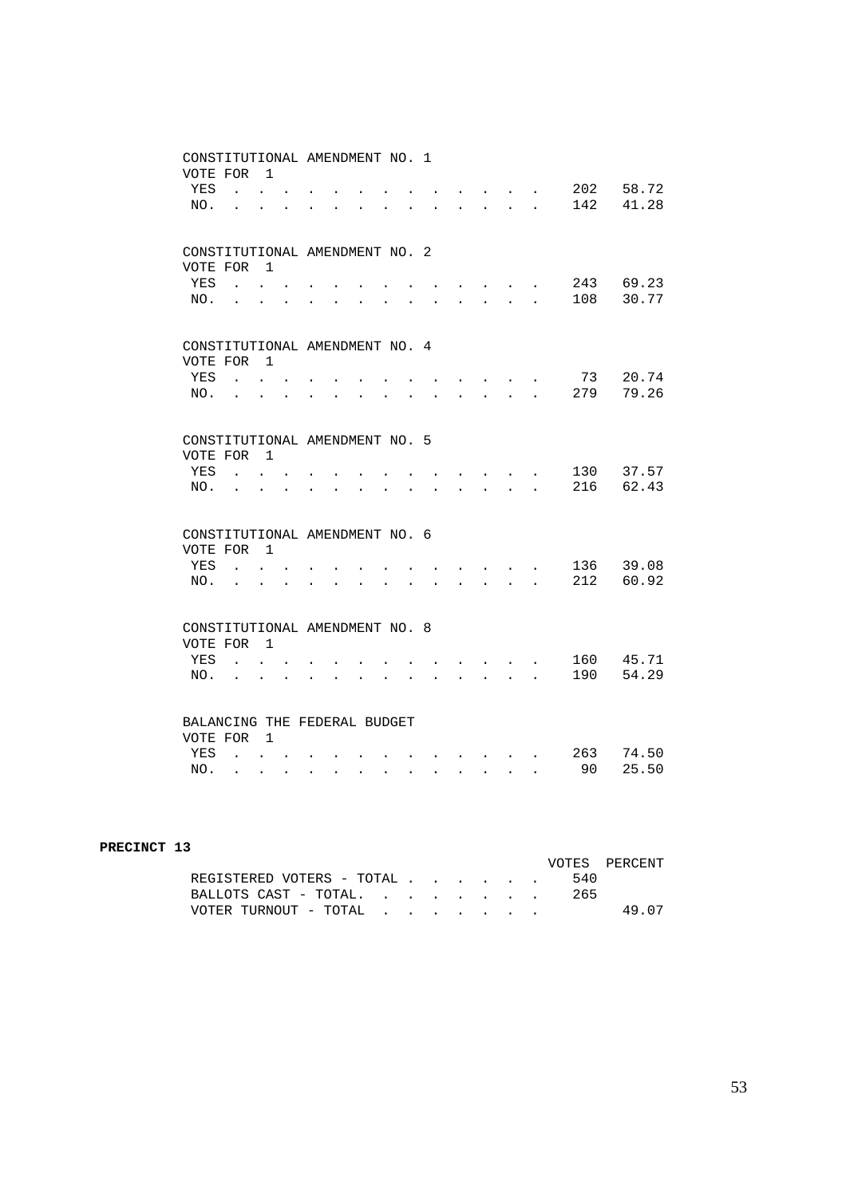CONSTITUTIONAL AMENDMENT NO. 1
VOTE FOR 1

| | | |
|---|---|---|
| YES | 202 | 58.72 |
| NO. | 142 | 41.28 |

CONSTITUTIONAL AMENDMENT NO. 2
VOTE FOR 1

| | | |
|---|---|---|
| YES | 243 | 69.23 |
| NO. | 108 | 30.77 |

CONSTITUTIONAL AMENDMENT NO. 4
VOTE FOR 1

| | | |
|---|---|---|
| YES | 73 | 20.74 |
| NO. | 279 | 79.26 |

CONSTITUTIONAL AMENDMENT NO. 5
VOTE FOR 1

| | | |
|---|---|---|
| YES | 130 | 37.57 |
| NO. | 216 | 62.43 |

CONSTITUTIONAL AMENDMENT NO. 6
VOTE FOR 1

| | | |
|---|---|---|
| YES | 136 | 39.08 |
| NO. | 212 | 60.92 |

CONSTITUTIONAL AMENDMENT NO. 8
VOTE FOR 1

| | | |
|---|---|---|
| YES | 160 | 45.71 |
| NO. | 190 | 54.29 |

BALANCING THE FEDERAL BUDGET
VOTE FOR 1

| | | |
|---|---|---|
| YES | 263 | 74.50 |
| NO. | 90 | 25.50 |

**PRECINCT 13**

| | VOTES | PERCENT |
|---|---|---|
| REGISTERED VOTERS - TOTAL | 540 | |
| BALLOTS CAST - TOTAL. | 265 | |
| VOTER TURNOUT - TOTAL | | 49.07 |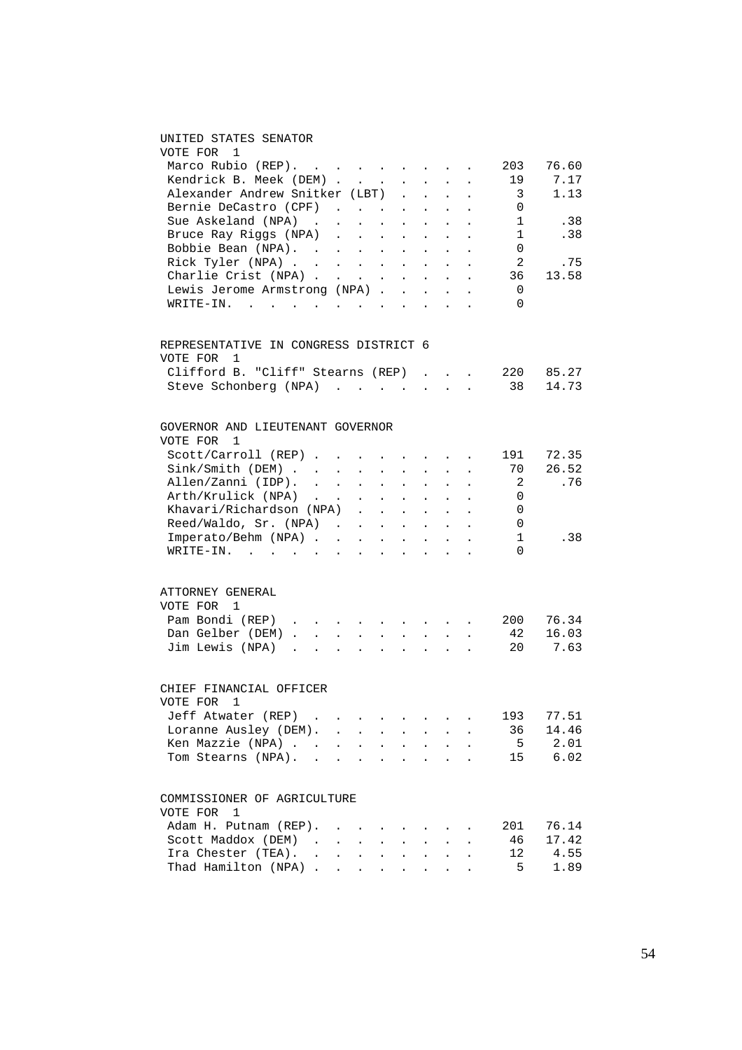## UNITED STATES SENATOR

VOTE FOR 1

| Candidate | Votes | Percent |
|---|---|---|
| Marco Rubio (REP) | 203 | 76.60 |
| Kendrick B. Meek (DEM) | 19 | 7.17 |
| Alexander Andrew Snitker (LBT) | 3 | 1.13 |
| Bernie DeCastro (CPF) | 0 | |
| Sue Askeland (NPA) | 1 | .38 |
| Bruce Ray Riggs (NPA) | 1 | .38 |
| Bobbie Bean (NPA) | 0 | |
| Rick Tyler (NPA) | 2 | .75 |
| Charlie Crist (NPA) | 36 | 13.58 |
| Lewis Jerome Armstrong (NPA) | 0 | |
| WRITE-IN | 0 | |

## REPRESENTATIVE IN CONGRESS DISTRICT 6

VOTE FOR 1

| Candidate | Votes | Percent |
|---|---|---|
| Clifford B. "Cliff" Stearns (REP) | 220 | 85.27 |
| Steve Schonberg (NPA) | 38 | 14.73 |

## GOVERNOR AND LIEUTENANT GOVERNOR

VOTE FOR 1

| Candidate | Votes | Percent |
|---|---|---|
| Scott/Carroll (REP) | 191 | 72.35 |
| Sink/Smith (DEM) | 70 | 26.52 |
| Allen/Zanni (IDP) | 2 | .76 |
| Arth/Krulick (NPA) | 0 | |
| Khavari/Richardson (NPA) | 0 | |
| Reed/Waldo, Sr. (NPA) | 0 | |
| Imperato/Behm (NPA) | 1 | .38 |
| WRITE-IN | 0 | |

## ATTORNEY GENERAL

VOTE FOR 1

| Candidate | Votes | Percent |
|---|---|---|
| Pam Bondi (REP) | 200 | 76.34 |
| Dan Gelber (DEM) | 42 | 16.03 |
| Jim Lewis (NPA) | 20 | 7.63 |

## CHIEF FINANCIAL OFFICER

VOTE FOR 1

| Candidate | Votes | Percent |
|---|---|---|
| Jeff Atwater (REP) | 193 | 77.51 |
| Loranne Ausley (DEM) | 36 | 14.46 |
| Ken Mazzie (NPA) | 5 | 2.01 |
| Tom Stearns (NPA) | 15 | 6.02 |

## COMMISSIONER OF AGRICULTURE

VOTE FOR 1

| Candidate | Votes | Percent |
|---|---|---|
| Adam H. Putnam (REP) | 201 | 76.14 |
| Scott Maddox (DEM) | 46 | 17.42 |
| Ira Chester (TEA) | 12 | 4.55 |
| Thad Hamilton (NPA) | 5 | 1.89 |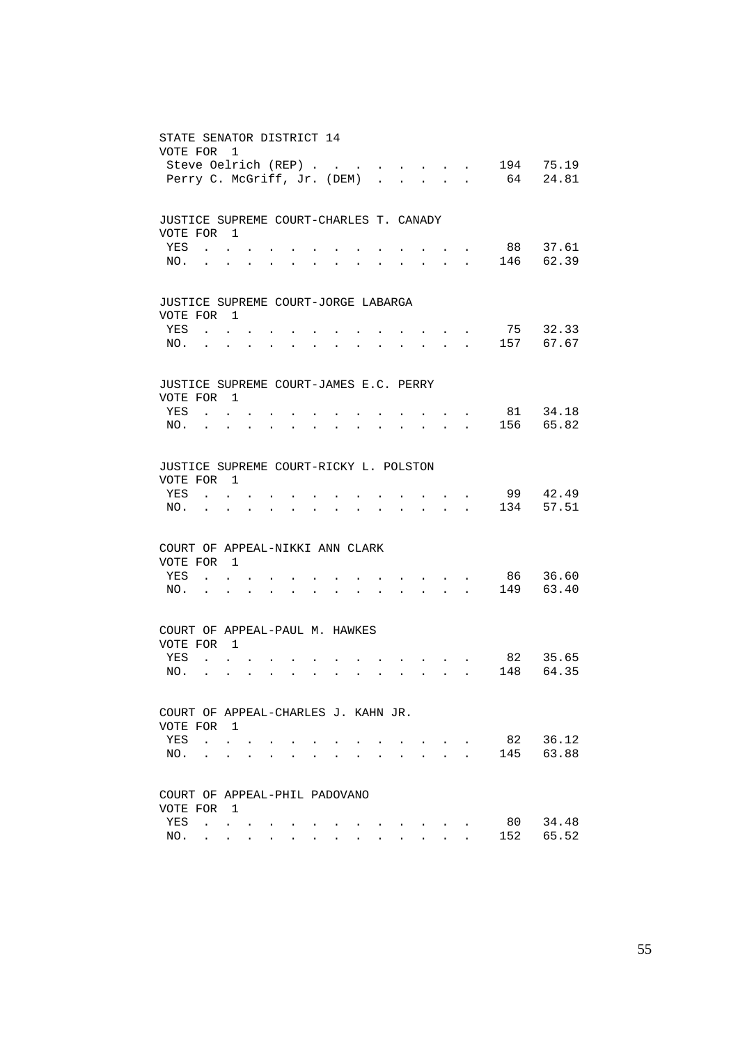STATE SENATOR DISTRICT 14
VOTE FOR 1

| | | |
|---|---|---|
| Steve Oelrich (REP) | 194 | 75.19 |
| Perry C. McGriff, Jr. (DEM) | 64 | 24.81 |

JUSTICE SUPREME COURT-CHARLES T. CANADY
VOTE FOR 1

| | | |
|---|---|---|
| YES | 88 | 37.61 |
| NO. | 146 | 62.39 |

JUSTICE SUPREME COURT-JORGE LABARGA
VOTE FOR 1

| | | |
|---|---|---|
| YES | 75 | 32.33 |
| NO. | 157 | 67.67 |

JUSTICE SUPREME COURT-JAMES E.C. PERRY
VOTE FOR 1

| | | |
|---|---|---|
| YES | 81 | 34.18 |
| NO. | 156 | 65.82 |

JUSTICE SUPREME COURT-RICKY L. POLSTON
VOTE FOR 1

| | | |
|---|---|---|
| YES | 99 | 42.49 |
| NO. | 134 | 57.51 |

COURT OF APPEAL-NIKKI ANN CLARK
VOTE FOR 1

| | | |
|---|---|---|
| YES | 86 | 36.60 |
| NO. | 149 | 63.40 |

COURT OF APPEAL-PAUL M. HAWKES
VOTE FOR 1

| | | |
|---|---|---|
| YES | 82 | 35.65 |
| NO. | 148 | 64.35 |

COURT OF APPEAL-CHARLES J. KAHN JR.
VOTE FOR 1

| | | |
|---|---|---|
| YES | 82 | 36.12 |
| NO. | 145 | 63.88 |

COURT OF APPEAL-PHIL PADOVANO
VOTE FOR 1

| | | |
|---|---|---|
| YES | 80 | 34.48 |
| NO. | 152 | 65.52 |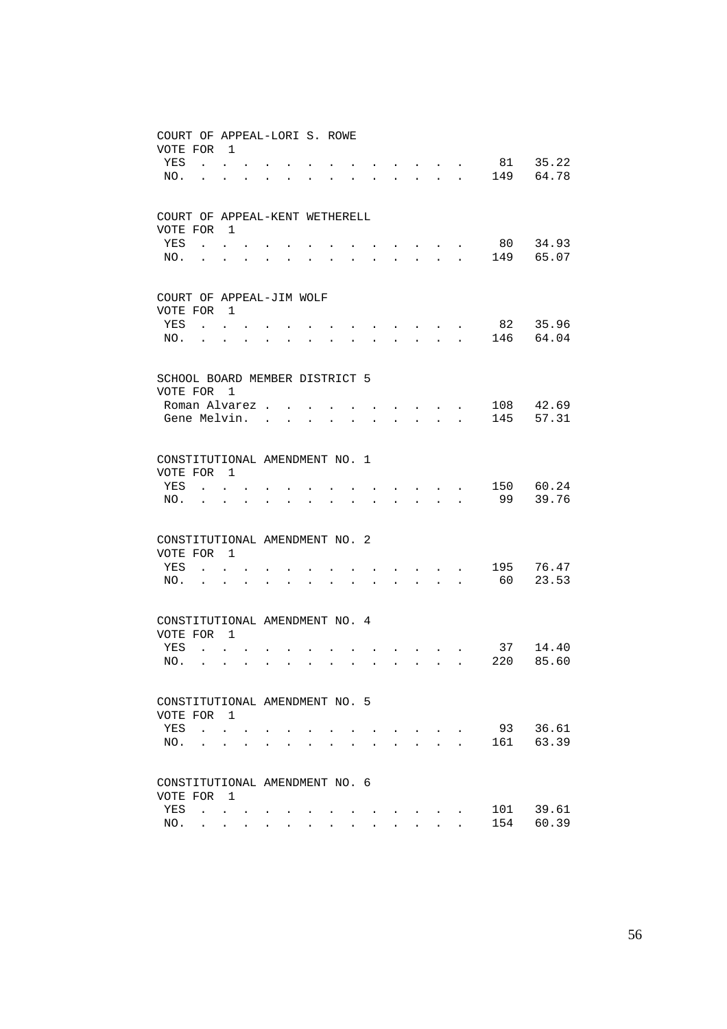COURT OF APPEAL-LORI S. ROWE
VOTE FOR 1

| | | |
|---|---|---|
| YES | 81 | 35.22 |
| NO. | 149 | 64.78 |

COURT OF APPEAL-KENT WETHERELL
VOTE FOR 1

| | | |
|---|---|---|
| YES | 80 | 34.93 |
| NO. | 149 | 65.07 |

COURT OF APPEAL-JIM WOLF
VOTE FOR 1

| | | |
|---|---|---|
| YES | 82 | 35.96 |
| NO. | 146 | 64.04 |

SCHOOL BOARD MEMBER DISTRICT 5
VOTE FOR 1

| | | |
|---|---|---|
| Roman Alvarez | 108 | 42.69 |
| Gene Melvin. | 145 | 57.31 |

CONSTITUTIONAL AMENDMENT NO. 1
VOTE FOR 1

| | | |
|---|---|---|
| YES | 150 | 60.24 |
| NO. | 99 | 39.76 |

CONSTITUTIONAL AMENDMENT NO. 2
VOTE FOR 1

| | | |
|---|---|---|
| YES | 195 | 76.47 |
| NO. | 60 | 23.53 |

CONSTITUTIONAL AMENDMENT NO. 4
VOTE FOR 1

| | | |
|---|---|---|
| YES | 37 | 14.40 |
| NO. | 220 | 85.60 |

CONSTITUTIONAL AMENDMENT NO. 5
VOTE FOR 1

| | | |
|---|---|---|
| YES | 93 | 36.61 |
| NO. | 161 | 63.39 |

CONSTITUTIONAL AMENDMENT NO. 6
VOTE FOR 1

| | | |
|---|---|---|
| YES | 101 | 39.61 |
| NO. | 154 | 60.39 |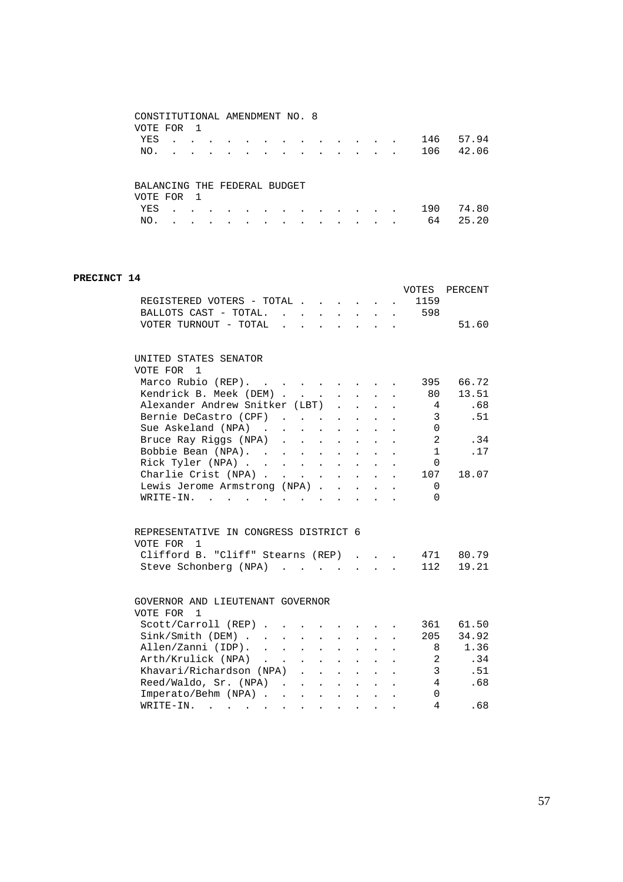CONSTITUTIONAL AMENDMENT NO. 8
VOTE FOR 1

| | | |
|---|---|---|
| YES | 146 | 57.94 |
| NO. | 106 | 42.06 |

BALANCING THE FEDERAL BUDGET
VOTE FOR 1

| | | |
|---|---|---|
| YES | 190 | 74.80 |
| NO. | 64 | 25.20 |

**PRECINCT 14**

| | VOTES | PERCENT |
|---|---|---|
| REGISTERED VOTERS - TOTAL | 1159 | |
| BALLOTS CAST - TOTAL. | 598 | |
| VOTER TURNOUT - TOTAL | | 51.60 |

UNITED STATES SENATOR
VOTE FOR 1

| | | |
|---|---|---|
| Marco Rubio (REP). | 395 | 66.72 |
| Kendrick B. Meek (DEM) | 80 | 13.51 |
| Alexander Andrew Snitker (LBT) | 4 | .68 |
| Bernie DeCastro (CPF) | 3 | .51 |
| Sue Askeland (NPA) | 0 | |
| Bruce Ray Riggs (NPA) | 2 | .34 |
| Bobbie Bean (NPA). | 1 | .17 |
| Rick Tyler (NPA) | 0 | |
| Charlie Crist (NPA) | 107 | 18.07 |
| Lewis Jerome Armstrong (NPA) | 0 | |
| WRITE-IN. | 0 | |

REPRESENTATIVE IN CONGRESS DISTRICT 6
VOTE FOR 1

| | | |
|---|---|---|
| Clifford B. "Cliff" Stearns (REP) | 471 | 80.79 |
| Steve Schonberg (NPA) | 112 | 19.21 |

GOVERNOR AND LIEUTENANT GOVERNOR
VOTE FOR 1

| | | |
|---|---|---|
| Scott/Carroll (REP) | 361 | 61.50 |
| Sink/Smith (DEM) | 205 | 34.92 |
| Allen/Zanni (IDP). | 8 | 1.36 |
| Arth/Krulick (NPA) | 2 | .34 |
| Khavari/Richardson (NPA) | 3 | .51 |
| Reed/Waldo, Sr. (NPA) | 4 | .68 |
| Imperato/Behm (NPA) | 0 | |
| WRITE-IN. | 4 | .68 |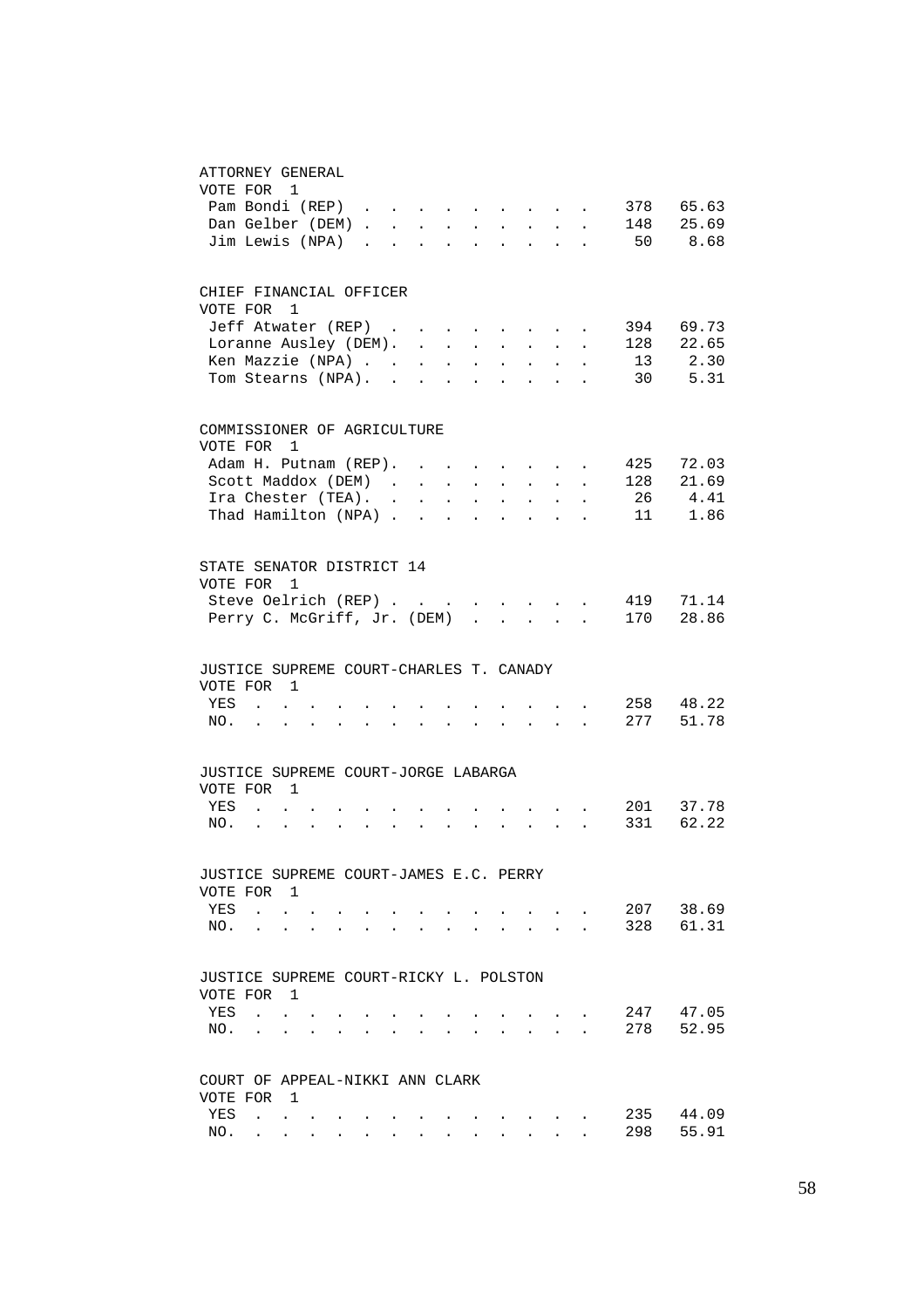ATTORNEY GENERAL
VOTE FOR 1

| | | |
|---|---|---|
| Pam Bondi (REP) | 378 | 65.63 |
| Dan Gelber (DEM) | 148 | 25.69 |
| Jim Lewis (NPA) | 50 | 8.68 |

CHIEF FINANCIAL OFFICER
VOTE FOR 1

| | | |
|---|---|---|
| Jeff Atwater (REP) | 394 | 69.73 |
| Loranne Ausley (DEM) | 128 | 22.65 |
| Ken Mazzie (NPA) | 13 | 2.30 |
| Tom Stearns (NPA) | 30 | 5.31 |

COMMISSIONER OF AGRICULTURE
VOTE FOR 1

| | | |
|---|---|---|
| Adam H. Putnam (REP) | 425 | 72.03 |
| Scott Maddox (DEM) | 128 | 21.69 |
| Ira Chester (TEA) | 26 | 4.41 |
| Thad Hamilton (NPA) | 11 | 1.86 |

STATE SENATOR DISTRICT 14
VOTE FOR 1

| | | |
|---|---|---|
| Steve Oelrich (REP) | 419 | 71.14 |
| Perry C. McGriff, Jr. (DEM) | 170 | 28.86 |

JUSTICE SUPREME COURT-CHARLES T. CANADY
VOTE FOR 1

| | | |
|---|---|---|
| YES | 258 | 48.22 |
| NO | 277 | 51.78 |

JUSTICE SUPREME COURT-JORGE LABARGA
VOTE FOR 1

| | | |
|---|---|---|
| YES | 201 | 37.78 |
| NO | 331 | 62.22 |

JUSTICE SUPREME COURT-JAMES E.C. PERRY
VOTE FOR 1

| | | |
|---|---|---|
| YES | 207 | 38.69 |
| NO | 328 | 61.31 |

JUSTICE SUPREME COURT-RICKY L. POLSTON
VOTE FOR 1

| | | |
|---|---|---|
| YES | 247 | 47.05 |
| NO | 278 | 52.95 |

COURT OF APPEAL-NIKKI ANN CLARK
VOTE FOR 1

| | | |
|---|---|---|
| YES | 235 | 44.09 |
| NO | 298 | 55.91 |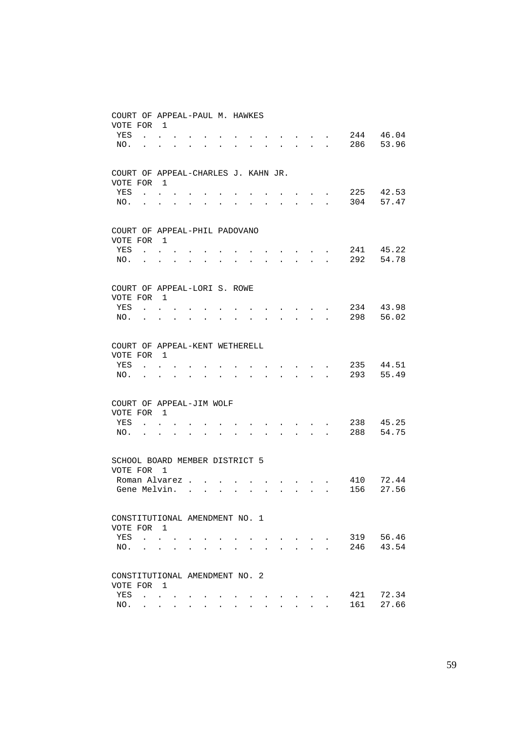COURT OF APPEAL-PAUL M. HAWKES
VOTE FOR 1

| | | |
|---|---|---|
| YES | 244 | 46.04 |
| NO. | 286 | 53.96 |

COURT OF APPEAL-CHARLES J. KAHN JR.
VOTE FOR 1

| | | |
|---|---|---|
| YES | 225 | 42.53 |
| NO. | 304 | 57.47 |

COURT OF APPEAL-PHIL PADOVANO
VOTE FOR 1

| | | |
|---|---|---|
| YES | 241 | 45.22 |
| NO. | 292 | 54.78 |

COURT OF APPEAL-LORI S. ROWE
VOTE FOR 1

| | | |
|---|---|---|
| YES | 234 | 43.98 |
| NO. | 298 | 56.02 |

COURT OF APPEAL-KENT WETHERELL
VOTE FOR 1

| | | |
|---|---|---|
| YES | 235 | 44.51 |
| NO. | 293 | 55.49 |

COURT OF APPEAL-JIM WOLF
VOTE FOR 1

| | | |
|---|---|---|
| YES | 238 | 45.25 |
| NO. | 288 | 54.75 |

SCHOOL BOARD MEMBER DISTRICT 5
VOTE FOR 1

| | | |
|---|---|---|
| Roman Alvarez | 410 | 72.44 |
| Gene Melvin. | 156 | 27.56 |

CONSTITUTIONAL AMENDMENT NO. 1
VOTE FOR 1

| | | |
|---|---|---|
| YES | 319 | 56.46 |
| NO. | 246 | 43.54 |

CONSTITUTIONAL AMENDMENT NO. 2
VOTE FOR 1

| | | |
|---|---|---|
| YES | 421 | 72.34 |
| NO. | 161 | 27.66 |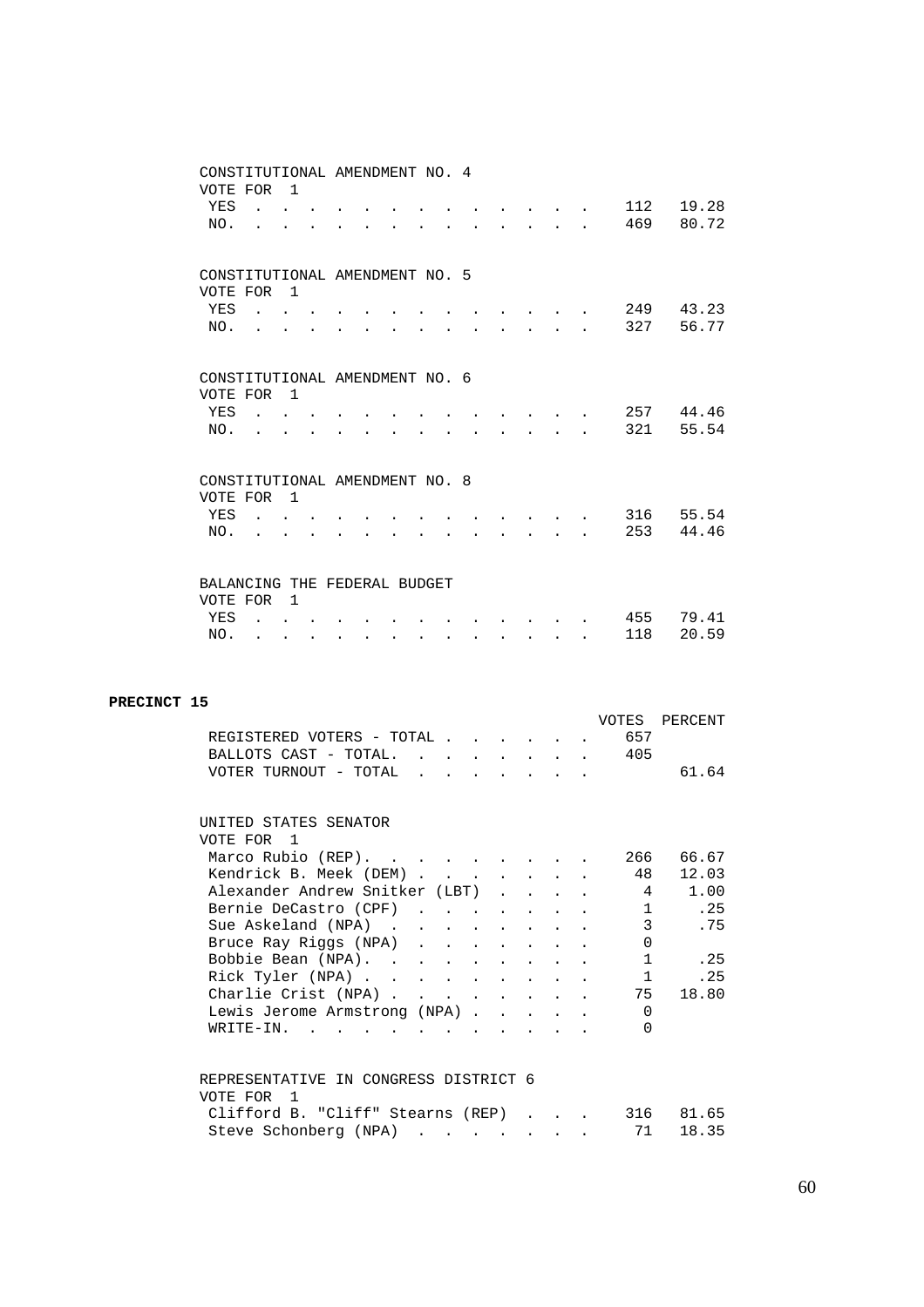CONSTITUTIONAL AMENDMENT NO. 4
VOTE FOR 1

| | | |
|---|---|---|
| YES | 112 | 19.28 |
| NO. | 469 | 80.72 |

CONSTITUTIONAL AMENDMENT NO. 5
VOTE FOR 1

| | | |
|---|---|---|
| YES | 249 | 43.23 |
| NO. | 327 | 56.77 |

CONSTITUTIONAL AMENDMENT NO. 6
VOTE FOR 1

| | | |
|---|---|---|
| YES | 257 | 44.46 |
| NO. | 321 | 55.54 |

CONSTITUTIONAL AMENDMENT NO. 8
VOTE FOR 1

| | | |
|---|---|---|
| YES | 316 | 55.54 |
| NO. | 253 | 44.46 |

BALANCING THE FEDERAL BUDGET
VOTE FOR 1

| | | |
|---|---|---|
| YES | 455 | 79.41 |
| NO. | 118 | 20.59 |

**PRECINCT 15**

| | VOTES | PERCENT |
|---|---|---|
| REGISTERED VOTERS - TOTAL | 657 | |
| BALLOTS CAST - TOTAL. | 405 | |
| VOTER TURNOUT - TOTAL | | 61.64 |

UNITED STATES SENATOR
VOTE FOR 1

| | | |
|---|---|---|
| Marco Rubio (REP). | 266 | 66.67 |
| Kendrick B. Meek (DEM) | 48 | 12.03 |
| Alexander Andrew Snitker (LBT) | 4 | 1.00 |
| Bernie DeCastro (CPF) | 1 | .25 |
| Sue Askeland (NPA) | 3 | .75 |
| Bruce Ray Riggs (NPA) | 0 | |
| Bobbie Bean (NPA). | 1 | .25 |
| Rick Tyler (NPA) | 1 | .25 |
| Charlie Crist (NPA) | 75 | 18.80 |
| Lewis Jerome Armstrong (NPA) | 0 | |
| WRITE-IN. | 0 | |

REPRESENTATIVE IN CONGRESS DISTRICT 6
VOTE FOR 1

| | | |
|---|---|---|
| Clifford B. "Cliff" Stearns (REP) | 316 | 81.65 |
| Steve Schonberg (NPA) | 71 | 18.35 |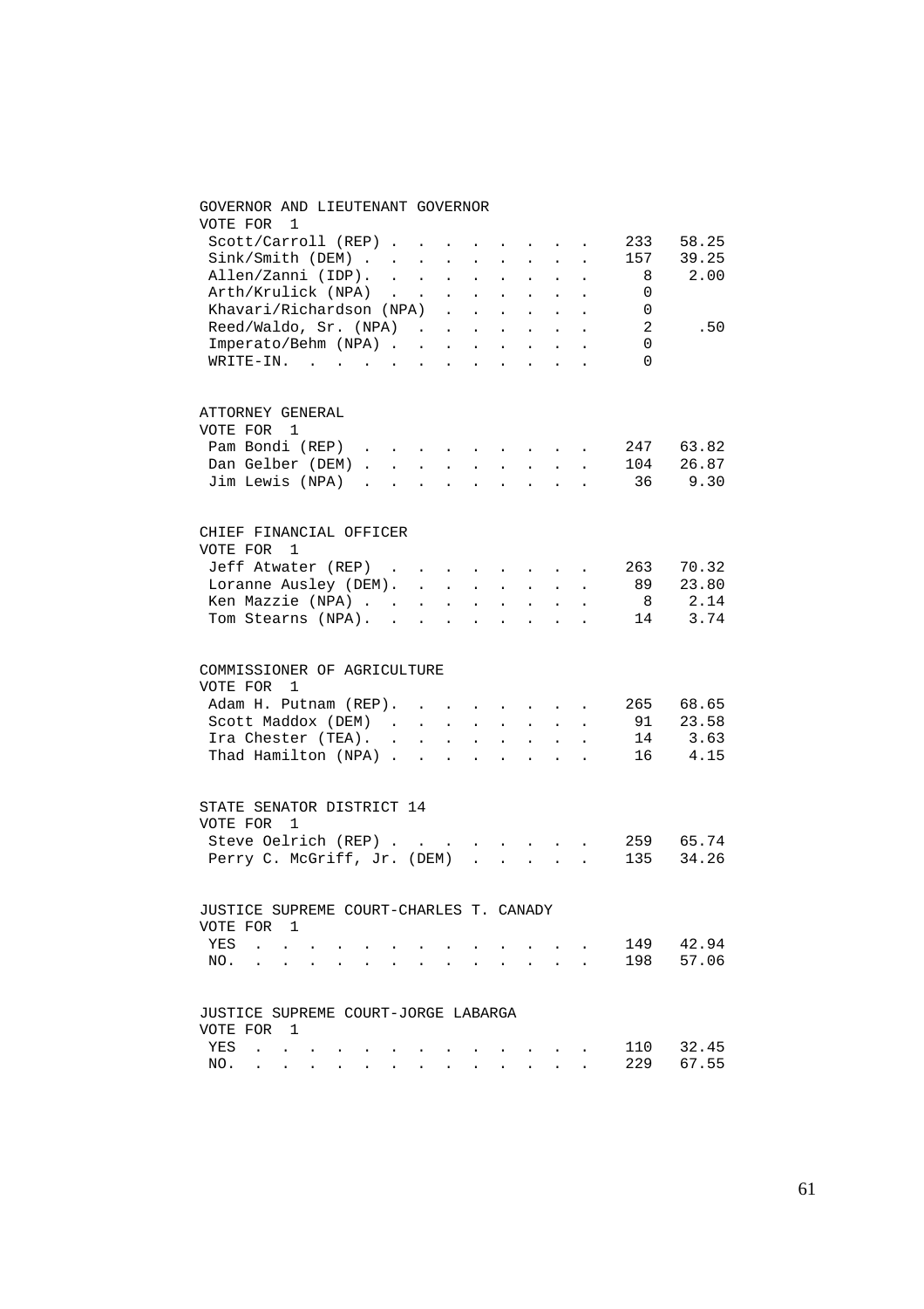GOVERNOR AND LIEUTENANT GOVERNOR
VOTE FOR 1

| | | |
|---|---|---|
| Scott/Carroll (REP) | 233 | 58.25 |
| Sink/Smith (DEM) | 157 | 39.25 |
| Allen/Zanni (IDP) | 8 | 2.00 |
| Arth/Krulick (NPA) | 0 | |
| Khavari/Richardson (NPA) | 0 | |
| Reed/Waldo, Sr. (NPA) | 2 | .50 |
| Imperato/Behm (NPA) | 0 | |
| WRITE-IN. | 0 | |

ATTORNEY GENERAL
VOTE FOR 1

| | | |
|---|---|---|
| Pam Bondi (REP) | 247 | 63.82 |
| Dan Gelber (DEM) | 104 | 26.87 |
| Jim Lewis (NPA) | 36 | 9.30 |

CHIEF FINANCIAL OFFICER
VOTE FOR 1

| | | |
|---|---|---|
| Jeff Atwater (REP) | 263 | 70.32 |
| Loranne Ausley (DEM) | 89 | 23.80 |
| Ken Mazzie (NPA) | 8 | 2.14 |
| Tom Stearns (NPA) | 14 | 3.74 |

COMMISSIONER OF AGRICULTURE
VOTE FOR 1

| | | |
|---|---|---|
| Adam H. Putnam (REP) | 265 | 68.65 |
| Scott Maddox (DEM) | 91 | 23.58 |
| Ira Chester (TEA) | 14 | 3.63 |
| Thad Hamilton (NPA) | 16 | 4.15 |

STATE SENATOR DISTRICT 14
VOTE FOR 1

| | | |
|---|---|---|
| Steve Oelrich (REP) | 259 | 65.74 |
| Perry C. McGriff, Jr. (DEM) | 135 | 34.26 |

JUSTICE SUPREME COURT-CHARLES T. CANADY
VOTE FOR 1

| | | |
|---|---|---|
| YES | 149 | 42.94 |
| NO. | 198 | 57.06 |

JUSTICE SUPREME COURT-JORGE LABARGA
VOTE FOR 1

| | | |
|---|---|---|
| YES | 110 | 32.45 |
| NO. | 229 | 67.55 |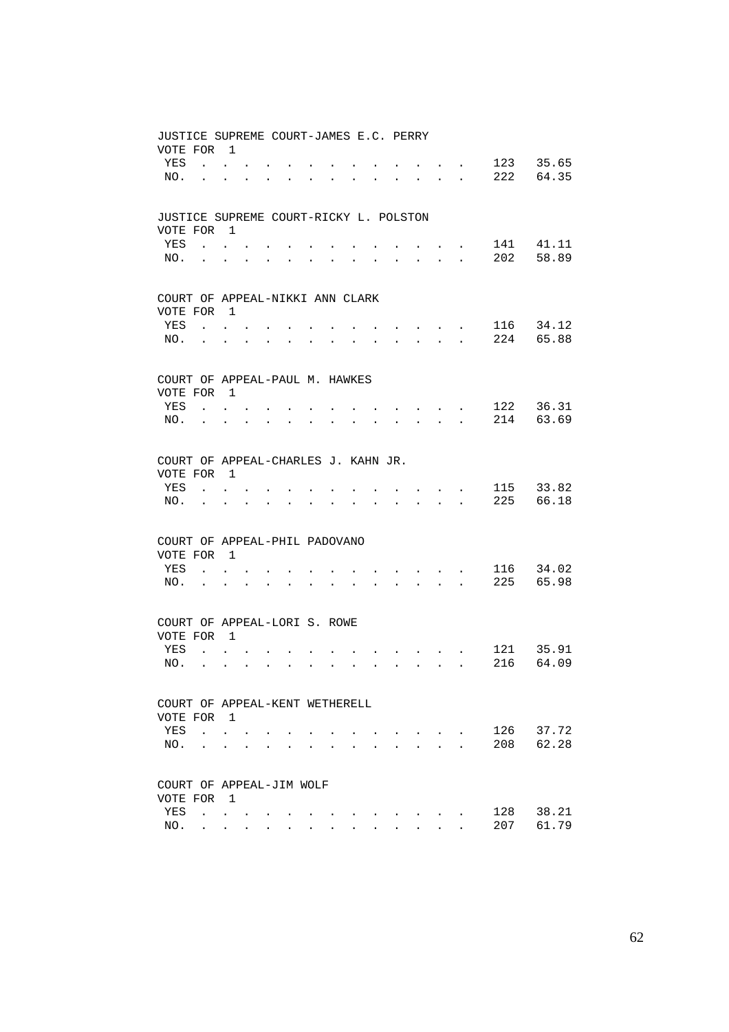JUSTICE SUPREME COURT-JAMES E.C. PERRY
VOTE FOR 1

| | | |
|---|---|---|
| YES | 123 | 35.65 |
| NO. | 222 | 64.35 |

JUSTICE SUPREME COURT-RICKY L. POLSTON
VOTE FOR 1

| | | |
|---|---|---|
| YES | 141 | 41.11 |
| NO. | 202 | 58.89 |

COURT OF APPEAL-NIKKI ANN CLARK
VOTE FOR 1

| | | |
|---|---|---|
| YES | 116 | 34.12 |
| NO. | 224 | 65.88 |

COURT OF APPEAL-PAUL M. HAWKES
VOTE FOR 1

| | | |
|---|---|---|
| YES | 122 | 36.31 |
| NO. | 214 | 63.69 |

COURT OF APPEAL-CHARLES J. KAHN JR.
VOTE FOR 1

| | | |
|---|---|---|
| YES | 115 | 33.82 |
| NO. | 225 | 66.18 |

COURT OF APPEAL-PHIL PADOVANO
VOTE FOR 1

| | | |
|---|---|---|
| YES | 116 | 34.02 |
| NO. | 225 | 65.98 |

COURT OF APPEAL-LORI S. ROWE
VOTE FOR 1

| | | |
|---|---|---|
| YES | 121 | 35.91 |
| NO. | 216 | 64.09 |

COURT OF APPEAL-KENT WETHERELL
VOTE FOR 1

| | | |
|---|---|---|
| YES | 126 | 37.72 |
| NO. | 208 | 62.28 |

COURT OF APPEAL-JIM WOLF
VOTE FOR 1

| | | |
|---|---|---|
| YES | 128 | 38.21 |
| NO. | 207 | 61.79 |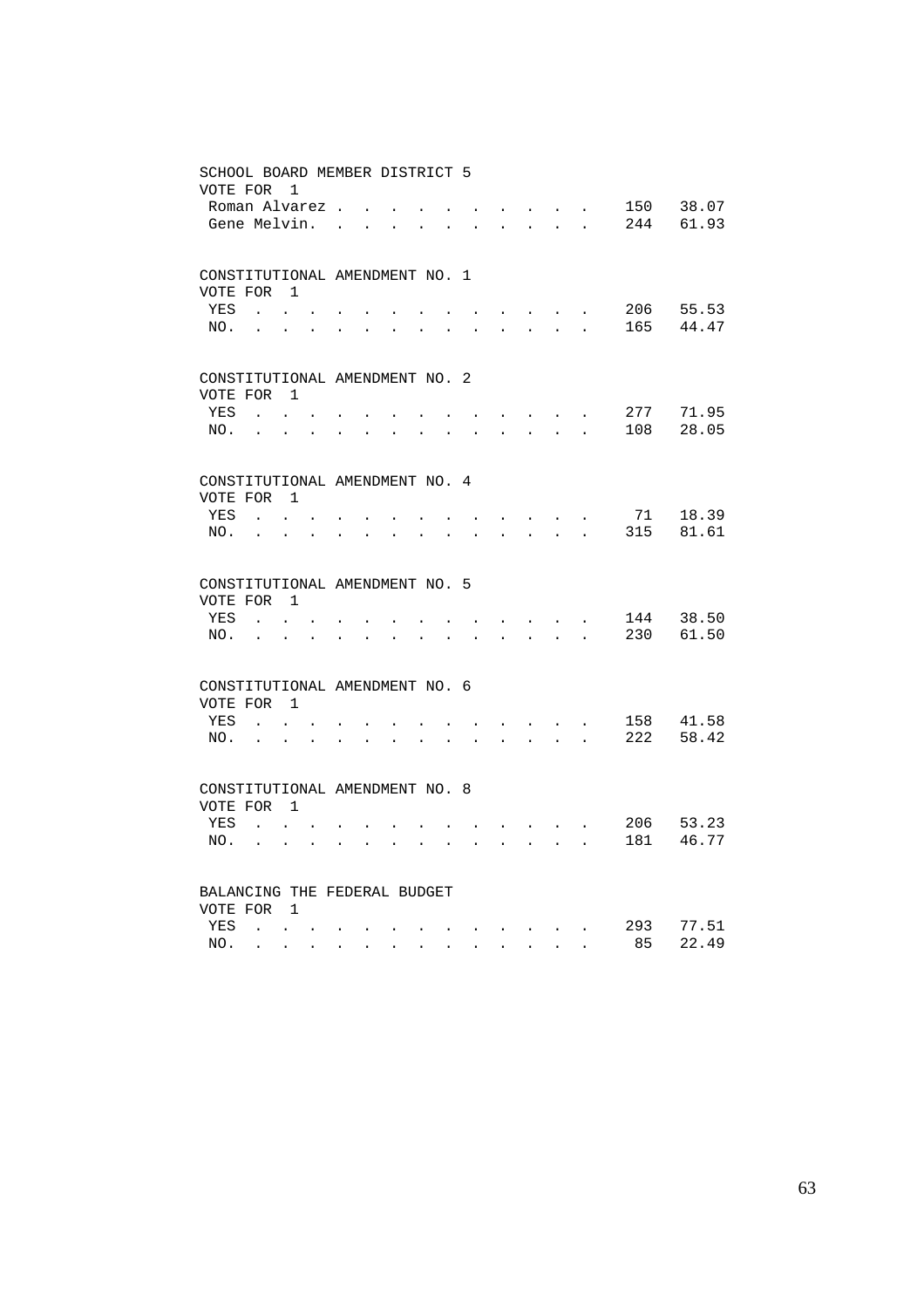SCHOOL BOARD MEMBER DISTRICT 5
VOTE FOR 1

| | | |
|---|---|---|
| Roman Alvarez | 150 | 38.07 |
| Gene Melvin. | 244 | 61.93 |

CONSTITUTIONAL AMENDMENT NO. 1
VOTE FOR 1

| | | |
|---|---|---|
| YES | 206 | 55.53 |
| NO. | 165 | 44.47 |

CONSTITUTIONAL AMENDMENT NO. 2
VOTE FOR 1

| | | |
|---|---|---|
| YES | 277 | 71.95 |
| NO. | 108 | 28.05 |

CONSTITUTIONAL AMENDMENT NO. 4
VOTE FOR 1

| | | |
|---|---|---|
| YES | 71 | 18.39 |
| NO. | 315 | 81.61 |

CONSTITUTIONAL AMENDMENT NO. 5
VOTE FOR 1

| | | |
|---|---|---|
| YES | 144 | 38.50 |
| NO. | 230 | 61.50 |

CONSTITUTIONAL AMENDMENT NO. 6
VOTE FOR 1

| | | |
|---|---|---|
| YES | 158 | 41.58 |
| NO. | 222 | 58.42 |

CONSTITUTIONAL AMENDMENT NO. 8
VOTE FOR 1

| | | |
|---|---|---|
| YES | 206 | 53.23 |
| NO. | 181 | 46.77 |

BALANCING THE FEDERAL BUDGET
VOTE FOR 1

| | | |
|---|---|---|
| YES | 293 | 77.51 |
| NO. | 85 | 22.49 |